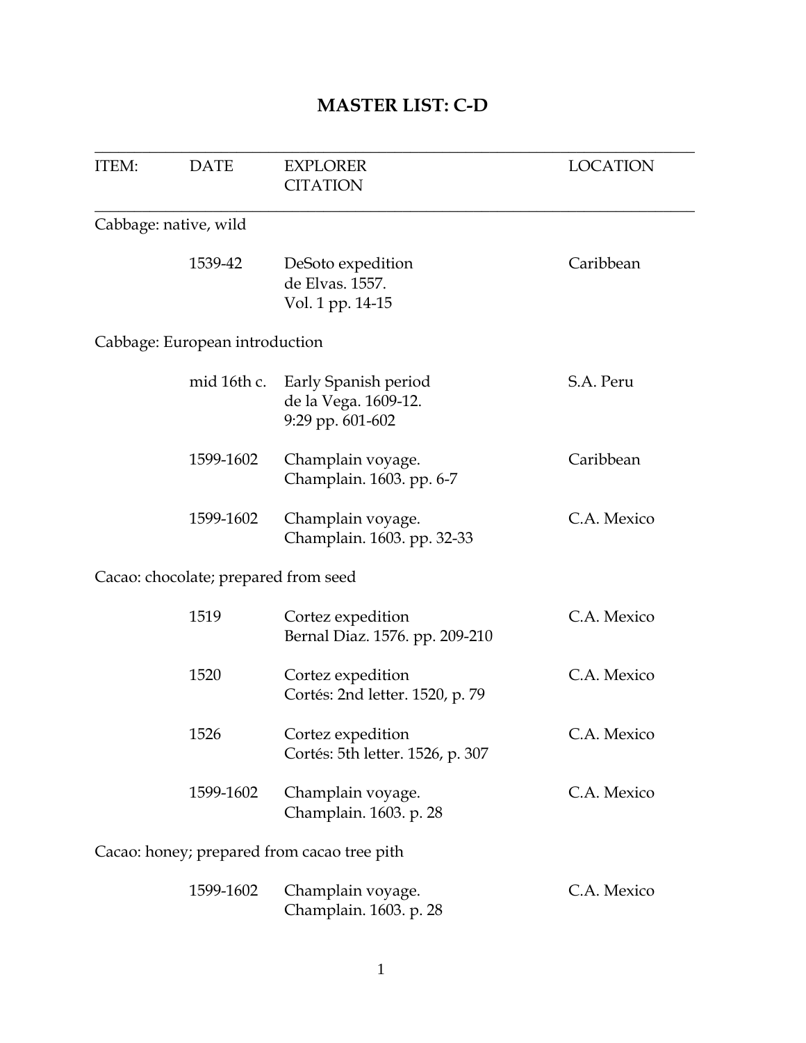# MASTER LIST: C-D

| ITEM: | DATE | EXPLORER<br>CITATION | LOCATION |
|---|---|---|---|
| Cabbage: native, wild | | | |
| | 1539-42 | DeSoto expedition<br>de Elvas. 1557.<br>Vol. 1 pp. 14-15 | Caribbean |
| Cabbage: European introduction | | | |
| | mid 16th c. | Early Spanish period<br>de la Vega. 1609-12.<br>9:29 pp. 601-602 | S.A. Peru |
| | 1599-1602 | Champlain voyage.<br>Champlain. 1603. pp. 6-7 | Caribbean |
| | 1599-1602 | Champlain voyage.<br>Champlain. 1603. pp. 32-33 | C.A. Mexico |
| Cacao: chocolate; prepared from seed | | | |
| | 1519 | Cortez expedition<br>Bernal Diaz. 1576. pp. 209-210 | C.A. Mexico |
| | 1520 | Cortez expedition<br>Cortés: 2nd letter. 1520, p. 79 | C.A. Mexico |
| | 1526 | Cortez expedition<br>Cortés: 5th letter. 1526, p. 307 | C.A. Mexico |
| | 1599-1602 | Champlain voyage.<br>Champlain. 1603. p. 28 | C.A. Mexico |
| Cacao: honey; prepared from cacao tree pith | | | |
| | 1599-1602 | Champlain voyage.<br>Champlain. 1603. p. 28 | C.A. Mexico |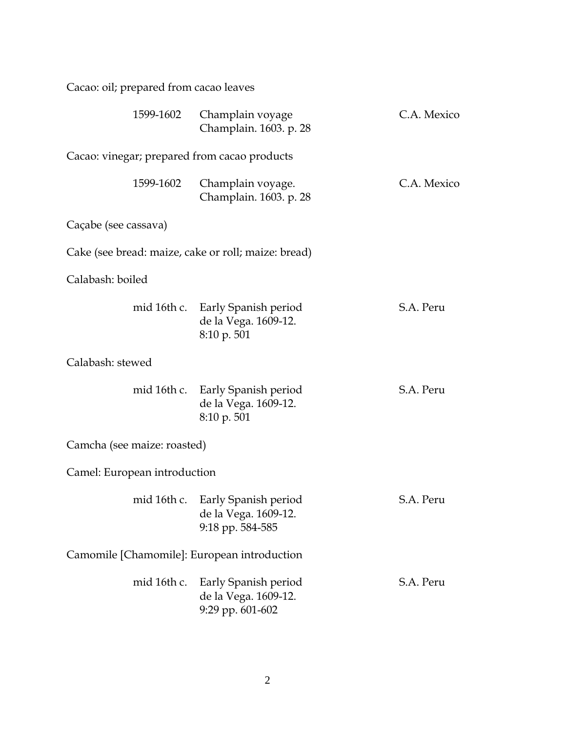Cacao: oil; prepared from cacao leaves

| | | |
|---|---|---|
| 1599-1602 | Champlain voyage<br>Champlain. 1603. p. 28 | C.A. Mexico |

Cacao: vinegar; prepared from cacao products

| | | |
|---|---|---|
| 1599-1602 | Champlain voyage.<br>Champlain. 1603. p. 28 | C.A. Mexico |

Caçabe (see cassava)

Cake (see bread: maize, cake or roll; maize: bread)

Calabash: boiled

| | | |
|---|---|---|
| mid 16th c. | Early Spanish period<br>de la Vega. 1609-12.<br>8:10 p. 501 | S.A. Peru |

Calabash: stewed

| | | |
|---|---|---|
| mid 16th c. | Early Spanish period<br>de la Vega. 1609-12.<br>8:10 p. 501 | S.A. Peru |

Camcha (see maize: roasted)

Camel: European introduction

| | | |
|---|---|---|
| mid 16th c. | Early Spanish period<br>de la Vega. 1609-12.<br>9:18 pp. 584-585 | S.A. Peru |

Camomile [Chamomile]: European introduction

| | | |
|---|---|---|
| mid 16th c. | Early Spanish period<br>de la Vega. 1609-12.<br>9:29 pp. 601-602 | S.A. Peru |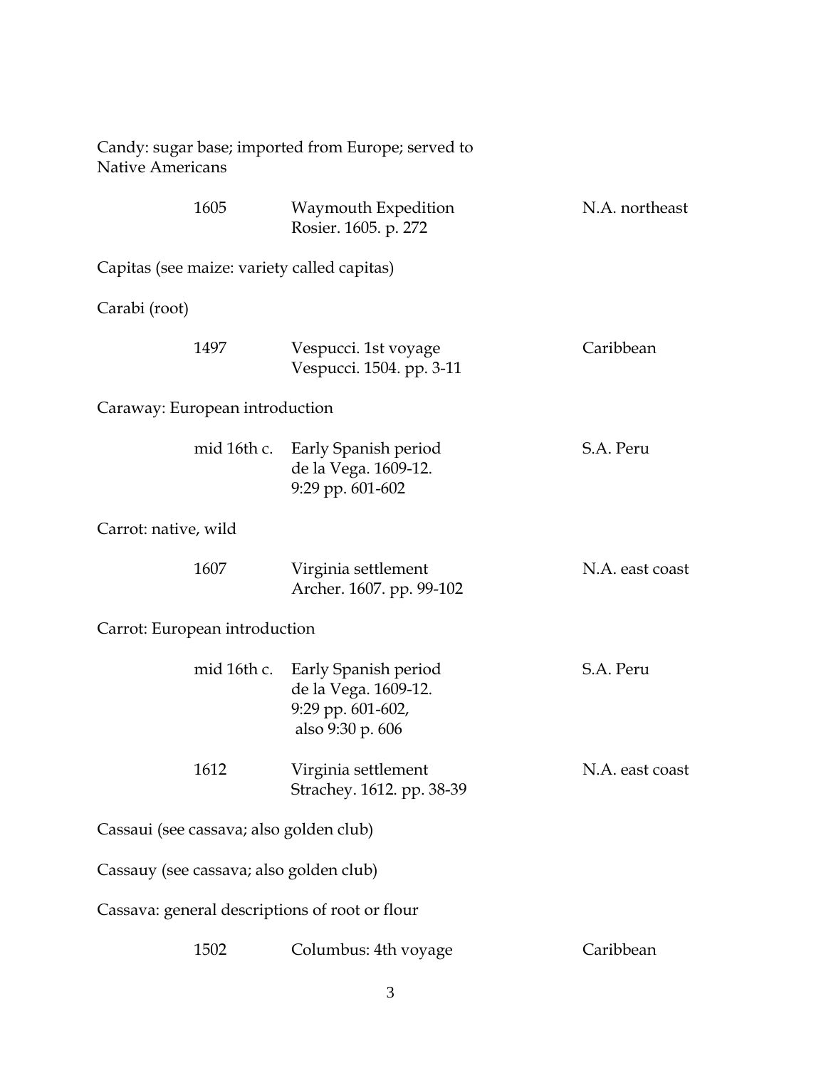Candy: sugar base; imported from Europe; served to Native Americans

| | | |
|---|---|---|
| 1605 | Waymouth Expedition<br>Rosier. 1605. p. 272 | N.A. northeast |

Capitas (see maize: variety called capitas)

Carabi (root)

| | | |
|---|---|---|
| 1497 | Vespucci. 1st voyage<br>Vespucci. 1504. pp. 3-11 | Caribbean |

Caraway: European introduction

| | | |
|---|---|---|
| mid 16th c. | Early Spanish period<br>de la Vega. 1609-12.<br>9:29 pp. 601-602 | S.A. Peru |

Carrot: native, wild

| | | |
|---|---|---|
| 1607 | Virginia settlement<br>Archer. 1607. pp. 99-102 | N.A. east coast |

Carrot: European introduction

| | | |
|---|---|---|
| mid 16th c. | Early Spanish period<br>de la Vega. 1609-12.<br>9:29 pp. 601-602,<br>also 9:30 p. 606 | S.A. Peru |
| 1612 | Virginia settlement<br>Strachey. 1612. pp. 38-39 | N.A. east coast |

Cassaui (see cassava; also golden club)

Cassauy (see cassava; also golden club)

Cassava: general descriptions of root or flour

| | | |
|---|---|---|
| 1502 | Columbus: 4th voyage | Caribbean |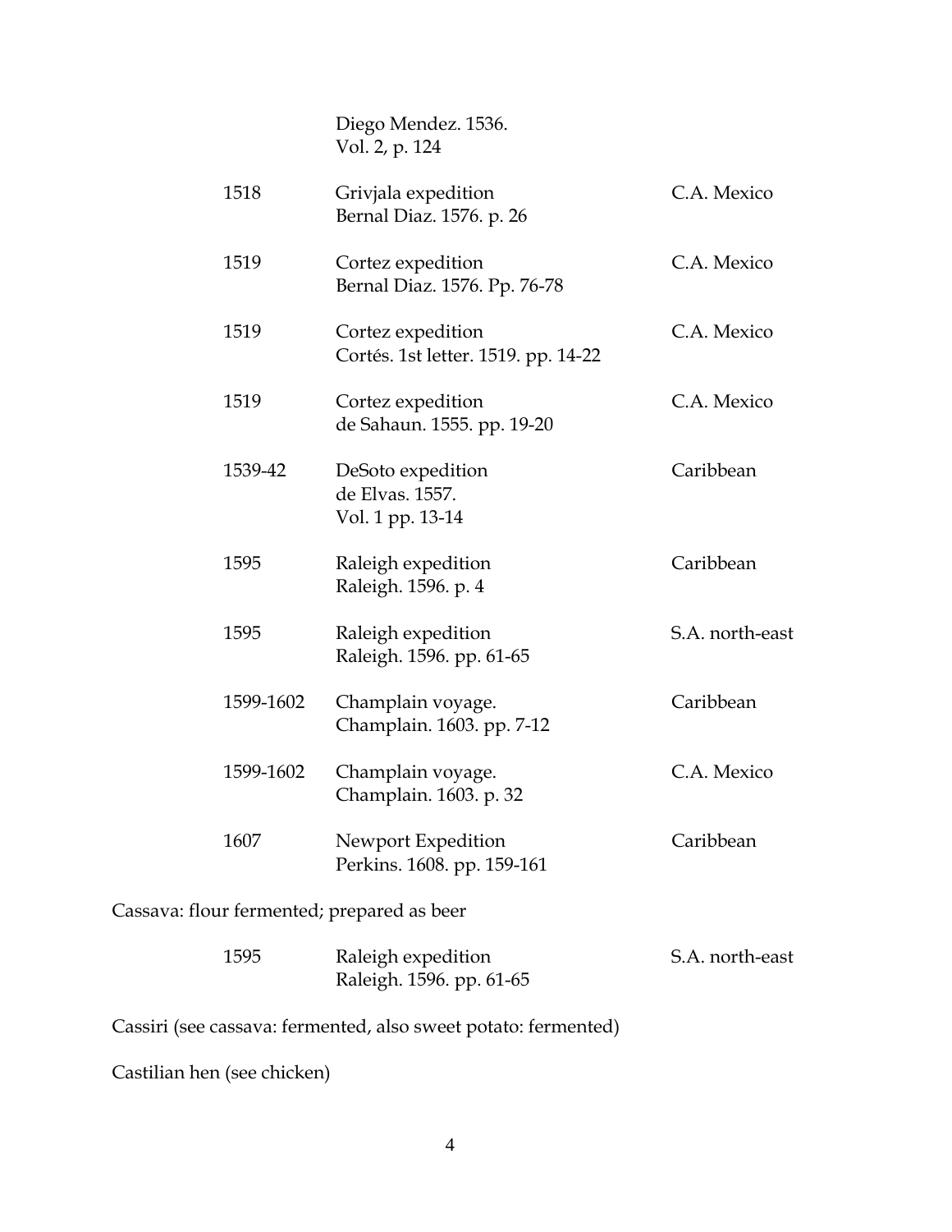| | | |
|---|---|---|
| | Diego Mendez. 1536.<br>Vol. 2, p. 124 | |
| 1518 | Grivjala expedition<br>Bernal Diaz. 1576. p. 26 | C.A. Mexico |
| 1519 | Cortez expedition<br>Bernal Diaz. 1576. Pp. 76-78 | C.A. Mexico |
| 1519 | Cortez expedition<br>Cortés. 1st letter. 1519. pp. 14-22 | C.A. Mexico |
| 1519 | Cortez expedition<br>de Sahaun. 1555. pp. 19-20 | C.A. Mexico |
| 1539-42 | DeSoto expedition<br>de Elvas. 1557.<br>Vol. 1 pp. 13-14 | Caribbean |
| 1595 | Raleigh expedition<br>Raleigh. 1596. p. 4 | Caribbean |
| 1595 | Raleigh expedition<br>Raleigh. 1596. pp. 61-65 | S.A. north-east |
| 1599-1602 | Champlain voyage.<br>Champlain. 1603. pp. 7-12 | Caribbean |
| 1599-1602 | Champlain voyage.<br>Champlain. 1603. p. 32 | C.A. Mexico |
| 1607 | Newport Expedition<br>Perkins. 1608. pp. 159-161 | Caribbean |

Cassava: flour fermented; prepared as beer

| | | |
|---|---|---|
| 1595 | Raleigh expedition<br>Raleigh. 1596. pp. 61-65 | S.A. north-east |

Cassiri (see cassava: fermented, also sweet potato: fermented)

Castilian hen (see chicken)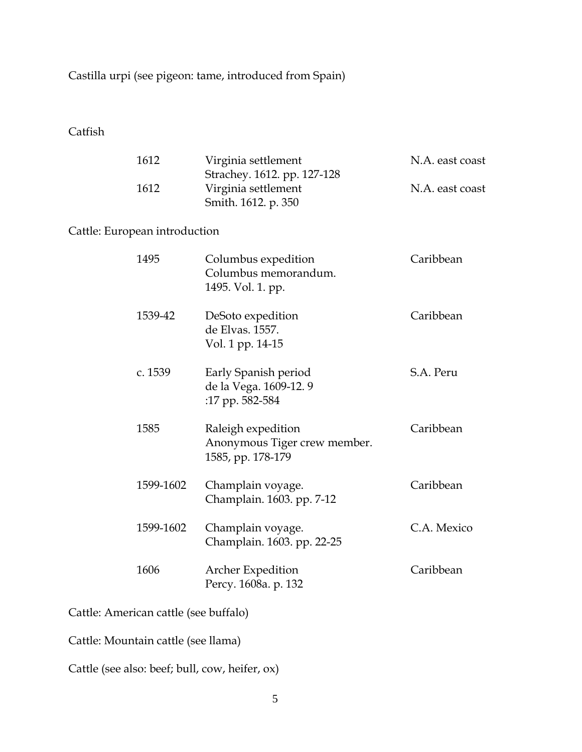Castilla urpi (see pigeon: tame, introduced from Spain)

Catfish

| | | |
|---|---|---|
| 1612 | Virginia settlement<br>Strachey. 1612. pp. 127-128 | N.A. east coast |
| 1612 | Virginia settlement<br>Smith. 1612. p. 350 | N.A. east coast |

Cattle: European introduction

| | | |
|---|---|---|
| 1495 | Columbus expedition<br>Columbus memorandum.<br>1495. Vol. 1. pp. | Caribbean |
| 1539-42 | DeSoto expedition<br>de Elvas. 1557.<br>Vol. 1 pp. 14-15 | Caribbean |
| c. 1539 | Early Spanish period<br>de la Vega. 1609-12. 9<br>:17 pp. 582-584 | S.A. Peru |
| 1585 | Raleigh expedition<br>Anonymous Tiger crew member.<br>1585, pp. 178-179 | Caribbean |
| 1599-1602 | Champlain voyage.<br>Champlain. 1603. pp. 7-12 | Caribbean |
| 1599-1602 | Champlain voyage.<br>Champlain. 1603. pp. 22-25 | C.A. Mexico |
| 1606 | Archer Expedition<br>Percy. 1608a. p. 132 | Caribbean |

Cattle: American cattle (see buffalo)

Cattle: Mountain cattle (see llama)

Cattle (see also: beef; bull, cow, heifer, ox)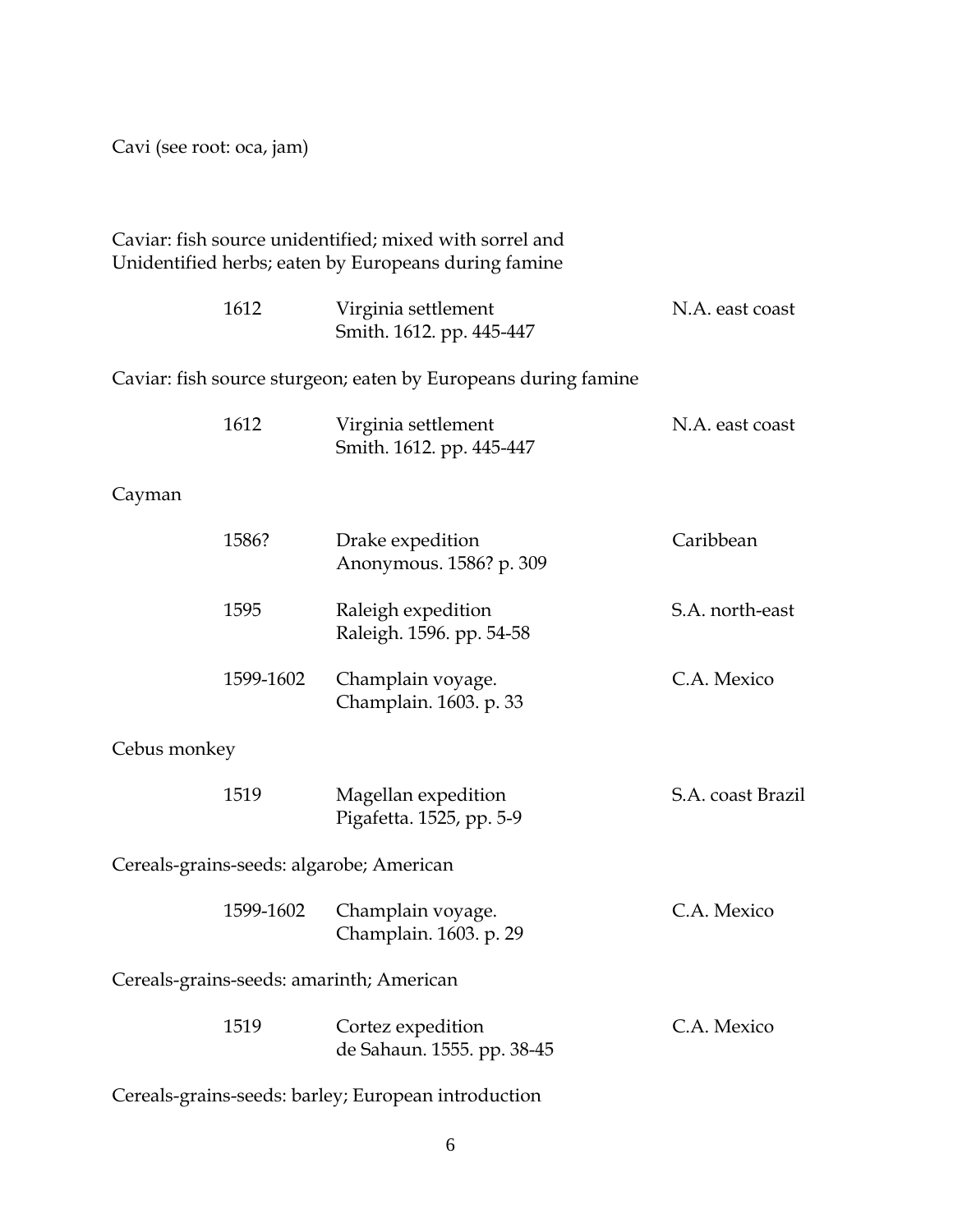Cavi (see root: oca, jam)

Caviar: fish source unidentified; mixed with sorrel and Unidentified herbs; eaten by Europeans during famine

| | | |
|---|---|---|
| 1612 | Virginia settlement<br>Smith. 1612. pp. 445-447 | N.A. east coast |

Caviar: fish source sturgeon; eaten by Europeans during famine

| | | |
|---|---|---|
| 1612 | Virginia settlement<br>Smith. 1612. pp. 445-447 | N.A. east coast |

Cayman

| | | |
|---|---|---|
| 1586? | Drake expedition<br>Anonymous. 1586? p. 309 | Caribbean |
| 1595 | Raleigh expedition<br>Raleigh. 1596. pp. 54-58 | S.A. north-east |
| 1599-1602 | Champlain voyage.<br>Champlain. 1603. p. 33 | C.A. Mexico |

Cebus monkey

| | | |
|---|---|---|
| 1519 | Magellan expedition<br>Pigafetta. 1525, pp. 5-9 | S.A. coast Brazil |

Cereals-grains-seeds: algarobe; American

| | | |
|---|---|---|
| 1599-1602 | Champlain voyage.<br>Champlain. 1603. p. 29 | C.A. Mexico |

Cereals-grains-seeds: amarinth; American

| | | |
|---|---|---|
| 1519 | Cortez expedition<br>de Sahaun. 1555. pp. 38-45 | C.A. Mexico |

Cereals-grains-seeds: barley; European introduction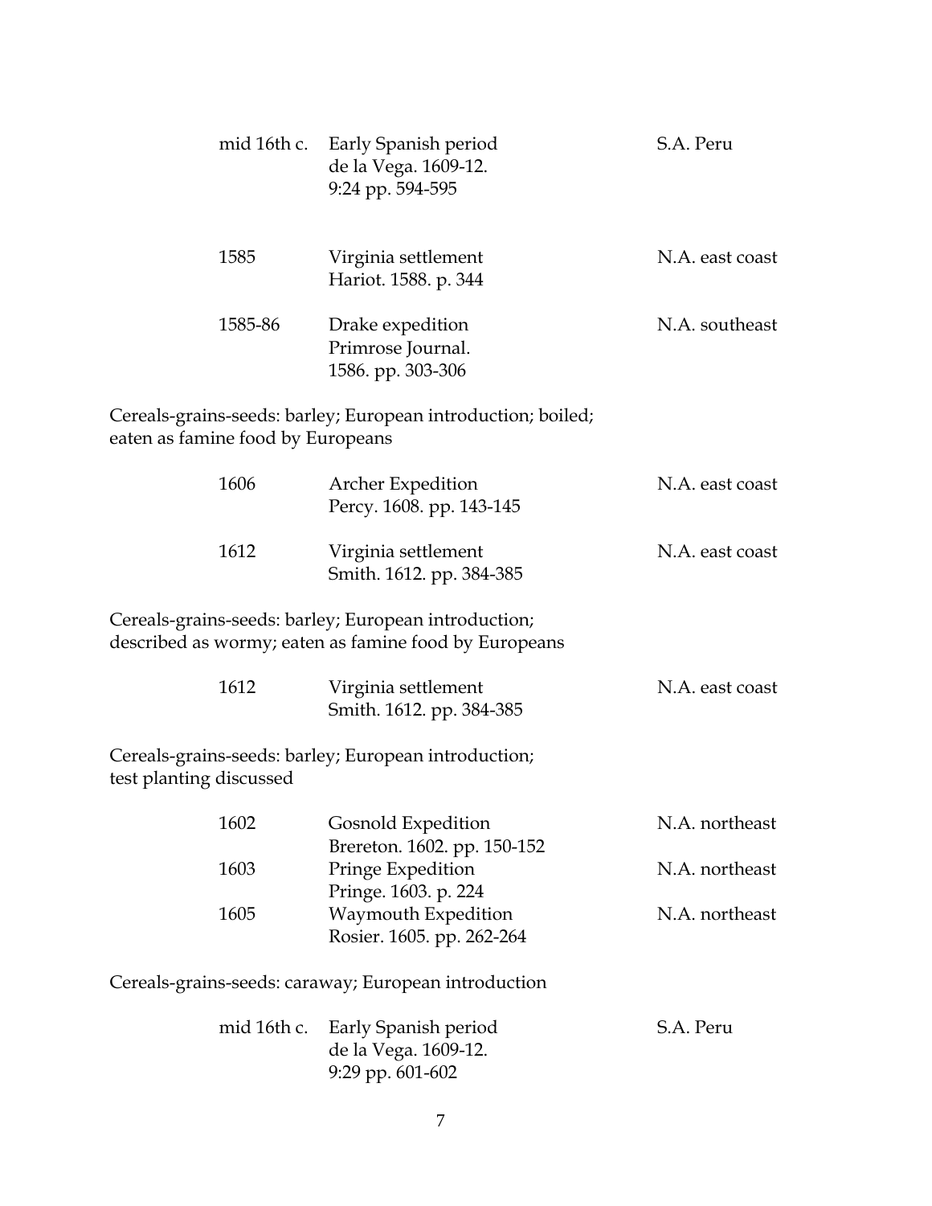| | | |
|---|---|---|
| mid 16th c. | Early Spanish period<br>de la Vega. 1609-12.<br>9:24 pp. 594-595 | S.A. Peru |
| 1585 | Virginia settlement<br>Hariot. 1588. p. 344 | N.A. east coast |
| 1585-86 | Drake expedition<br>Primrose Journal.<br>1586. pp. 303-306 | N.A. southeast |

Cereals-grains-seeds: barley; European introduction; boiled; eaten as famine food by Europeans

| | | |
|---|---|---|
| 1606 | Archer Expedition<br>Percy. 1608. pp. 143-145 | N.A. east coast |
| 1612 | Virginia settlement<br>Smith. 1612. pp. 384-385 | N.A. east coast |

Cereals-grains-seeds: barley; European introduction; described as wormy; eaten as famine food by Europeans

| | | |
|---|---|---|
| 1612 | Virginia settlement<br>Smith. 1612. pp. 384-385 | N.A. east coast |

Cereals-grains-seeds: barley; European introduction; test planting discussed

| | | |
|---|---|---|
| 1602 | Gosnold Expedition<br>Brereton. 1602. pp. 150-152 | N.A. northeast |
| 1603 | Pringe Expedition<br>Pringe. 1603. p. 224 | N.A. northeast |
| 1605 | Waymouth Expedition<br>Rosier. 1605. pp. 262-264 | N.A. northeast |

Cereals-grains-seeds: caraway; European introduction

| | | |
|---|---|---|
| mid 16th c. | Early Spanish period<br>de la Vega. 1609-12.<br>9:29 pp. 601-602 | S.A. Peru |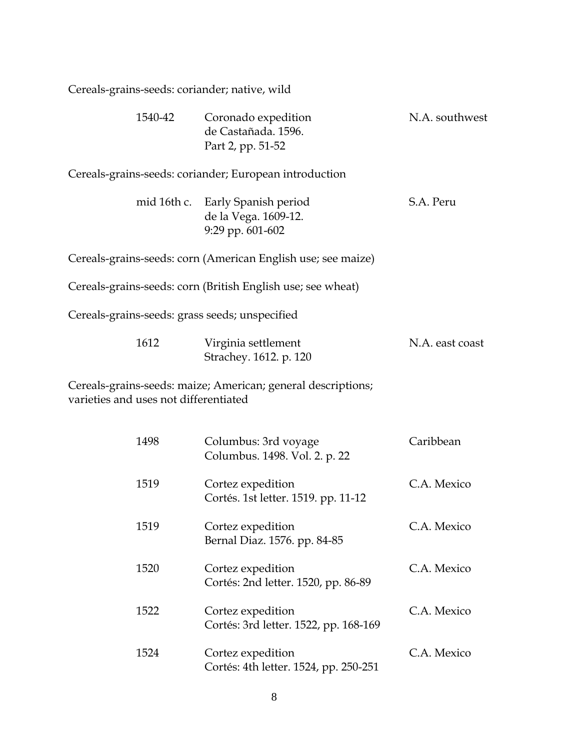Cereals-grains-seeds: coriander; native, wild

| | | |
|---|---|---|
| 1540-42 | Coronado expedition<br>de Castañada. 1596.<br>Part 2, pp. 51-52 | N.A. southwest |

Cereals-grains-seeds: coriander; European introduction

| | | |
|---|---|---|
| mid 16th c. | Early Spanish period<br>de la Vega. 1609-12.<br>9:29 pp. 601-602 | S.A. Peru |

Cereals-grains-seeds: corn (American English use; see maize)

Cereals-grains-seeds: corn (British English use; see wheat)

Cereals-grains-seeds: grass seeds; unspecified

| | | |
|---|---|---|
| 1612 | Virginia settlement<br>Strachey. 1612. p. 120 | N.A. east coast |

Cereals-grains-seeds: maize; American; general descriptions; varieties and uses not differentiated

| | | |
|---|---|---|
| 1498 | Columbus: 3rd voyage<br>Columbus. 1498. Vol. 2. p. 22 | Caribbean |
| 1519 | Cortez expedition<br>Cortés. 1st letter. 1519. pp. 11-12 | C.A. Mexico |
| 1519 | Cortez expedition<br>Bernal Diaz. 1576. pp. 84-85 | C.A. Mexico |
| 1520 | Cortez expedition<br>Cortés: 2nd letter. 1520, pp. 86-89 | C.A. Mexico |
| 1522 | Cortez expedition<br>Cortés: 3rd letter. 1522, pp. 168-169 | C.A. Mexico |
| 1524 | Cortez expedition<br>Cortés: 4th letter. 1524, pp. 250-251 | C.A. Mexico |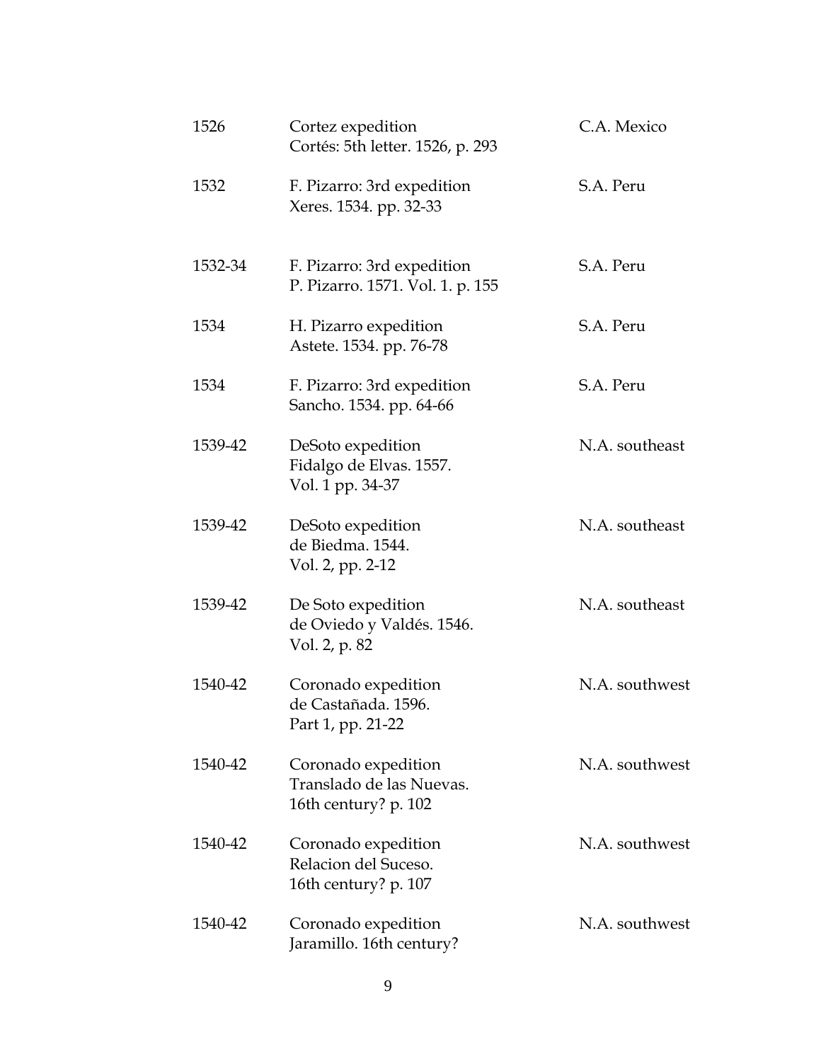| | | |
|---|---|---|
| 1526 | Cortez expedition<br>Cortés: 5th letter. 1526, p. 293 | C.A. Mexico |
| 1532 | F. Pizarro: 3rd expedition<br>Xeres. 1534. pp. 32-33 | S.A. Peru |
| 1532-34 | F. Pizarro: 3rd expedition<br>P. Pizarro. 1571. Vol. 1. p. 155 | S.A. Peru |
| 1534 | H. Pizarro expedition<br>Astete. 1534. pp. 76-78 | S.A. Peru |
| 1534 | F. Pizarro: 3rd expedition<br>Sancho. 1534. pp. 64-66 | S.A. Peru |
| 1539-42 | DeSoto expedition<br>Fidalgo de Elvas. 1557.<br>Vol. 1 pp. 34-37 | N.A. southeast |
| 1539-42 | DeSoto expedition<br>de Biedma. 1544.<br>Vol. 2, pp. 2-12 | N.A. southeast |
| 1539-42 | De Soto expedition<br>de Oviedo y Valdés. 1546.<br>Vol. 2, p. 82 | N.A. southeast |
| 1540-42 | Coronado expedition<br>de Castañada. 1596.<br>Part 1, pp. 21-22 | N.A. southwest |
| 1540-42 | Coronado expedition<br>Translado de las Nuevas.<br>16th century? p. 102 | N.A. southwest |
| 1540-42 | Coronado expedition<br>Relacion del Suceso.<br>16th century? p. 107 | N.A. southwest |
| 1540-42 | Coronado expedition<br>Jaramillo. 16th century? | N.A. southwest |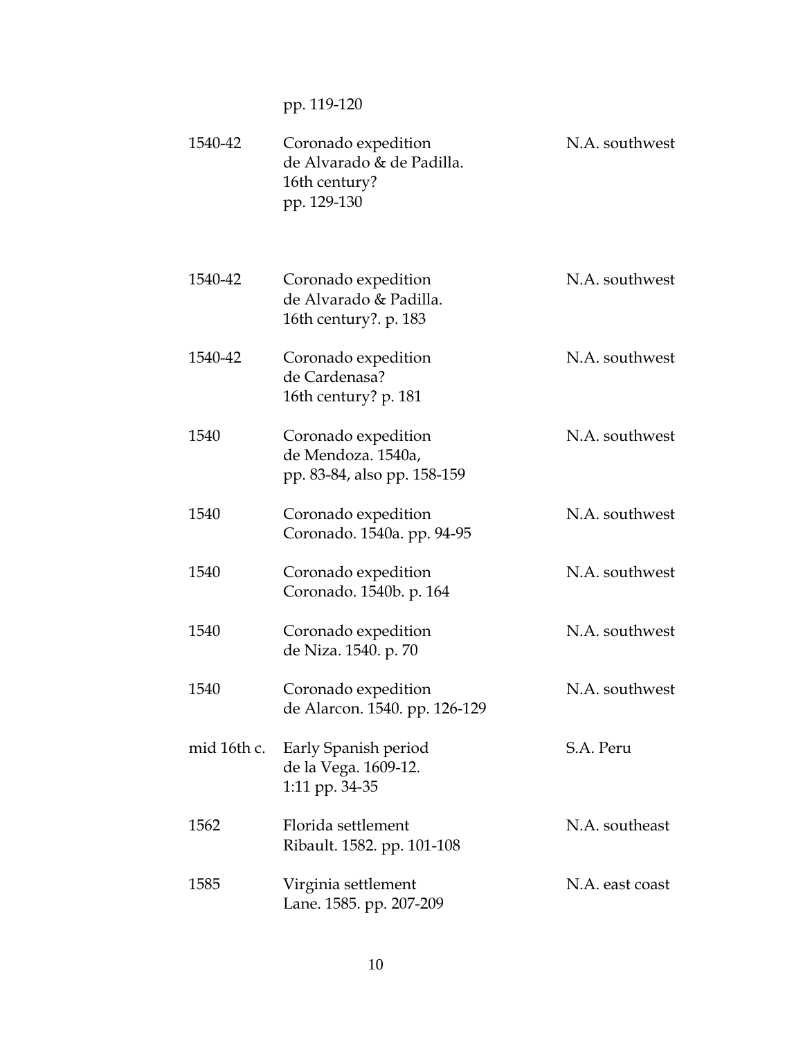| | | |
|---|---|---|
| | pp. 119-120 | |
| 1540-42 | Coronado expedition<br>de Alvarado & de Padilla.<br>16th century?<br>pp. 129-130 | N.A. southwest |
| 1540-42 | Coronado expedition<br>de Alvarado & Padilla.<br>16th century?. p. 183 | N.A. southwest |
| 1540-42 | Coronado expedition<br>de Cardenasa?<br>16th century? p. 181 | N.A. southwest |
| 1540 | Coronado expedition<br>de Mendoza. 1540a,<br>pp. 83-84, also pp. 158-159 | N.A. southwest |
| 1540 | Coronado expedition<br>Coronado. 1540a. pp. 94-95 | N.A. southwest |
| 1540 | Coronado expedition<br>Coronado. 1540b. p. 164 | N.A. southwest |
| 1540 | Coronado expedition<br>de Niza. 1540. p. 70 | N.A. southwest |
| 1540 | Coronado expedition<br>de Alarcon. 1540. pp. 126-129 | N.A. southwest |
| mid 16th c. | Early Spanish period<br>de la Vega. 1609-12.<br>1:11 pp. 34-35 | S.A. Peru |
| 1562 | Florida settlement<br>Ribault. 1582. pp. 101-108 | N.A. southeast |
| 1585 | Virginia settlement<br>Lane. 1585. pp. 207-209 | N.A. east coast |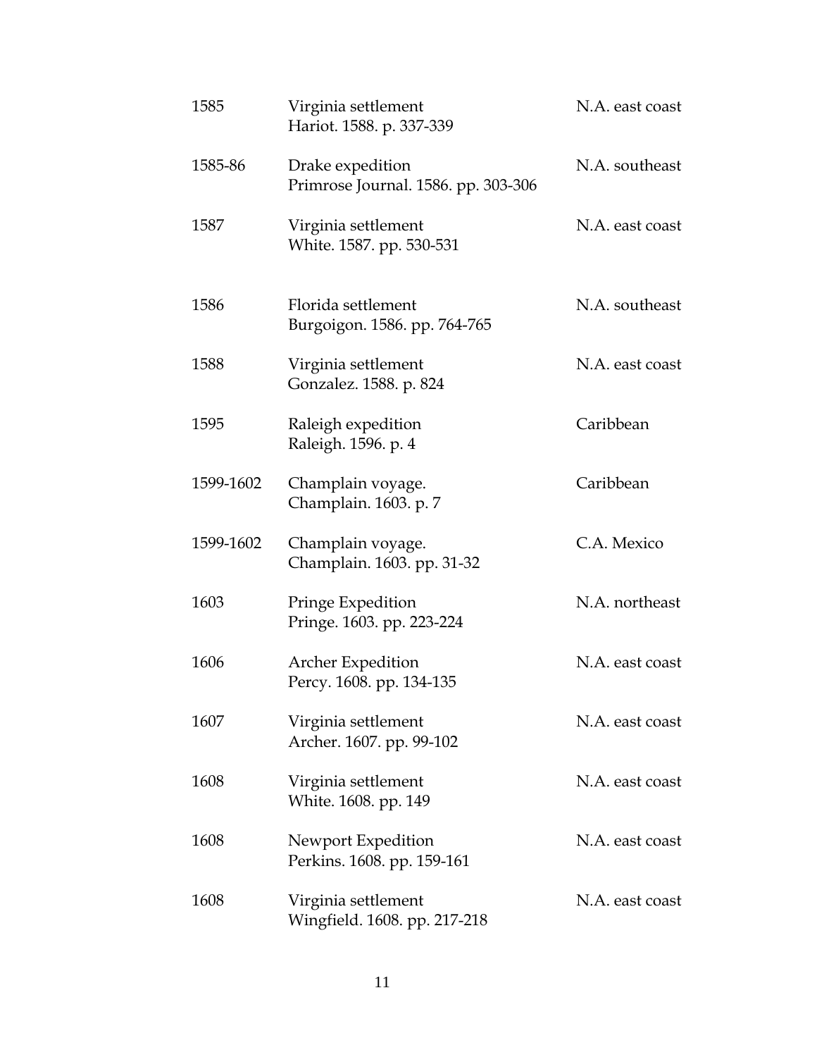| | | |
|---|---|---|
| 1585 | Virginia settlement<br>Hariot. 1588. p. 337-339 | N.A. east coast |
| 1585-86 | Drake expedition<br>Primrose Journal. 1586. pp. 303-306 | N.A. southeast |
| 1587 | Virginia settlement<br>White. 1587. pp. 530-531 | N.A. east coast |
| 1586 | Florida settlement<br>Burgoigon. 1586. pp. 764-765 | N.A. southeast |
| 1588 | Virginia settlement<br>Gonzalez. 1588. p. 824 | N.A. east coast |
| 1595 | Raleigh expedition<br>Raleigh. 1596. p. 4 | Caribbean |
| 1599-1602 | Champlain voyage.<br>Champlain. 1603. p. 7 | Caribbean |
| 1599-1602 | Champlain voyage.<br>Champlain. 1603. pp. 31-32 | C.A. Mexico |
| 1603 | Pringe Expedition<br>Pringe. 1603. pp. 223-224 | N.A. northeast |
| 1606 | Archer Expedition<br>Percy. 1608. pp. 134-135 | N.A. east coast |
| 1607 | Virginia settlement<br>Archer. 1607. pp. 99-102 | N.A. east coast |
| 1608 | Virginia settlement<br>White. 1608. pp. 149 | N.A. east coast |
| 1608 | Newport Expedition<br>Perkins. 1608. pp. 159-161 | N.A. east coast |
| 1608 | Virginia settlement<br>Wingfield. 1608. pp. 217-218 | N.A. east coast |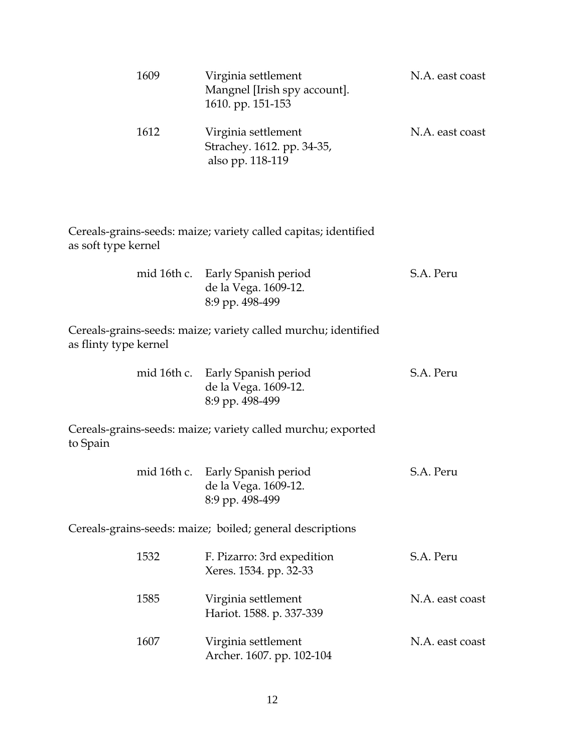| | | |
|---|---|---|
| 1609 | Virginia settlement<br>Mangnel [Irish spy account].<br>1610. pp. 151-153 | N.A. east coast |
| 1612 | Virginia settlement<br>Strachey. 1612. pp. 34-35,<br>also pp. 118-119 | N.A. east coast |

Cereals-grains-seeds: maize; variety called capitas; identified as soft type kernel

| | | |
|---|---|---|
| mid 16th c. | Early Spanish period<br>de la Vega. 1609-12.<br>8:9 pp. 498-499 | S.A. Peru |

Cereals-grains-seeds: maize; variety called murchu; identified as flinty type kernel

| | | |
|---|---|---|
| mid 16th c. | Early Spanish period<br>de la Vega. 1609-12.<br>8:9 pp. 498-499 | S.A. Peru |

Cereals-grains-seeds: maize; variety called murchu; exported to Spain

| | | |
|---|---|---|
| mid 16th c. | Early Spanish period<br>de la Vega. 1609-12.<br>8:9 pp. 498-499 | S.A. Peru |

Cereals-grains-seeds: maize; boiled; general descriptions

| | | |
|---|---|---|
| 1532 | F. Pizarro: 3rd expedition<br>Xeres. 1534. pp. 32-33 | S.A. Peru |
| 1585 | Virginia settlement<br>Hariot. 1588. p. 337-339 | N.A. east coast |
| 1607 | Virginia settlement<br>Archer. 1607. pp. 102-104 | N.A. east coast |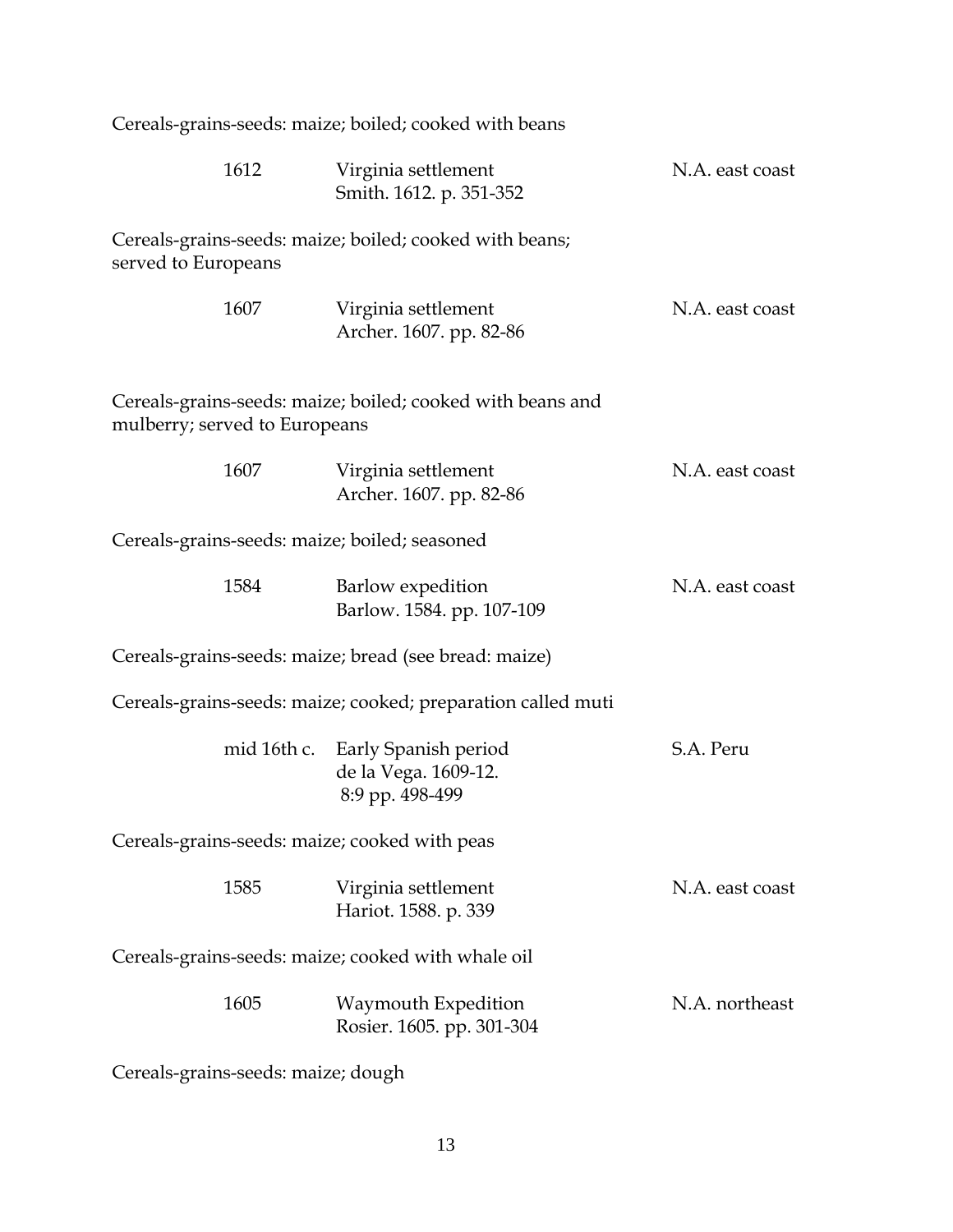Cereals-grains-seeds: maize; boiled; cooked with beans

| | | |
|---|---|---|
| 1612 | Virginia settlement<br>Smith. 1612. p. 351-352 | N.A. east coast |

Cereals-grains-seeds: maize; boiled; cooked with beans; served to Europeans

| | | |
|---|---|---|
| 1607 | Virginia settlement<br>Archer. 1607. pp. 82-86 | N.A. east coast |

Cereals-grains-seeds: maize; boiled; cooked with beans and mulberry; served to Europeans

| | | |
|---|---|---|
| 1607 | Virginia settlement<br>Archer. 1607. pp. 82-86 | N.A. east coast |

Cereals-grains-seeds: maize; boiled; seasoned

| | | |
|---|---|---|
| 1584 | Barlow expedition<br>Barlow. 1584. pp. 107-109 | N.A. east coast |

Cereals-grains-seeds: maize; bread (see bread: maize)

Cereals-grains-seeds: maize; cooked; preparation called muti

| | | |
|---|---|---|
| mid 16th c. | Early Spanish period<br>de la Vega. 1609-12.<br>8:9 pp. 498-499 | S.A. Peru |

Cereals-grains-seeds: maize; cooked with peas

| | | |
|---|---|---|
| 1585 | Virginia settlement<br>Hariot. 1588. p. 339 | N.A. east coast |

Cereals-grains-seeds: maize; cooked with whale oil

| | | |
|---|---|---|
| 1605 | Waymouth Expedition<br>Rosier. 1605. pp. 301-304 | N.A. northeast |

Cereals-grains-seeds: maize; dough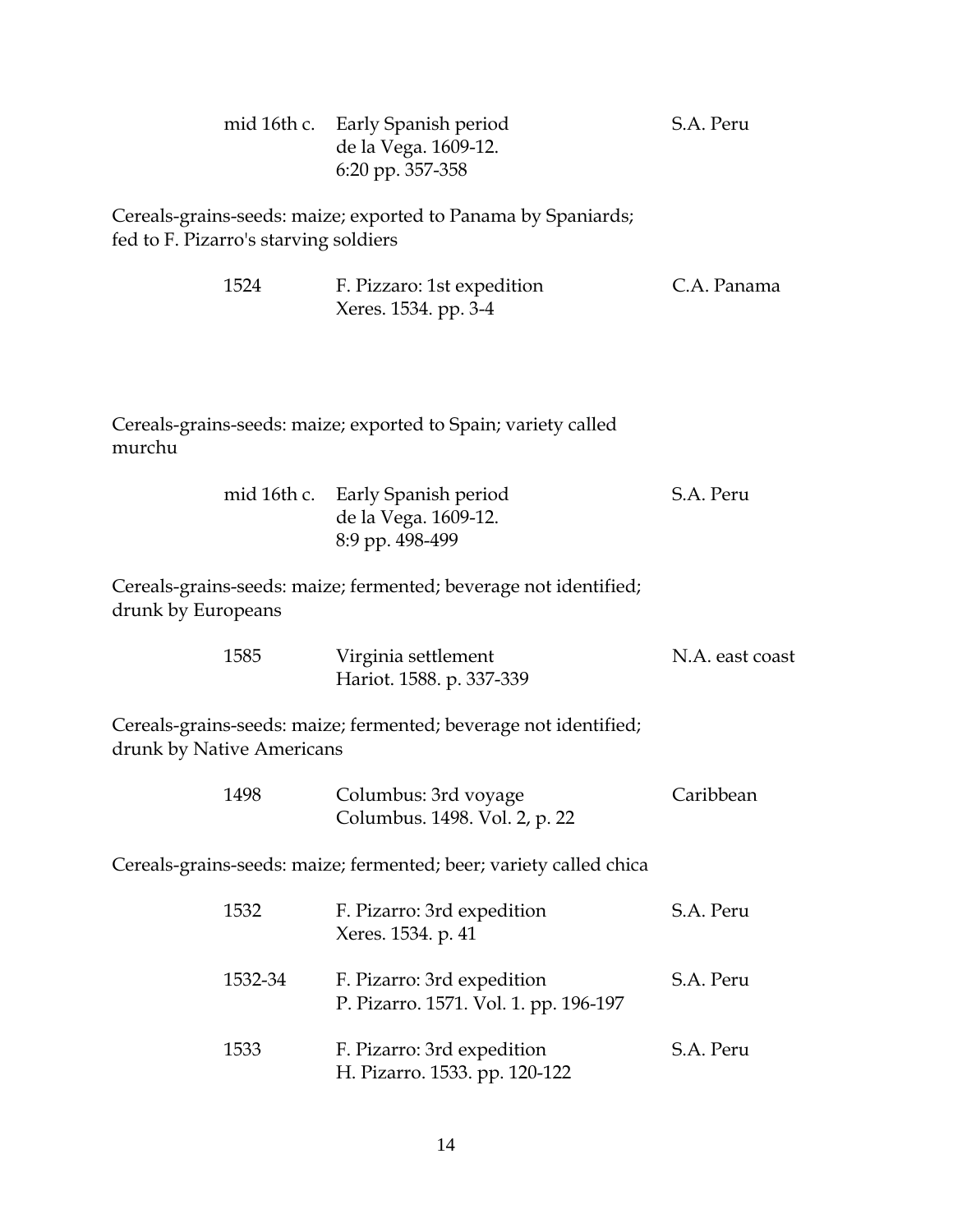| | | |
|---|---|---|
| mid 16th c. | Early Spanish period<br>de la Vega. 1609-12.<br>6:20 pp. 357-358 | S.A. Peru |

Cereals-grains-seeds: maize; exported to Panama by Spaniards; fed to F. Pizarro's starving soldiers

| | | |
|---|---|---|
| 1524 | F. Pizzaro: 1st expedition<br>Xeres. 1534. pp. 3-4 | C.A. Panama |

Cereals-grains-seeds: maize; exported to Spain; variety called murchu

| | | |
|---|---|---|
| mid 16th c. | Early Spanish period<br>de la Vega. 1609-12.<br>8:9 pp. 498-499 | S.A. Peru |

Cereals-grains-seeds: maize; fermented; beverage not identified; drunk by Europeans

| | | |
|---|---|---|
| 1585 | Virginia settlement<br>Hariot. 1588. p. 337-339 | N.A. east coast |

Cereals-grains-seeds: maize; fermented; beverage not identified; drunk by Native Americans

| | | |
|---|---|---|
| 1498 | Columbus: 3rd voyage<br>Columbus. 1498. Vol. 2, p. 22 | Caribbean |

Cereals-grains-seeds: maize; fermented; beer; variety called chica

| | | |
|---|---|---|
| 1532 | F. Pizarro: 3rd expedition<br>Xeres. 1534. p. 41 | S.A. Peru |
| 1532-34 | F. Pizarro: 3rd expedition<br>P. Pizarro. 1571. Vol. 1. pp. 196-197 | S.A. Peru |
| 1533 | F. Pizarro: 3rd expedition<br>H. Pizarro. 1533. pp. 120-122 | S.A. Peru |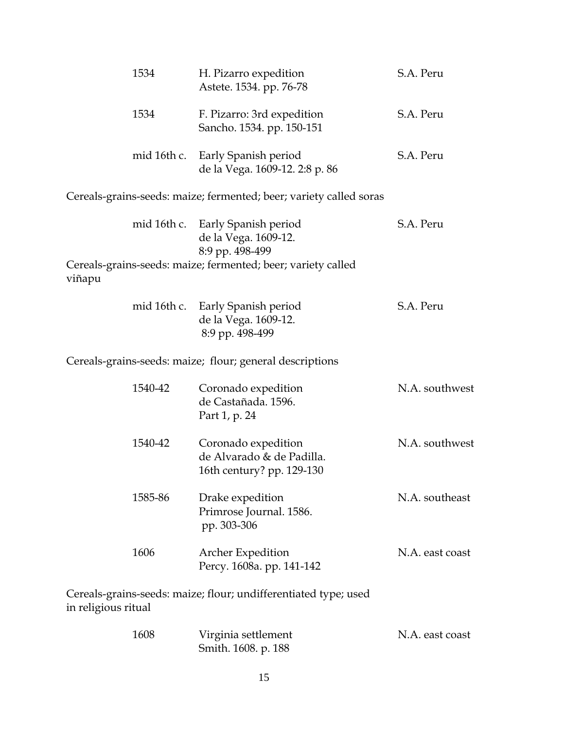| | | |
|---|---|---|
| 1534 | H. Pizarro expedition<br>Astete. 1534. pp. 76-78 | S.A. Peru |
| 1534 | F. Pizarro: 3rd expedition<br>Sancho. 1534. pp. 150-151 | S.A. Peru |
| mid 16th c. | Early Spanish period<br>de la Vega. 1609-12. 2:8 p. 86 | S.A. Peru |

Cereals-grains-seeds: maize; fermented; beer; variety called soras

| | | |
|---|---|---|
| mid 16th c. | Early Spanish period<br>de la Vega. 1609-12.<br>8:9 pp. 498-499 | S.A. Peru |

Cereals-grains-seeds: maize; fermented; beer; variety called viñapu

| | | |
|---|---|---|
| mid 16th c. | Early Spanish period<br>de la Vega. 1609-12.<br>8:9 pp. 498-499 | S.A. Peru |

Cereals-grains-seeds: maize; flour; general descriptions

| | | |
|---|---|---|
| 1540-42 | Coronado expedition<br>de Castañada. 1596.<br>Part 1, p. 24 | N.A. southwest |
| 1540-42 | Coronado expedition<br>de Alvarado & de Padilla.<br>16th century? pp. 129-130 | N.A. southwest |
| 1585-86 | Drake expedition<br>Primrose Journal. 1586.<br>pp. 303-306 | N.A. southeast |
| 1606 | Archer Expedition<br>Percy. 1608a. pp. 141-142 | N.A. east coast |

Cereals-grains-seeds: maize; flour; undifferentiated type; used in religious ritual

| | | |
|---|---|---|
| 1608 | Virginia settlement<br>Smith. 1608. p. 188 | N.A. east coast |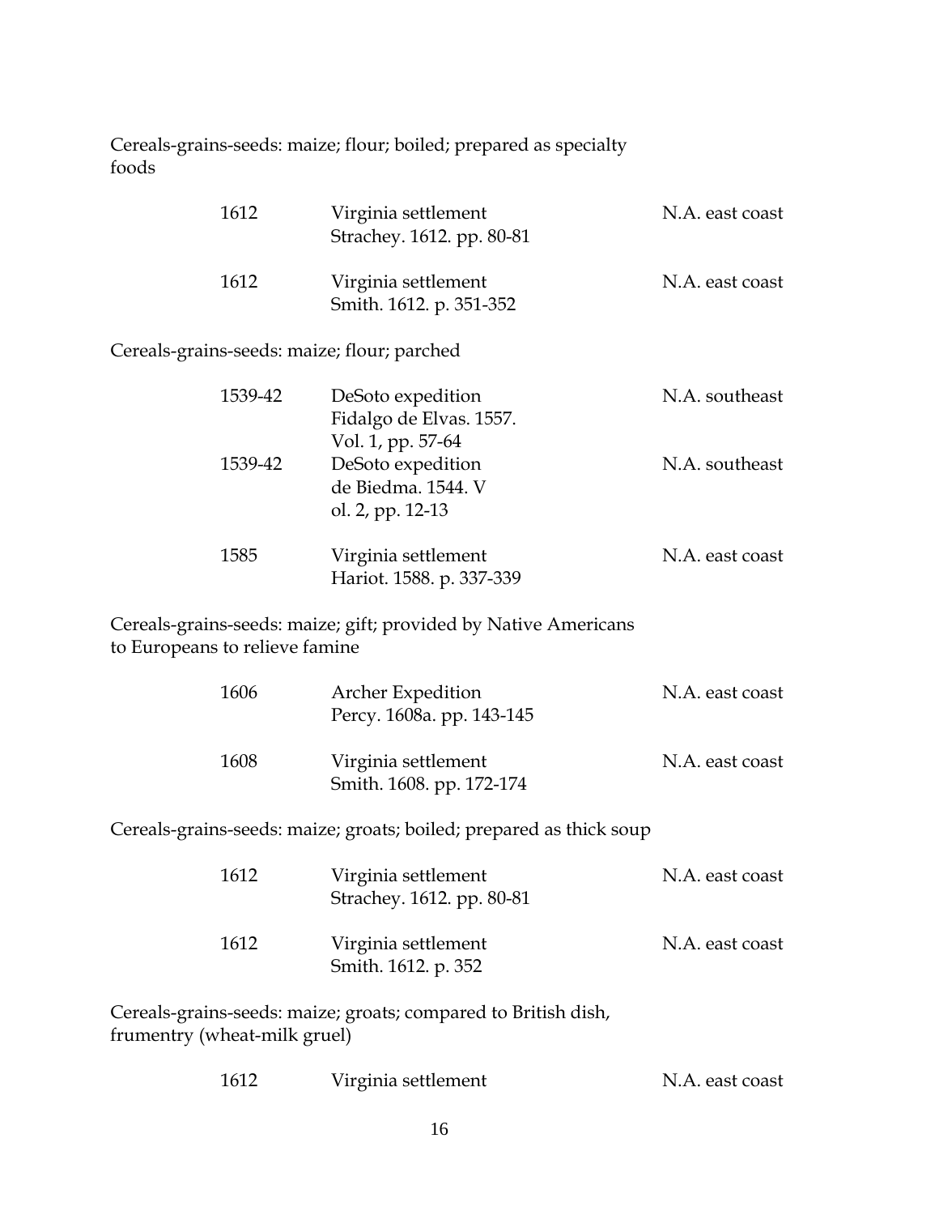Cereals-grains-seeds: maize; flour; boiled; prepared as specialty foods

| | | |
|---|---|---|
| 1612 | Virginia settlement<br>Strachey. 1612. pp. 80-81 | N.A. east coast |
| 1612 | Virginia settlement<br>Smith. 1612. p. 351-352 | N.A. east coast |

Cereals-grains-seeds: maize; flour; parched

| | | |
|---|---|---|
| 1539-42 | DeSoto expedition<br>Fidalgo de Elvas. 1557.<br>Vol. 1, pp. 57-64 | N.A. southeast |
| 1539-42 | DeSoto expedition<br>de Biedma. 1544. V<br>ol. 2, pp. 12-13 | N.A. southeast |
| 1585 | Virginia settlement<br>Hariot. 1588. p. 337-339 | N.A. east coast |

Cereals-grains-seeds: maize; gift; provided by Native Americans to Europeans to relieve famine

| | | |
|---|---|---|
| 1606 | Archer Expedition<br>Percy. 1608a. pp. 143-145 | N.A. east coast |
| 1608 | Virginia settlement<br>Smith. 1608. pp. 172-174 | N.A. east coast |

Cereals-grains-seeds: maize; groats; boiled; prepared as thick soup

| | | |
|---|---|---|
| 1612 | Virginia settlement<br>Strachey. 1612. pp. 80-81 | N.A. east coast |
| 1612 | Virginia settlement<br>Smith. 1612. p. 352 | N.A. east coast |

Cereals-grains-seeds: maize; groats; compared to British dish, frumentry (wheat-milk gruel)

| | | |
|---|---|---|
| 1612 | Virginia settlement | N.A. east coast |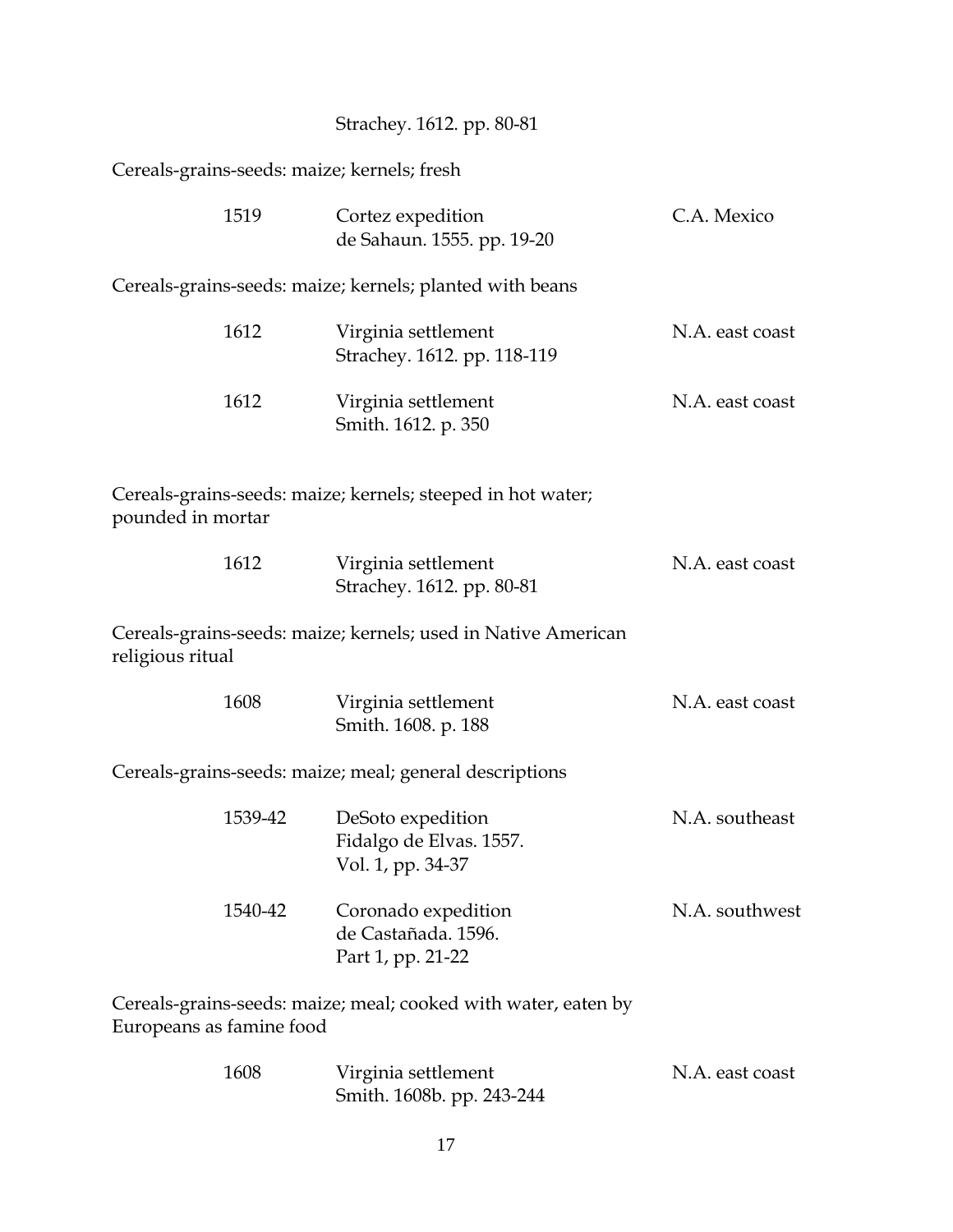Strachey. 1612. pp. 80-81

Cereals-grains-seeds: maize; kernels; fresh

| | | |
|---|---|---|
| 1519 | Cortez expedition<br>de Sahaun. 1555. pp. 19-20 | C.A. Mexico |

Cereals-grains-seeds: maize; kernels; planted with beans

| | | |
|---|---|---|
| 1612 | Virginia settlement<br>Strachey. 1612. pp. 118-119 | N.A. east coast |
| 1612 | Virginia settlement<br>Smith. 1612. p. 350 | N.A. east coast |

Cereals-grains-seeds: maize; kernels; steeped in hot water; pounded in mortar

| | | |
|---|---|---|
| 1612 | Virginia settlement<br>Strachey. 1612. pp. 80-81 | N.A. east coast |

Cereals-grains-seeds: maize; kernels; used in Native American religious ritual

| | | |
|---|---|---|
| 1608 | Virginia settlement<br>Smith. 1608. p. 188 | N.A. east coast |

Cereals-grains-seeds: maize; meal; general descriptions

| | | |
|---|---|---|
| 1539-42 | DeSoto expedition<br>Fidalgo de Elvas. 1557.<br>Vol. 1, pp. 34-37 | N.A. southeast |
| 1540-42 | Coronado expedition<br>de Castañada. 1596.<br>Part 1, pp. 21-22 | N.A. southwest |

Cereals-grains-seeds: maize; meal; cooked with water, eaten by Europeans as famine food

| | | |
|---|---|---|
| 1608 | Virginia settlement<br>Smith. 1608b. pp. 243-244 | N.A. east coast |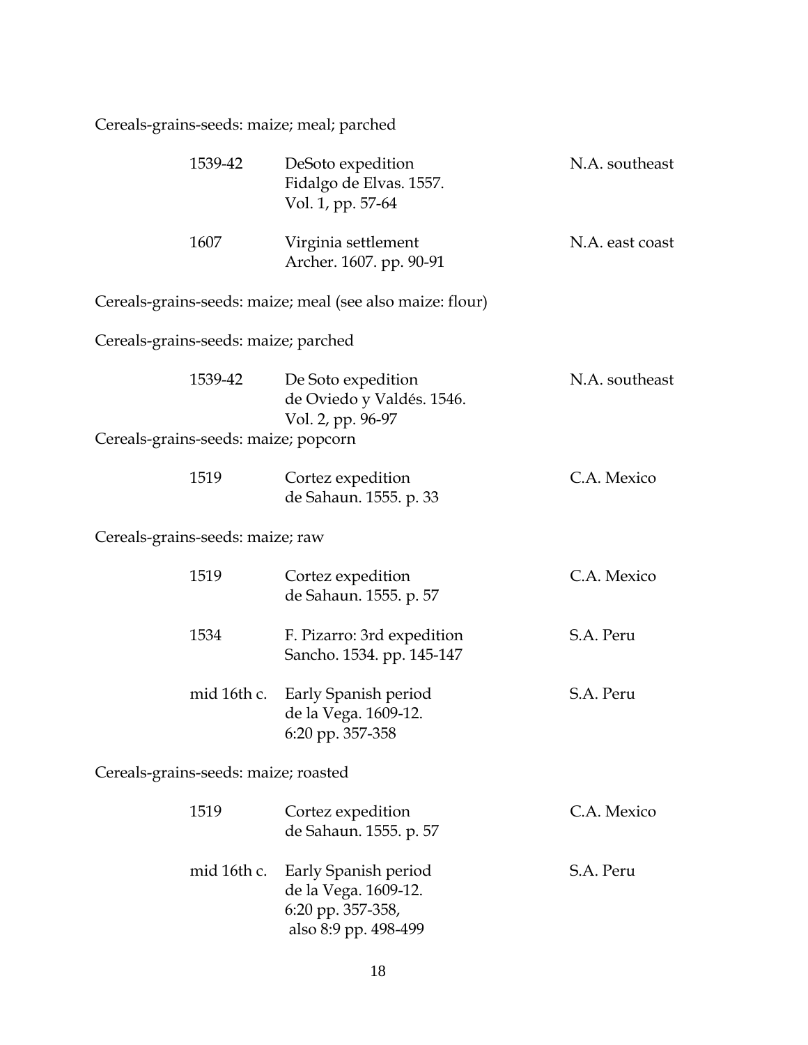Cereals-grains-seeds: maize; meal; parched

| | | |
|---|---|---|
| 1539-42 | DeSoto expedition<br>Fidalgo de Elvas. 1557.<br>Vol. 1, pp. 57-64 | N.A. southeast |
| 1607 | Virginia settlement<br>Archer. 1607. pp. 90-91 | N.A. east coast |

Cereals-grains-seeds: maize; meal (see also maize: flour)

Cereals-grains-seeds: maize; parched

| | | |
|---|---|---|
| 1539-42 | De Soto expedition<br>de Oviedo y Valdés. 1546.<br>Vol. 2, pp. 96-97 | N.A. southeast |

Cereals-grains-seeds: maize; popcorn

| | | |
|---|---|---|
| 1519 | Cortez expedition<br>de Sahaun. 1555. p. 33 | C.A. Mexico |

Cereals-grains-seeds: maize; raw

| | | |
|---|---|---|
| 1519 | Cortez expedition<br>de Sahaun. 1555. p. 57 | C.A. Mexico |
| 1534 | F. Pizarro: 3rd expedition<br>Sancho. 1534. pp. 145-147 | S.A. Peru |
| mid 16th c. | Early Spanish period<br>de la Vega. 1609-12.<br>6:20 pp. 357-358 | S.A. Peru |

Cereals-grains-seeds: maize; roasted

| | | |
|---|---|---|
| 1519 | Cortez expedition<br>de Sahaun. 1555. p. 57 | C.A. Mexico |
| mid 16th c. | Early Spanish period<br>de la Vega. 1609-12.<br>6:20 pp. 357-358,<br>also 8:9 pp. 498-499 | S.A. Peru |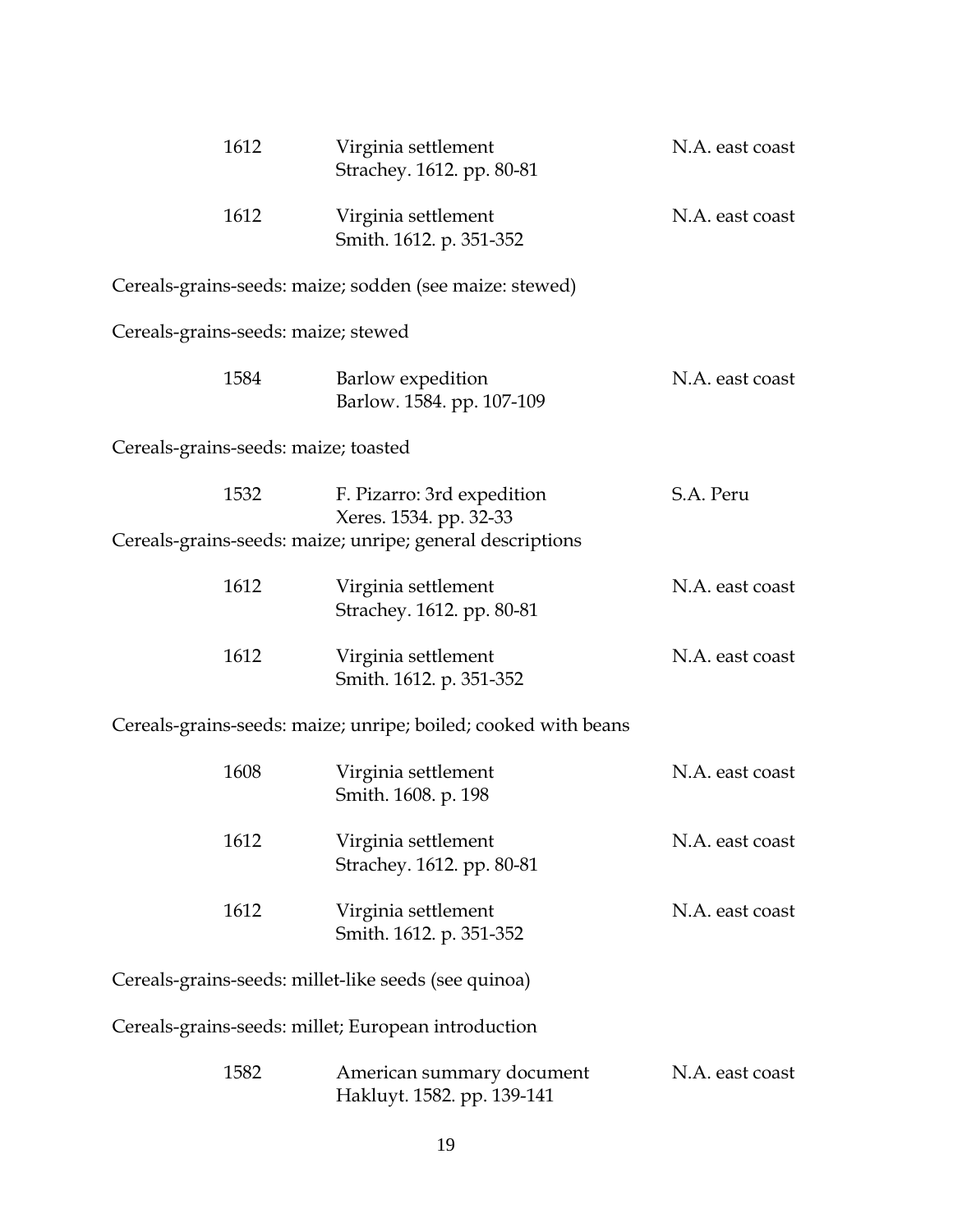| | | |
|---|---|---|
| 1612 | Virginia settlement<br>Strachey. 1612. pp. 80-81 | N.A. east coast |
| 1612 | Virginia settlement<br>Smith. 1612. p. 351-352 | N.A. east coast |

Cereals-grains-seeds: maize; sodden (see maize: stewed)

Cereals-grains-seeds: maize; stewed

| | | |
|---|---|---|
| 1584 | Barlow expedition<br>Barlow. 1584. pp. 107-109 | N.A. east coast |

Cereals-grains-seeds: maize; toasted

| | | |
|---|---|---|
| 1532 | F. Pizarro: 3rd expedition<br>Xeres. 1534. pp. 32-33 | S.A. Peru |

Cereals-grains-seeds: maize; unripe; general descriptions

| | | |
|---|---|---|
| 1612 | Virginia settlement<br>Strachey. 1612. pp. 80-81 | N.A. east coast |
| 1612 | Virginia settlement<br>Smith. 1612. p. 351-352 | N.A. east coast |

Cereals-grains-seeds: maize; unripe; boiled; cooked with beans

| | | |
|---|---|---|
| 1608 | Virginia settlement<br>Smith. 1608. p. 198 | N.A. east coast |
| 1612 | Virginia settlement<br>Strachey. 1612. pp. 80-81 | N.A. east coast |
| 1612 | Virginia settlement<br>Smith. 1612. p. 351-352 | N.A. east coast |

Cereals-grains-seeds: millet-like seeds (see quinoa)

Cereals-grains-seeds: millet; European introduction

| | | |
|---|---|---|
| 1582 | American summary document<br>Hakluyt. 1582. pp. 139-141 | N.A. east coast |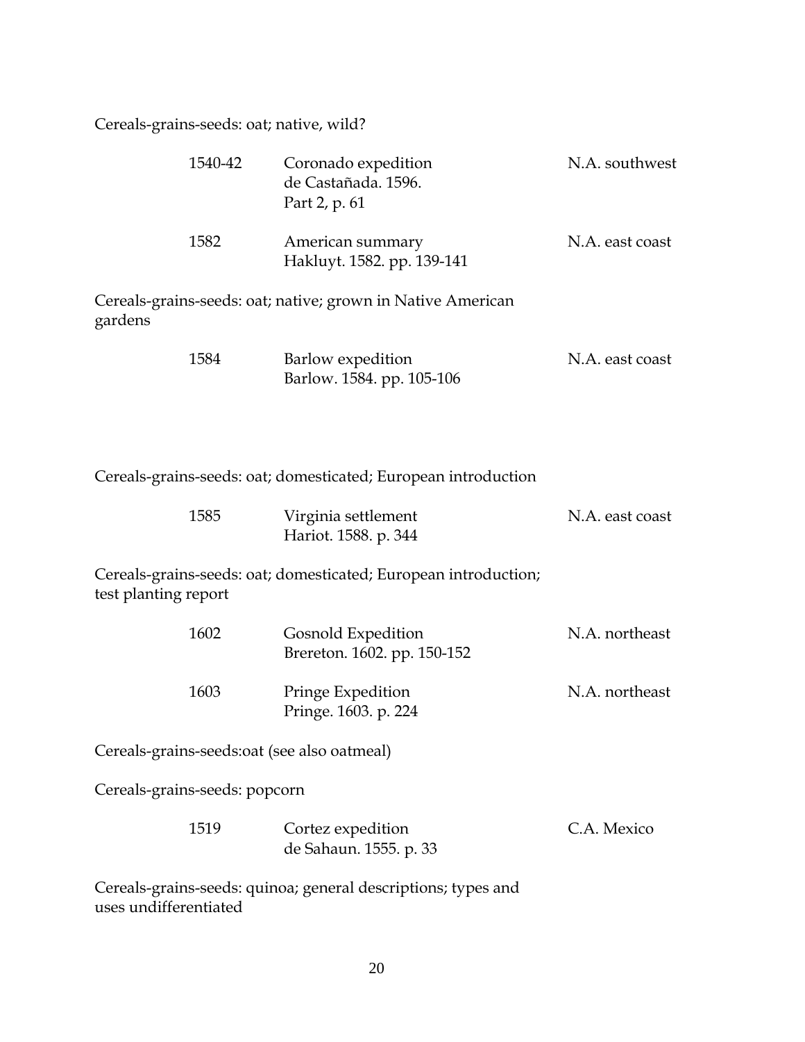Cereals-grains-seeds: oat; native, wild?

| | | |
|---|---|---|
| 1540-42 | Coronado expedition<br>de Castañada. 1596.<br>Part 2, p. 61 | N.A. southwest |
| 1582 | American summary<br>Hakluyt. 1582. pp. 139-141 | N.A. east coast |

Cereals-grains-seeds: oat; native; grown in Native American gardens

| | | |
|---|---|---|
| 1584 | Barlow expedition<br>Barlow. 1584. pp. 105-106 | N.A. east coast |

Cereals-grains-seeds: oat; domesticated; European introduction

| | | |
|---|---|---|
| 1585 | Virginia settlement<br>Hariot. 1588. p. 344 | N.A. east coast |

Cereals-grains-seeds: oat; domesticated; European introduction; test planting report

| | | |
|---|---|---|
| 1602 | Gosnold Expedition<br>Brereton. 1602. pp. 150-152 | N.A. northeast |
| 1603 | Pringe Expedition<br>Pringe. 1603. p. 224 | N.A. northeast |

Cereals-grains-seeds:oat (see also oatmeal)

Cereals-grains-seeds: popcorn

| | | |
|---|---|---|
| 1519 | Cortez expedition<br>de Sahaun. 1555. p. 33 | C.A. Mexico |

Cereals-grains-seeds: quinoa; general descriptions; types and uses undifferentiated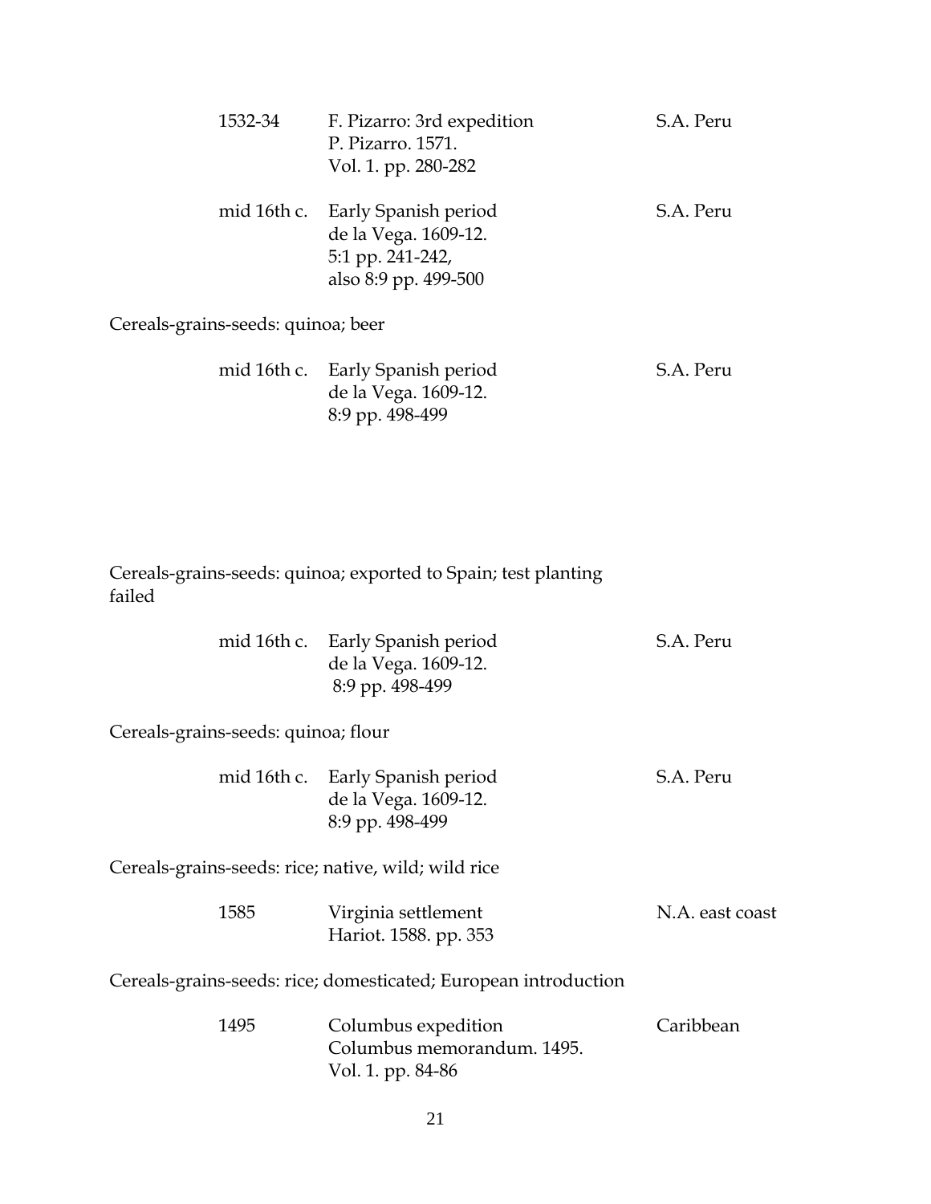| | | |
|---|---|---|
| 1532-34 | F. Pizarro: 3rd expedition<br>P. Pizarro. 1571.<br>Vol. 1. pp. 280-282 | S.A. Peru |
| mid 16th c. | Early Spanish period<br>de la Vega. 1609-12.<br>5:1 pp. 241-242,<br>also 8:9 pp. 499-500 | S.A. Peru |

Cereals-grains-seeds: quinoa; beer

| | | |
|---|---|---|
| mid 16th c. | Early Spanish period<br>de la Vega. 1609-12.<br>8:9 pp. 498-499 | S.A. Peru |

Cereals-grains-seeds: quinoa; exported to Spain; test planting failed

| | | |
|---|---|---|
| mid 16th c. | Early Spanish period<br>de la Vega. 1609-12.<br>8:9 pp. 498-499 | S.A. Peru |

Cereals-grains-seeds: quinoa; flour

| | | |
|---|---|---|
| mid 16th c. | Early Spanish period<br>de la Vega. 1609-12.<br>8:9 pp. 498-499 | S.A. Peru |

Cereals-grains-seeds: rice; native, wild; wild rice

| | | |
|---|---|---|
| 1585 | Virginia settlement<br>Hariot. 1588. pp. 353 | N.A. east coast |

Cereals-grains-seeds: rice; domesticated; European introduction

| | | |
|---|---|---|
| 1495 | Columbus expedition<br>Columbus memorandum. 1495.<br>Vol. 1. pp. 84-86 | Caribbean |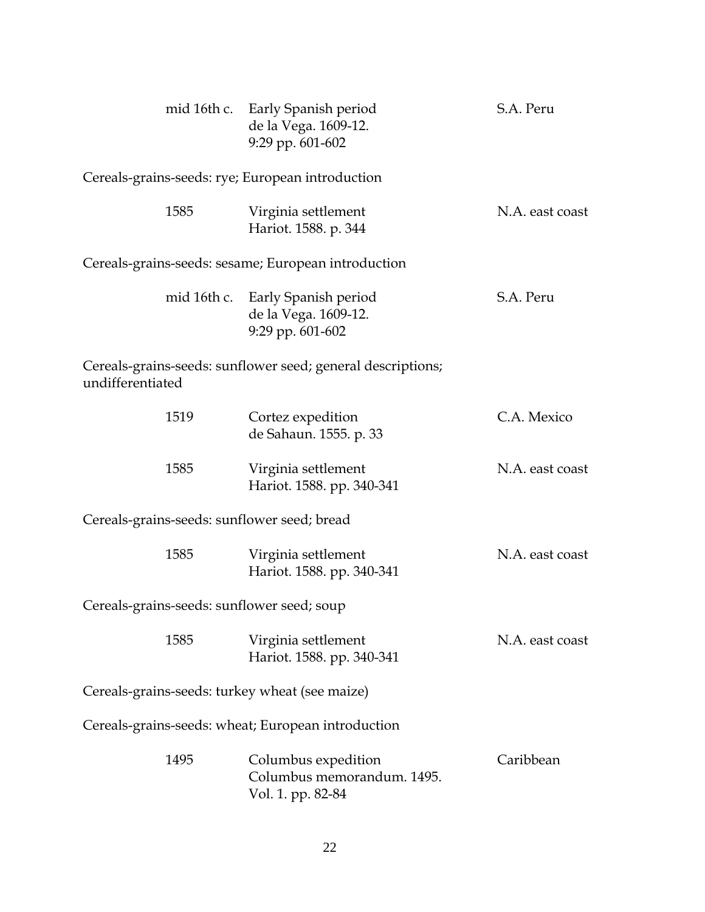| | | |
|---|---|---|
| mid 16th c. | Early Spanish period<br>de la Vega. 1609-12.<br>9:29 pp. 601-602 | S.A. Peru |

Cereals-grains-seeds: rye; European introduction

| | | |
|---|---|---|
| 1585 | Virginia settlement<br>Hariot. 1588. p. 344 | N.A. east coast |

Cereals-grains-seeds: sesame; European introduction

| | | |
|---|---|---|
| mid 16th c. | Early Spanish period<br>de la Vega. 1609-12.<br>9:29 pp. 601-602 | S.A. Peru |

Cereals-grains-seeds: sunflower seed; general descriptions; undifferentiated

| | | |
|---|---|---|
| 1519 | Cortez expedition<br>de Sahaun. 1555. p. 33 | C.A. Mexico |
| 1585 | Virginia settlement<br>Hariot. 1588. pp. 340-341 | N.A. east coast |

Cereals-grains-seeds: sunflower seed; bread

| | | |
|---|---|---|
| 1585 | Virginia settlement<br>Hariot. 1588. pp. 340-341 | N.A. east coast |

Cereals-grains-seeds: sunflower seed; soup

| | | |
|---|---|---|
| 1585 | Virginia settlement<br>Hariot. 1588. pp. 340-341 | N.A. east coast |

Cereals-grains-seeds: turkey wheat (see maize)

Cereals-grains-seeds: wheat; European introduction

| | | |
|---|---|---|
| 1495 | Columbus expedition<br>Columbus memorandum. 1495.<br>Vol. 1. pp. 82-84 | Caribbean |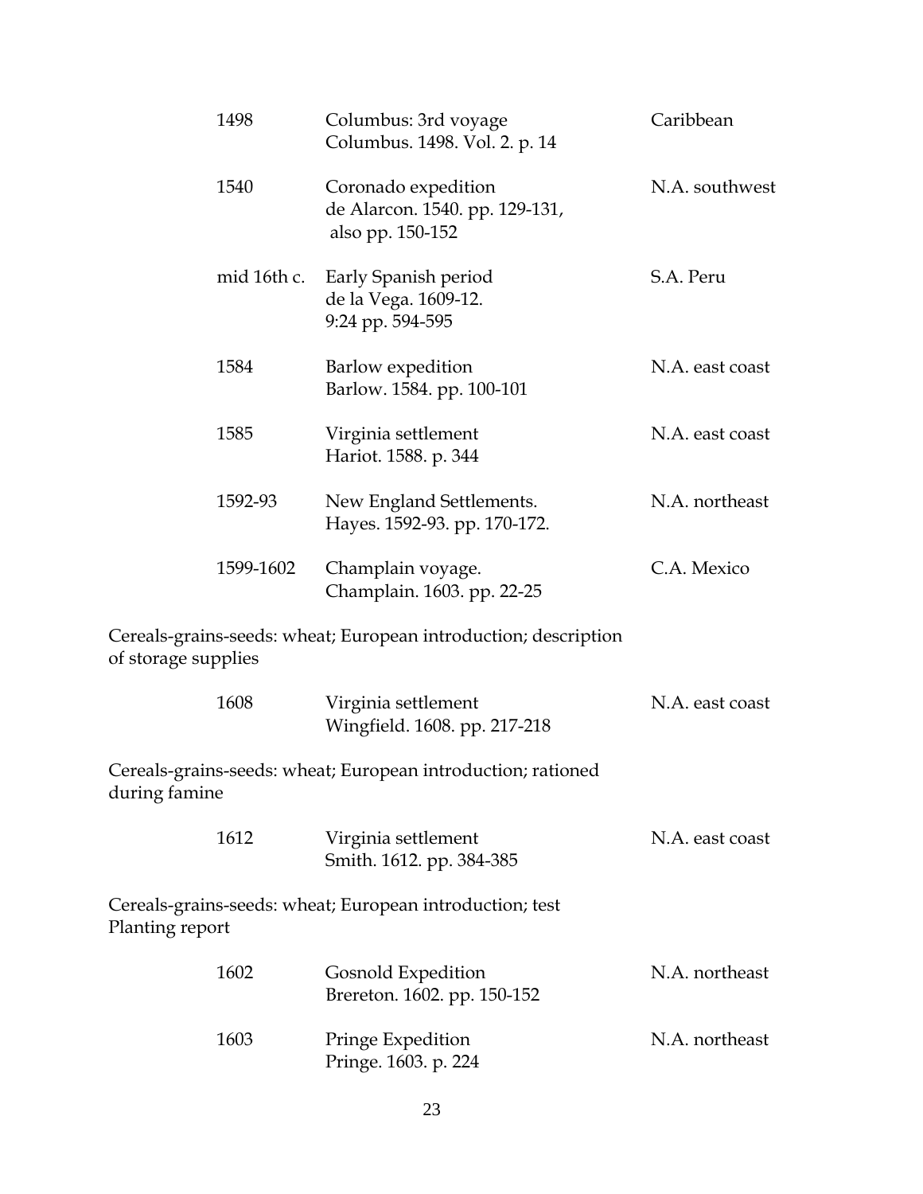| | | |
|---|---|---|
| 1498 | Columbus: 3rd voyage<br>Columbus. 1498. Vol. 2. p. 14 | Caribbean |
| 1540 | Coronado expedition<br>de Alarcon. 1540. pp. 129-131,<br>also pp. 150-152 | N.A. southwest |
| mid 16th c. | Early Spanish period<br>de la Vega. 1609-12.<br>9:24 pp. 594-595 | S.A. Peru |
| 1584 | Barlow expedition<br>Barlow. 1584. pp. 100-101 | N.A. east coast |
| 1585 | Virginia settlement<br>Hariot. 1588. p. 344 | N.A. east coast |
| 1592-93 | New England Settlements.<br>Hayes. 1592-93. pp. 170-172. | N.A. northeast |
| 1599-1602 | Champlain voyage.<br>Champlain. 1603. pp. 22-25 | C.A. Mexico |

Cereals-grains-seeds: wheat; European introduction; description of storage supplies

| | | |
|---|---|---|
| 1608 | Virginia settlement<br>Wingfield. 1608. pp. 217-218 | N.A. east coast |

Cereals-grains-seeds: wheat; European introduction; rationed during famine

| | | |
|---|---|---|
| 1612 | Virginia settlement<br>Smith. 1612. pp. 384-385 | N.A. east coast |

Cereals-grains-seeds: wheat; European introduction; test Planting report

| | | |
|---|---|---|
| 1602 | Gosnold Expedition<br>Brereton. 1602. pp. 150-152 | N.A. northeast |
| 1603 | Pringe Expedition<br>Pringe. 1603. p. 224 | N.A. northeast |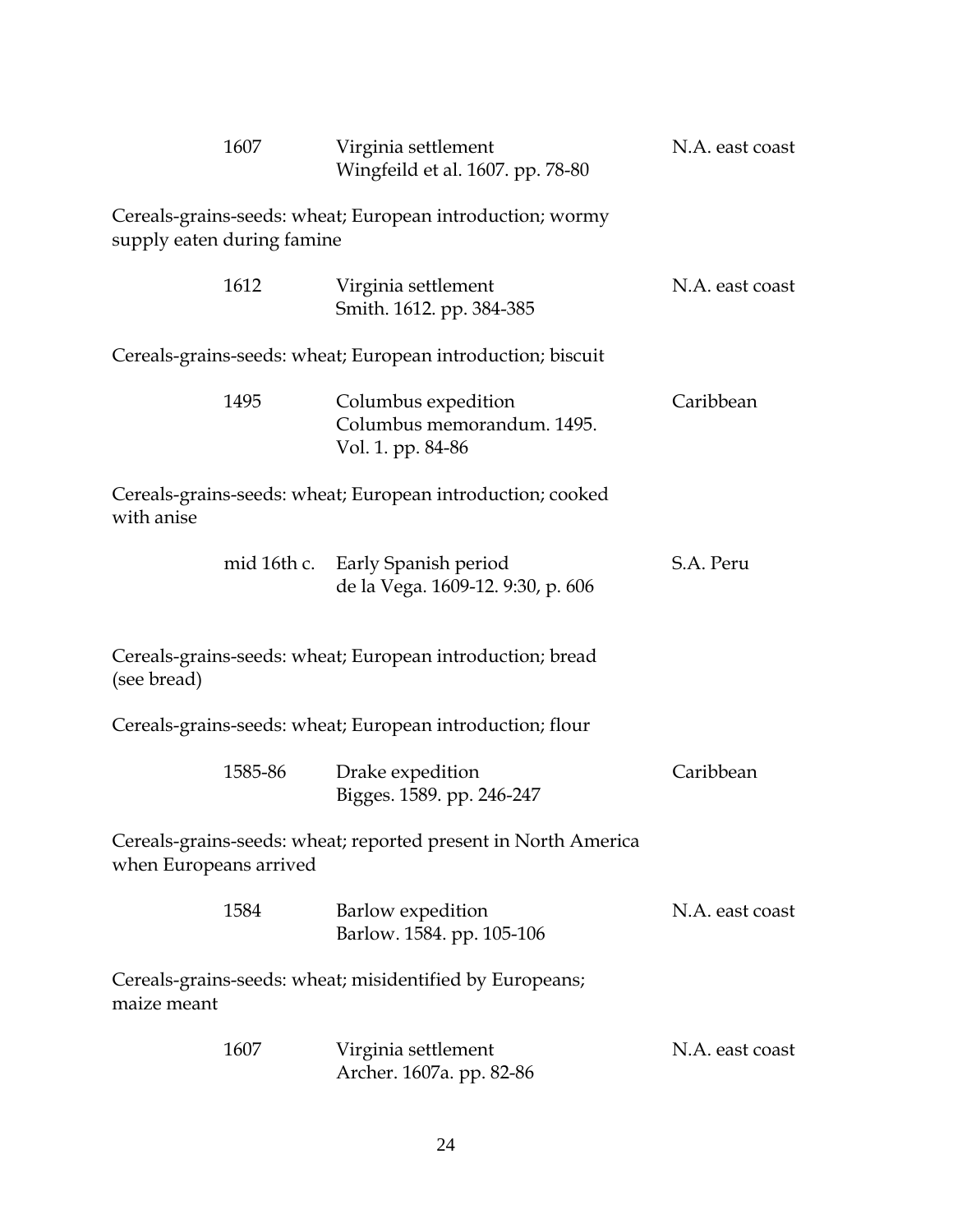| | | |
|---|---|---|
| 1607 | Virginia settlement<br>Wingfeild et al. 1607. pp. 78-80 | N.A. east coast |

Cereals-grains-seeds: wheat; European introduction; wormy supply eaten during famine

| | | |
|---|---|---|
| 1612 | Virginia settlement<br>Smith. 1612. pp. 384-385 | N.A. east coast |

Cereals-grains-seeds: wheat; European introduction; biscuit

| | | |
|---|---|---|
| 1495 | Columbus expedition<br>Columbus memorandum. 1495. Vol. 1. pp. 84-86 | Caribbean |

Cereals-grains-seeds: wheat; European introduction; cooked with anise

| | | |
|---|---|---|
| mid 16th c. | Early Spanish period<br>de la Vega. 1609-12. 9:30, p. 606 | S.A. Peru |

Cereals-grains-seeds: wheat; European introduction; bread (see bread)

Cereals-grains-seeds: wheat; European introduction; flour

| | | |
|---|---|---|
| 1585-86 | Drake expedition<br>Bigges. 1589. pp. 246-247 | Caribbean |

Cereals-grains-seeds: wheat; reported present in North America when Europeans arrived

| | | |
|---|---|---|
| 1584 | Barlow expedition<br>Barlow. 1584. pp. 105-106 | N.A. east coast |

Cereals-grains-seeds: wheat; misidentified by Europeans; maize meant

| | | |
|---|---|---|
| 1607 | Virginia settlement<br>Archer. 1607a. pp. 82-86 | N.A. east coast |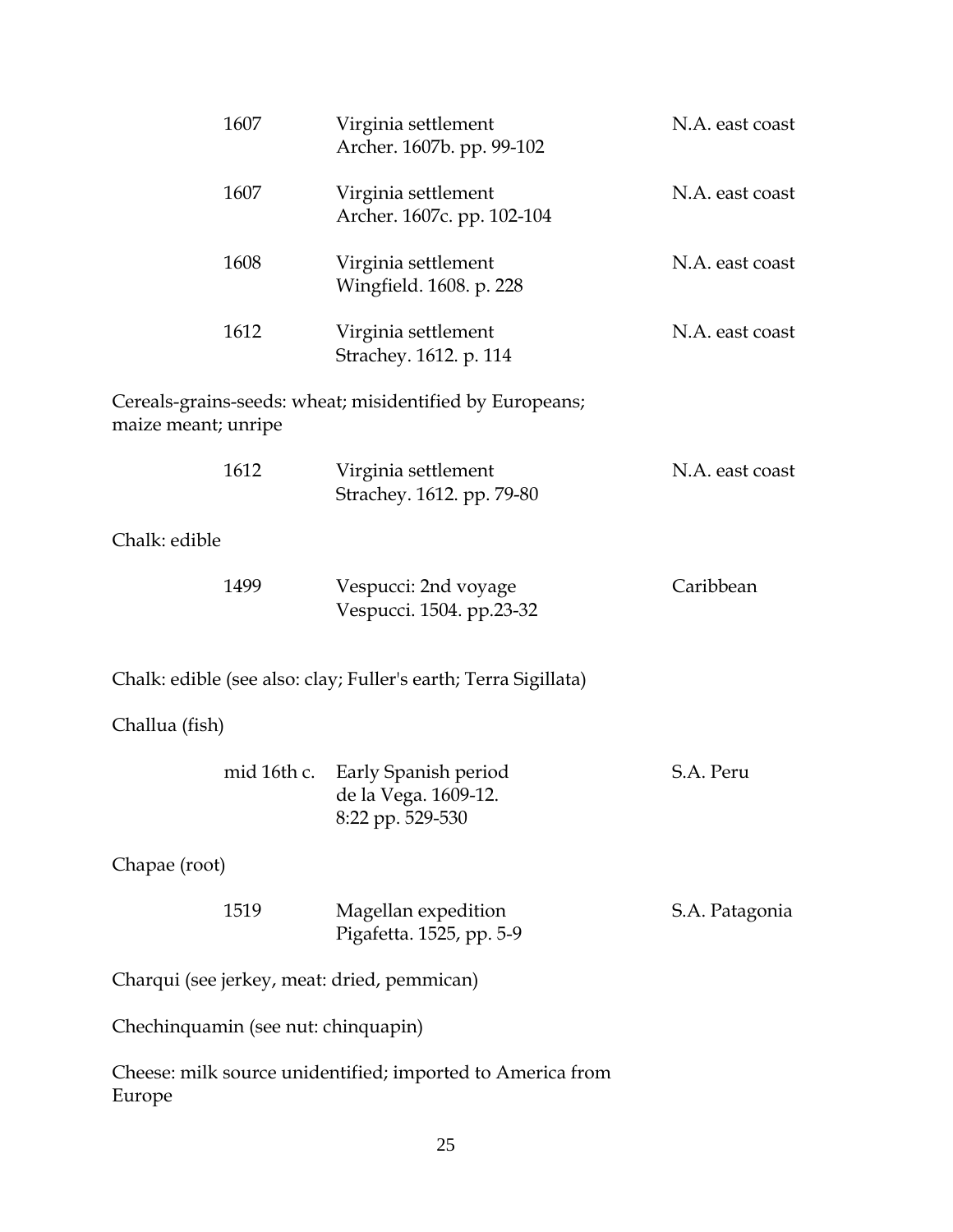| | | |
|---|---|---|
| 1607 | Virginia settlement<br>Archer. 1607b. pp. 99-102 | N.A. east coast |
| 1607 | Virginia settlement<br>Archer. 1607c. pp. 102-104 | N.A. east coast |
| 1608 | Virginia settlement<br>Wingfield. 1608. p. 228 | N.A. east coast |
| 1612 | Virginia settlement<br>Strachey. 1612. p. 114 | N.A. east coast |

Cereals-grains-seeds: wheat; misidentified by Europeans; maize meant; unripe

| | | |
|---|---|---|
| 1612 | Virginia settlement<br>Strachey. 1612. pp. 79-80 | N.A. east coast |

Chalk: edible

| | | |
|---|---|---|
| 1499 | Vespucci: 2nd voyage<br>Vespucci. 1504. pp.23-32 | Caribbean |

Chalk: edible (see also: clay; Fuller's earth; Terra Sigillata)

Challua (fish)

| | | |
|---|---|---|
| mid 16th c. | Early Spanish period<br>de la Vega. 1609-12.<br>8:22 pp. 529-530 | S.A. Peru |

Chapae (root)

| | | |
|---|---|---|
| 1519 | Magellan expedition<br>Pigafetta. 1525, pp. 5-9 | S.A. Patagonia |

Charqui (see jerkey, meat: dried, pemmican)

Chechinquamin (see nut: chinquapin)

Cheese: milk source unidentified; imported to America from Europe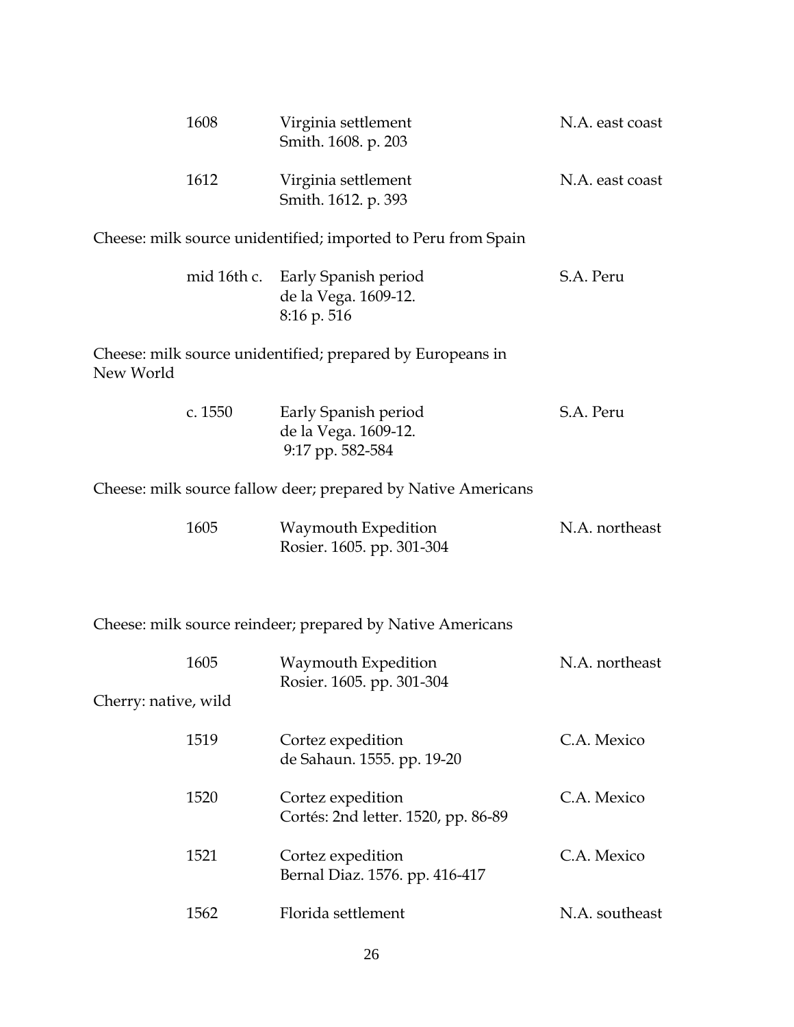| | | |
|---|---|---|
| 1608 | Virginia settlement<br>Smith. 1608. p. 203 | N.A. east coast |
| 1612 | Virginia settlement<br>Smith. 1612. p. 393 | N.A. east coast |

Cheese: milk source unidentified; imported to Peru from Spain

| | | |
|---|---|---|
| mid 16th c. | Early Spanish period<br>de la Vega. 1609-12.<br>8:16 p. 516 | S.A. Peru |

Cheese: milk source unidentified; prepared by Europeans in New World

| | | |
|---|---|---|
| c. 1550 | Early Spanish period<br>de la Vega. 1609-12.<br>9:17 pp. 582-584 | S.A. Peru |

Cheese: milk source fallow deer; prepared by Native Americans

| | | |
|---|---|---|
| 1605 | Waymouth Expedition<br>Rosier. 1605. pp. 301-304 | N.A. northeast |

Cheese: milk source reindeer; prepared by Native Americans

| | | |
|---|---|---|
| 1605 | Waymouth Expedition<br>Rosier. 1605. pp. 301-304 | N.A. northeast |

Cherry: native, wild

| | | |
|---|---|---|
| 1519 | Cortez expedition<br>de Sahaun. 1555. pp. 19-20 | C.A. Mexico |
| 1520 | Cortez expedition<br>Cortés: 2nd letter. 1520, pp. 86-89 | C.A. Mexico |
| 1521 | Cortez expedition<br>Bernal Diaz. 1576. pp. 416-417 | C.A. Mexico |
| 1562 | Florida settlement | N.A. southeast |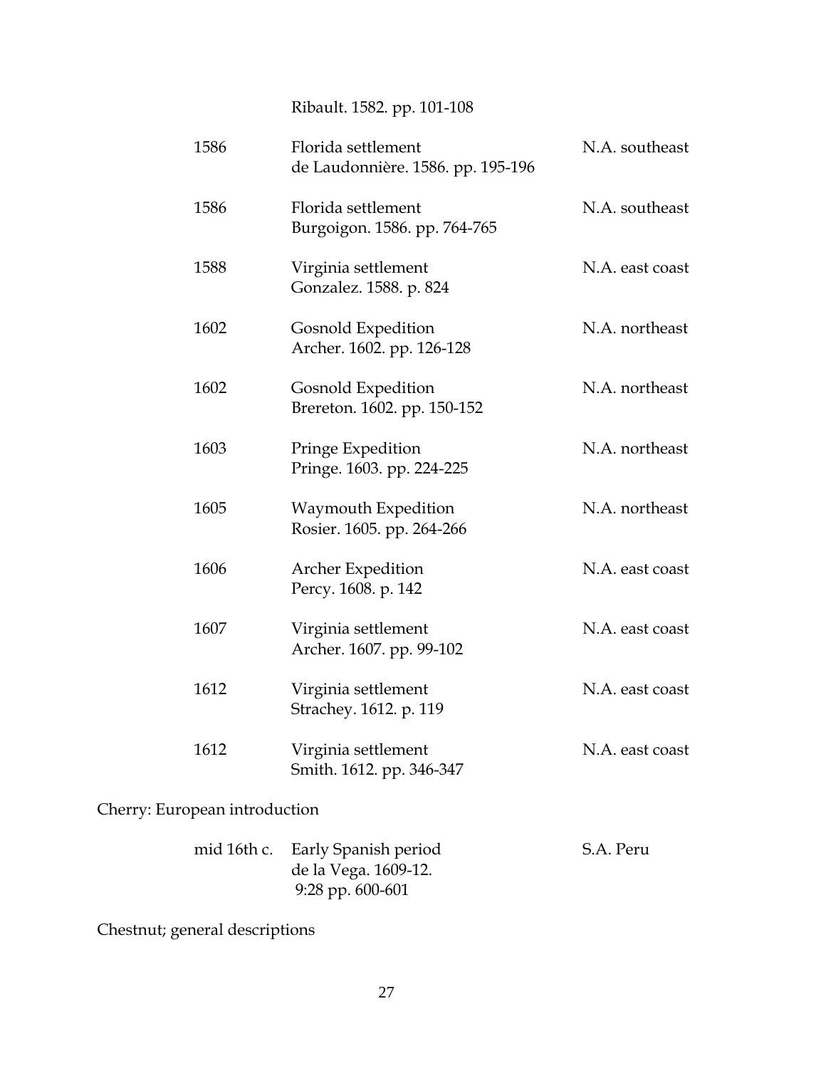Ribault. 1582. pp. 101-108

| | | |
|---|---|---|
| 1586 | Florida settlement<br>de Laudonnière. 1586. pp. 195-196 | N.A. southeast |
| 1586 | Florida settlement<br>Burgoigon. 1586. pp. 764-765 | N.A. southeast |
| 1588 | Virginia settlement<br>Gonzalez. 1588. p. 824 | N.A. east coast |
| 1602 | Gosnold Expedition<br>Archer. 1602. pp. 126-128 | N.A. northeast |
| 1602 | Gosnold Expedition<br>Brereton. 1602. pp. 150-152 | N.A. northeast |
| 1603 | Pringe Expedition<br>Pringe. 1603. pp. 224-225 | N.A. northeast |
| 1605 | Waymouth Expedition<br>Rosier. 1605. pp. 264-266 | N.A. northeast |
| 1606 | Archer Expedition<br>Percy. 1608. p. 142 | N.A. east coast |
| 1607 | Virginia settlement<br>Archer. 1607. pp. 99-102 | N.A. east coast |
| 1612 | Virginia settlement<br>Strachey. 1612. p. 119 | N.A. east coast |
| 1612 | Virginia settlement<br>Smith. 1612. pp. 346-347 | N.A. east coast |

Cherry: European introduction

| | | |
|---|---|---|
| mid 16th c. | Early Spanish period<br>de la Vega. 1609-12.<br>9:28 pp. 600-601 | S.A. Peru |

Chestnut; general descriptions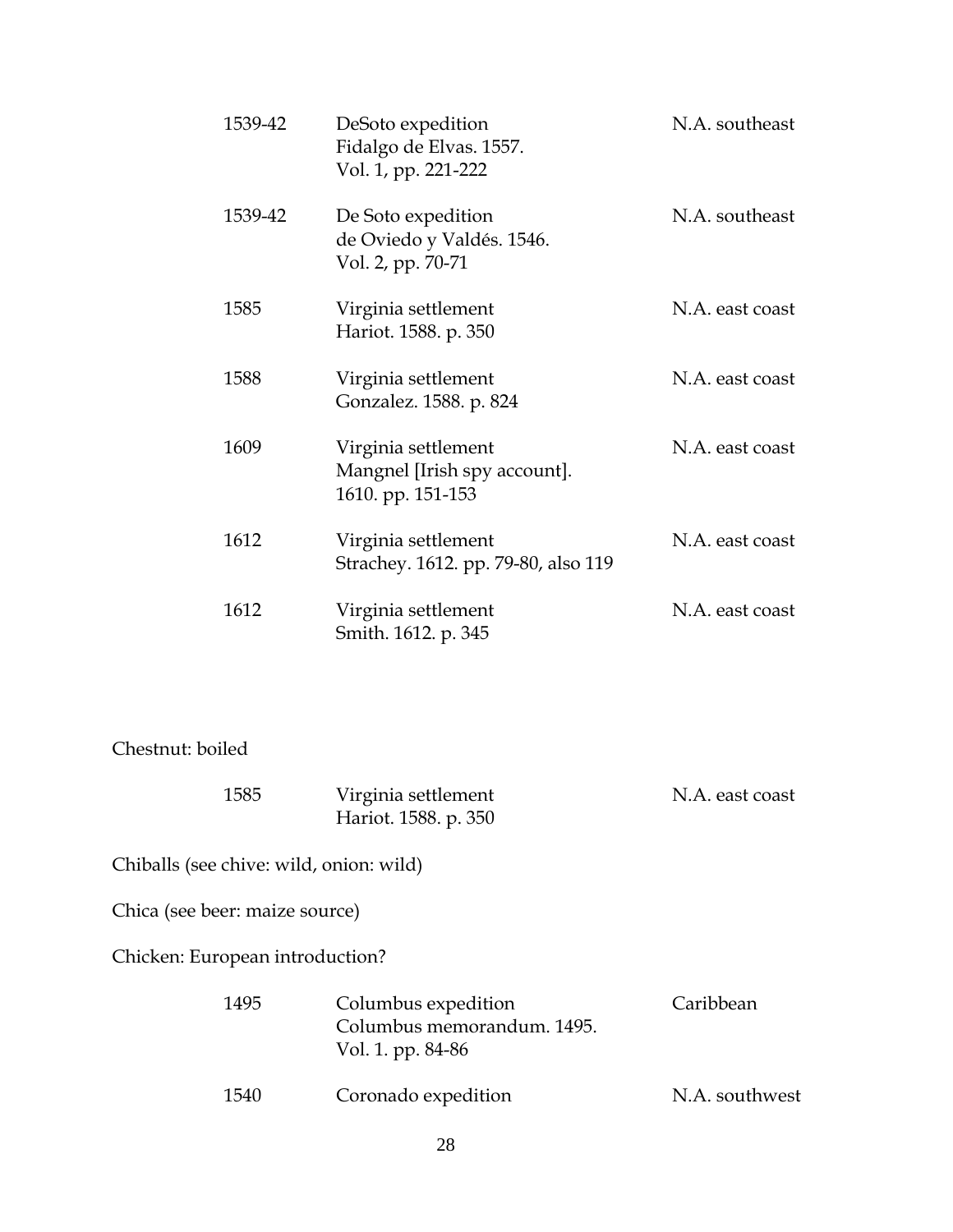| | | |
|---|---|---|
| 1539-42 | DeSoto expedition<br>Fidalgo de Elvas. 1557.<br>Vol. 1, pp. 221-222 | N.A. southeast |
| 1539-42 | De Soto expedition<br>de Oviedo y Valdés. 1546.<br>Vol. 2, pp. 70-71 | N.A. southeast |
| 1585 | Virginia settlement<br>Hariot. 1588. p. 350 | N.A. east coast |
| 1588 | Virginia settlement<br>Gonzalez. 1588. p. 824 | N.A. east coast |
| 1609 | Virginia settlement<br>Mangnel [Irish spy account].<br>1610. pp. 151-153 | N.A. east coast |
| 1612 | Virginia settlement<br>Strachey. 1612. pp. 79-80, also 119 | N.A. east coast |
| 1612 | Virginia settlement<br>Smith. 1612. p. 345 | N.A. east coast |

Chestnut: boiled

| | | |
|---|---|---|
| 1585 | Virginia settlement<br>Hariot. 1588. p. 350 | N.A. east coast |

Chiballs (see chive: wild, onion: wild)

Chica (see beer: maize source)

Chicken: European introduction?

| | | |
|---|---|---|
| 1495 | Columbus expedition<br>Columbus memorandum. 1495.<br>Vol. 1. pp. 84-86 | Caribbean |
| 1540 | Coronado expedition | N.A. southwest |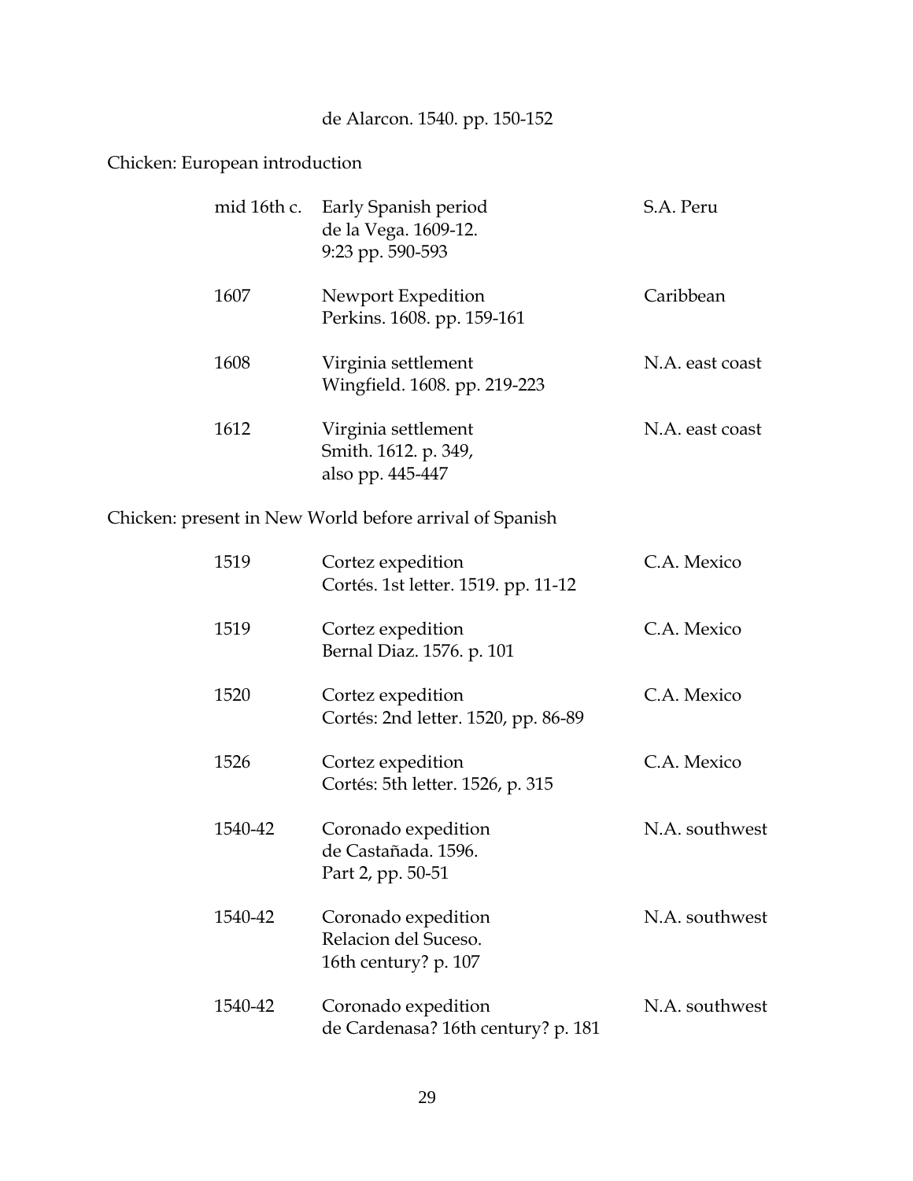de Alarcon. 1540. pp. 150-152

Chicken: European introduction

| | | |
|---|---|---|
| mid 16th c. | Early Spanish period<br>de la Vega. 1609-12.<br>9:23 pp. 590-593 | S.A. Peru |
| 1607 | Newport Expedition<br>Perkins. 1608. pp. 159-161 | Caribbean |
| 1608 | Virginia settlement<br>Wingfield. 1608. pp. 219-223 | N.A. east coast |
| 1612 | Virginia settlement<br>Smith. 1612. p. 349,<br>also pp. 445-447 | N.A. east coast |

Chicken: present in New World before arrival of Spanish

| | | |
|---|---|---|
| 1519 | Cortez expedition<br>Cortés. 1st letter. 1519. pp. 11-12 | C.A. Mexico |
| 1519 | Cortez expedition<br>Bernal Diaz. 1576. p. 101 | C.A. Mexico |
| 1520 | Cortez expedition<br>Cortés: 2nd letter. 1520, pp. 86-89 | C.A. Mexico |
| 1526 | Cortez expedition<br>Cortés: 5th letter. 1526, p. 315 | C.A. Mexico |
| 1540-42 | Coronado expedition<br>de Castañada. 1596.<br>Part 2, pp. 50-51 | N.A. southwest |
| 1540-42 | Coronado expedition<br>Relacion del Suceso.<br>16th century? p. 107 | N.A. southwest |
| 1540-42 | Coronado expedition<br>de Cardenasa? 16th century? p. 181 | N.A. southwest |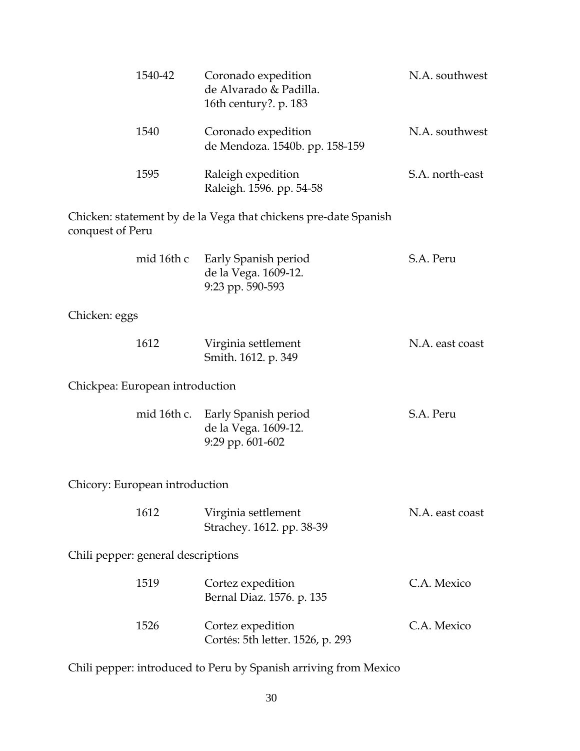| | | |
|---|---|---|
| 1540-42 | Coronado expedition<br>de Alvarado & Padilla.<br>16th century?. p. 183 | N.A. southwest |
| 1540 | Coronado expedition<br>de Mendoza. 1540b. pp. 158-159 | N.A. southwest |
| 1595 | Raleigh expedition<br>Raleigh. 1596. pp. 54-58 | S.A. north-east |

Chicken: statement by de la Vega that chickens pre-date Spanish conquest of Peru

| | | |
|---|---|---|
| mid 16th c | Early Spanish period<br>de la Vega. 1609-12.<br>9:23 pp. 590-593 | S.A. Peru |

Chicken: eggs

| | | |
|---|---|---|
| 1612 | Virginia settlement<br>Smith. 1612. p. 349 | N.A. east coast |

Chickpea: European introduction

| | | |
|---|---|---|
| mid 16th c. | Early Spanish period<br>de la Vega. 1609-12.<br>9:29 pp. 601-602 | S.A. Peru |

Chicory: European introduction

| | | |
|---|---|---|
| 1612 | Virginia settlement<br>Strachey. 1612. pp. 38-39 | N.A. east coast |

Chili pepper: general descriptions

| | | |
|---|---|---|
| 1519 | Cortez expedition<br>Bernal Diaz. 1576. p. 135 | C.A. Mexico |
| 1526 | Cortez expedition<br>Cortés: 5th letter. 1526, p. 293 | C.A. Mexico |

Chili pepper: introduced to Peru by Spanish arriving from Mexico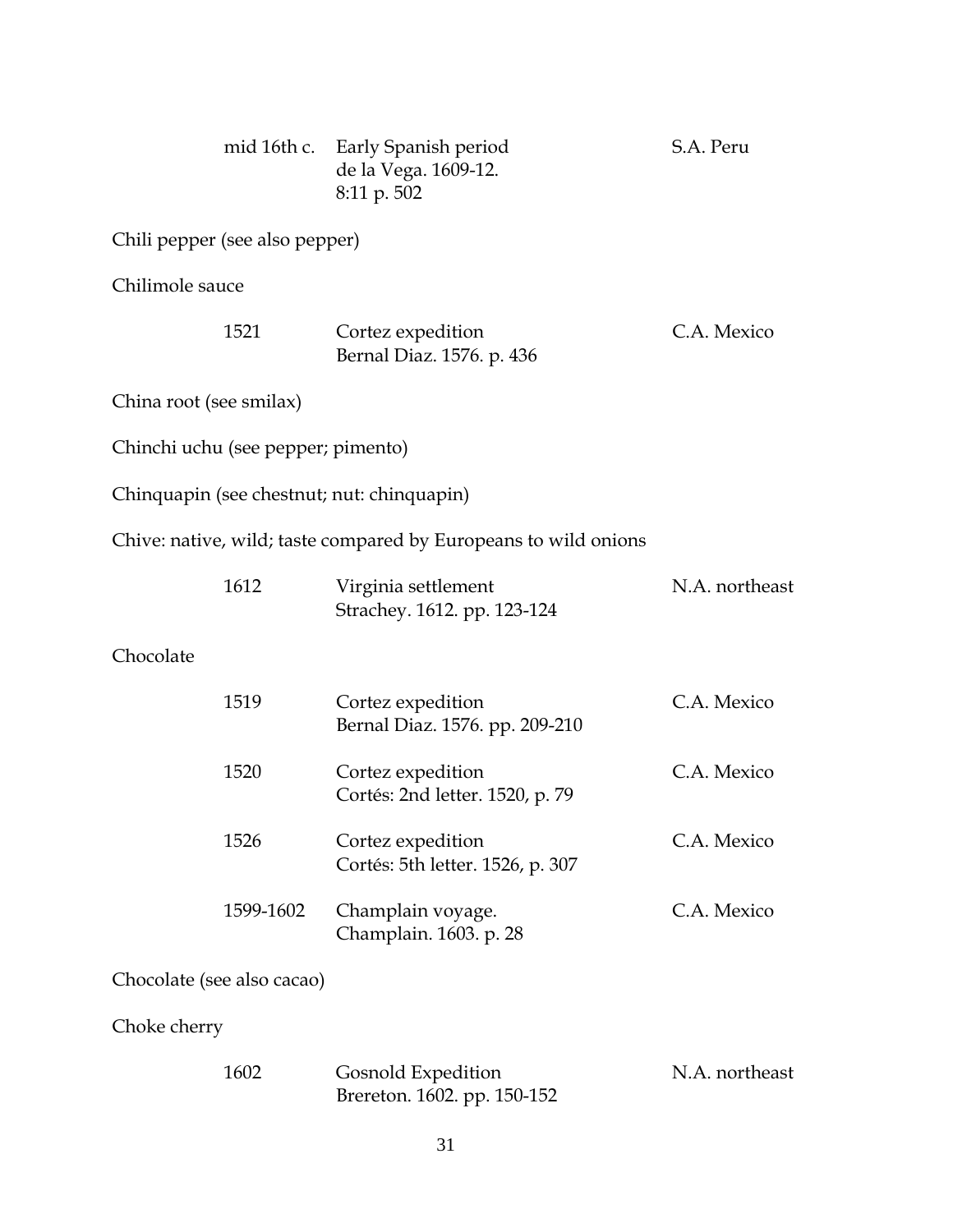| | | |
|---|---|---|
| mid 16th c. | Early Spanish period<br>de la Vega. 1609-12.<br>8:11 p. 502 | S.A. Peru |

Chili pepper (see also pepper)

Chilimole sauce

| | | |
|---|---|---|
| 1521 | Cortez expedition<br>Bernal Diaz. 1576. p. 436 | C.A. Mexico |

China root (see smilax)

Chinchi uchu (see pepper; pimento)

Chinquapin (see chestnut; nut: chinquapin)

Chive: native, wild; taste compared by Europeans to wild onions

| | | |
|---|---|---|
| 1612 | Virginia settlement<br>Strachey. 1612. pp. 123-124 | N.A. northeast |

Chocolate

| | | |
|---|---|---|
| 1519 | Cortez expedition<br>Bernal Diaz. 1576. pp. 209-210 | C.A. Mexico |
| 1520 | Cortez expedition<br>Cortés: 2nd letter. 1520, p. 79 | C.A. Mexico |
| 1526 | Cortez expedition<br>Cortés: 5th letter. 1526, p. 307 | C.A. Mexico |
| 1599-1602 | Champlain voyage.<br>Champlain. 1603. p. 28 | C.A. Mexico |

Chocolate (see also cacao)

Choke cherry

| | | |
|---|---|---|
| 1602 | Gosnold Expedition<br>Brereton. 1602. pp. 150-152 | N.A. northeast |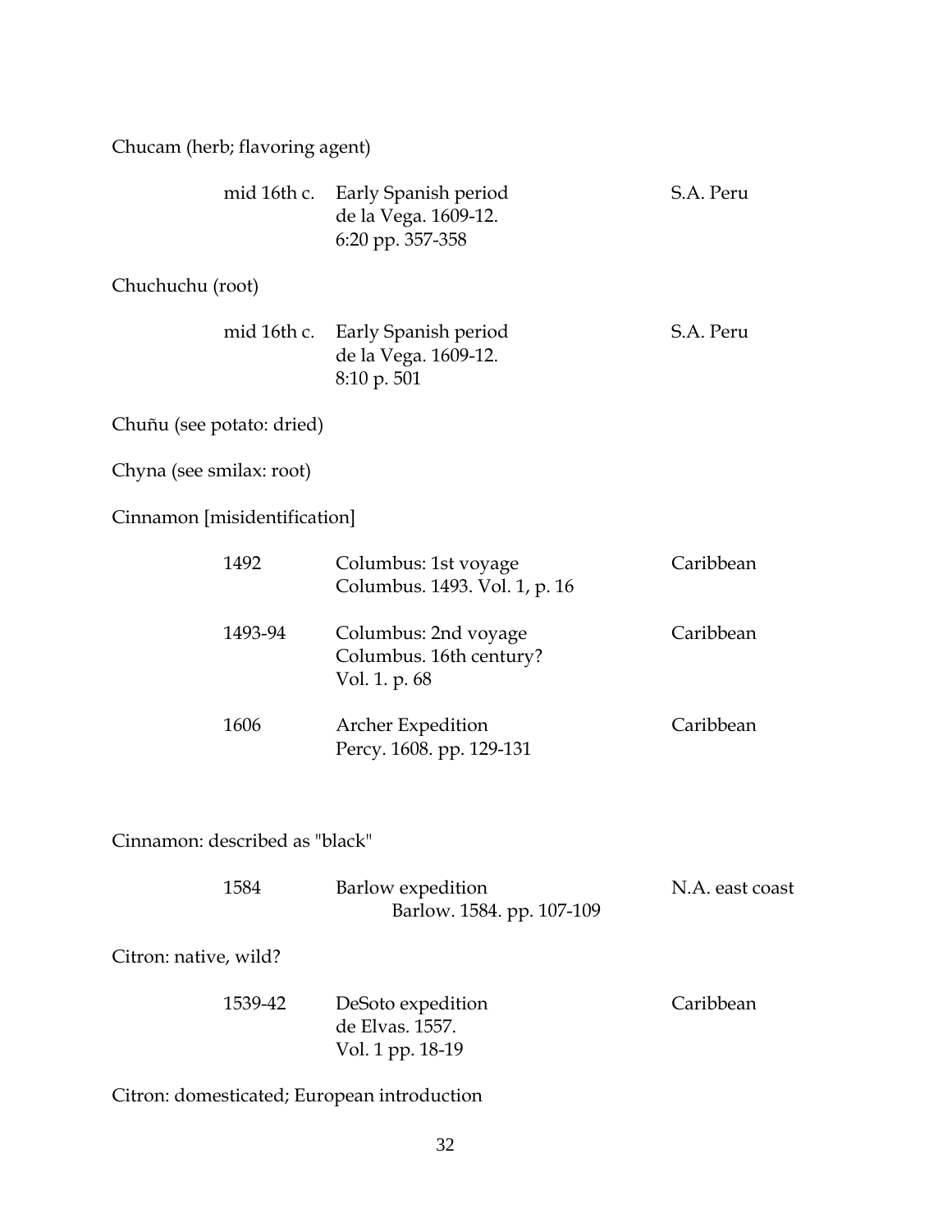Chucam (herb; flavoring agent)

| | | |
|---|---|---|
| mid 16th c. | Early Spanish period<br>de la Vega. 1609-12.<br>6:20 pp. 357-358 | S.A. Peru |

Chuchuchu (root)

| | | |
|---|---|---|
| mid 16th c. | Early Spanish period<br>de la Vega. 1609-12.<br>8:10 p. 501 | S.A. Peru |

Chuñu (see potato: dried)

Chyna (see smilax: root)

Cinnamon [misidentification]

| | | |
|---|---|---|
| 1492 | Columbus: 1st voyage<br>Columbus. 1493. Vol. 1, p. 16 | Caribbean |
| 1493-94 | Columbus: 2nd voyage<br>Columbus. 16th century?<br>Vol. 1. p. 68 | Caribbean |
| 1606 | Archer Expedition<br>Percy. 1608. pp. 129-131 | Caribbean |

Cinnamon: described as "black"

| | | |
|---|---|---|
| 1584 | Barlow expedition<br>Barlow. 1584. pp. 107-109 | N.A. east coast |

Citron: native, wild?

| | | |
|---|---|---|
| 1539-42 | DeSoto expedition<br>de Elvas. 1557.<br>Vol. 1 pp. 18-19 | Caribbean |

Citron: domesticated; European introduction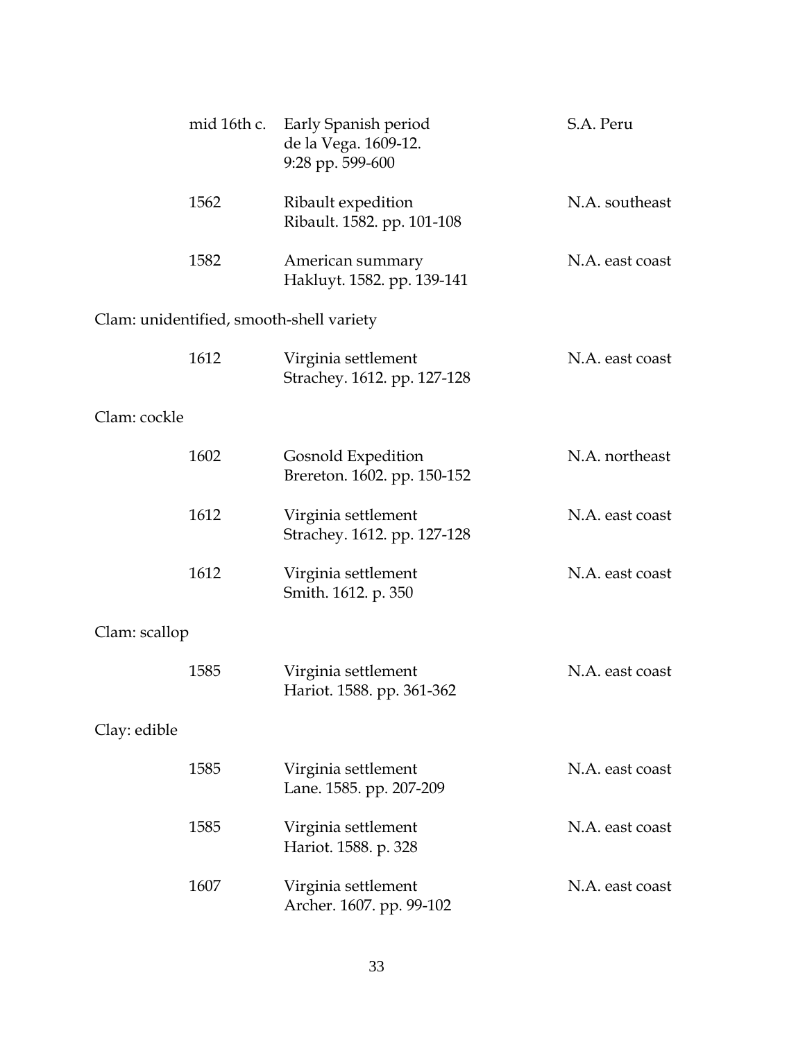| | | |
|---|---|---|
| mid 16th c. | Early Spanish period<br>de la Vega. 1609-12.<br>9:28 pp. 599-600 | S.A. Peru |
| 1562 | Ribault expedition<br>Ribault. 1582. pp. 101-108 | N.A. southeast |
| 1582 | American summary<br>Hakluyt. 1582. pp. 139-141 | N.A. east coast |

Clam: unidentified, smooth-shell variety

| | | |
|---|---|---|
| 1612 | Virginia settlement<br>Strachey. 1612. pp. 127-128 | N.A. east coast |

Clam: cockle

| | | |
|---|---|---|
| 1602 | Gosnold Expedition<br>Brereton. 1602. pp. 150-152 | N.A. northeast |
| 1612 | Virginia settlement<br>Strachey. 1612. pp. 127-128 | N.A. east coast |
| 1612 | Virginia settlement<br>Smith. 1612. p. 350 | N.A. east coast |

Clam: scallop

| | | |
|---|---|---|
| 1585 | Virginia settlement<br>Hariot. 1588. pp. 361-362 | N.A. east coast |

Clay: edible

| | | |
|---|---|---|
| 1585 | Virginia settlement<br>Lane. 1585. pp. 207-209 | N.A. east coast |
| 1585 | Virginia settlement<br>Hariot. 1588. p. 328 | N.A. east coast |
| 1607 | Virginia settlement<br>Archer. 1607. pp. 99-102 | N.A. east coast |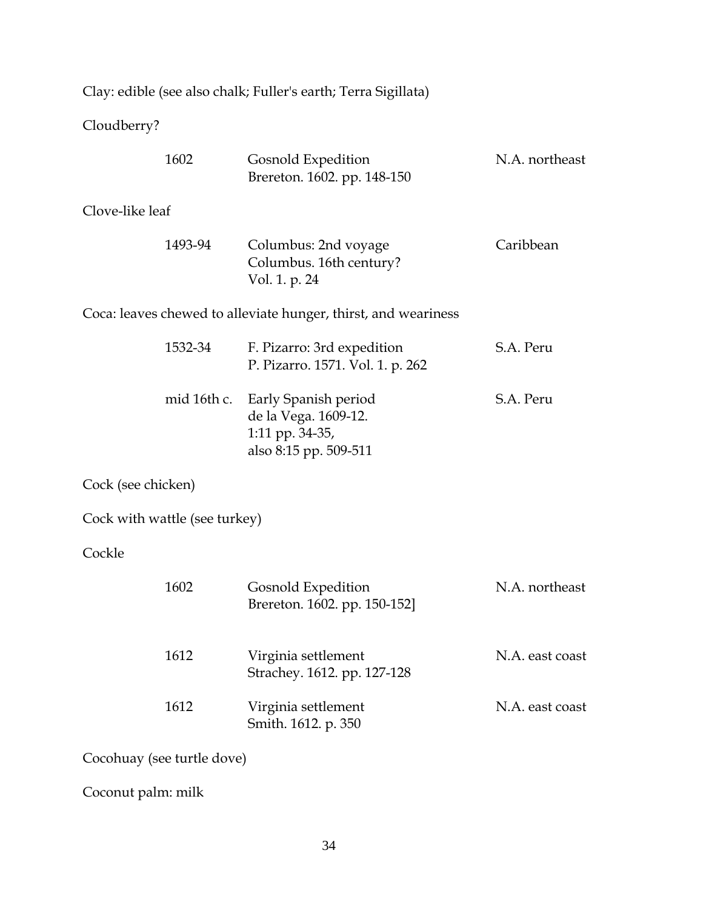Clay: edible (see also chalk; Fuller's earth; Terra Sigillata)

Cloudberry?

| | | |
|---|---|---|
| 1602 | Gosnold Expedition<br>Brereton. 1602. pp. 148-150 | N.A. northeast |

Clove-like leaf

| | | |
|---|---|---|
| 1493-94 | Columbus: 2nd voyage<br>Columbus. 16th century?<br>Vol. 1. p. 24 | Caribbean |

Coca: leaves chewed to alleviate hunger, thirst, and weariness

| | | |
|---|---|---|
| 1532-34 | F. Pizarro: 3rd expedition<br>P. Pizarro. 1571. Vol. 1. p. 262 | S.A. Peru |
| mid 16th c. | Early Spanish period<br>de la Vega. 1609-12.<br>1:11 pp. 34-35,<br>also 8:15 pp. 509-511 | S.A. Peru |

Cock (see chicken)

Cock with wattle (see turkey)

Cockle

| | | |
|---|---|---|
| 1602 | Gosnold Expedition<br>Brereton. 1602. pp. 150-152] | N.A. northeast |
| 1612 | Virginia settlement<br>Strachey. 1612. pp. 127-128 | N.A. east coast |
| 1612 | Virginia settlement<br>Smith. 1612. p. 350 | N.A. east coast |

Cocohuay (see turtle dove)

Coconut palm: milk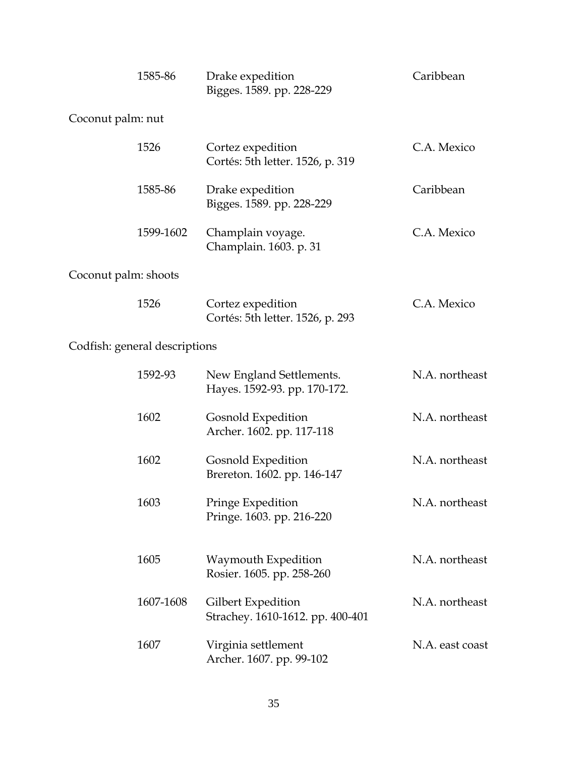| | | |
|---|---|---|
| 1585-86 | Drake expedition<br>Bigges. 1589. pp. 228-229 | Caribbean |

Coconut palm: nut

| | | |
|---|---|---|
| 1526 | Cortez expedition<br>Cortés: 5th letter. 1526, p. 319 | C.A. Mexico |
| 1585-86 | Drake expedition<br>Bigges. 1589. pp. 228-229 | Caribbean |
| 1599-1602 | Champlain voyage.<br>Champlain. 1603. p. 31 | C.A. Mexico |

Coconut palm: shoots

| | | |
|---|---|---|
| 1526 | Cortez expedition<br>Cortés: 5th letter. 1526, p. 293 | C.A. Mexico |

Codfish: general descriptions

| | | |
|---|---|---|
| 1592-93 | New England Settlements.<br>Hayes. 1592-93. pp. 170-172. | N.A. northeast |
| 1602 | Gosnold Expedition<br>Archer. 1602. pp. 117-118 | N.A. northeast |
| 1602 | Gosnold Expedition<br>Brereton. 1602. pp. 146-147 | N.A. northeast |
| 1603 | Pringe Expedition<br>Pringe. 1603. pp. 216-220 | N.A. northeast |
| 1605 | Waymouth Expedition<br>Rosier. 1605. pp. 258-260 | N.A. northeast |
| 1607-1608 | Gilbert Expedition<br>Strachey. 1610-1612. pp. 400-401 | N.A. northeast |
| 1607 | Virginia settlement<br>Archer. 1607. pp. 99-102 | N.A. east coast |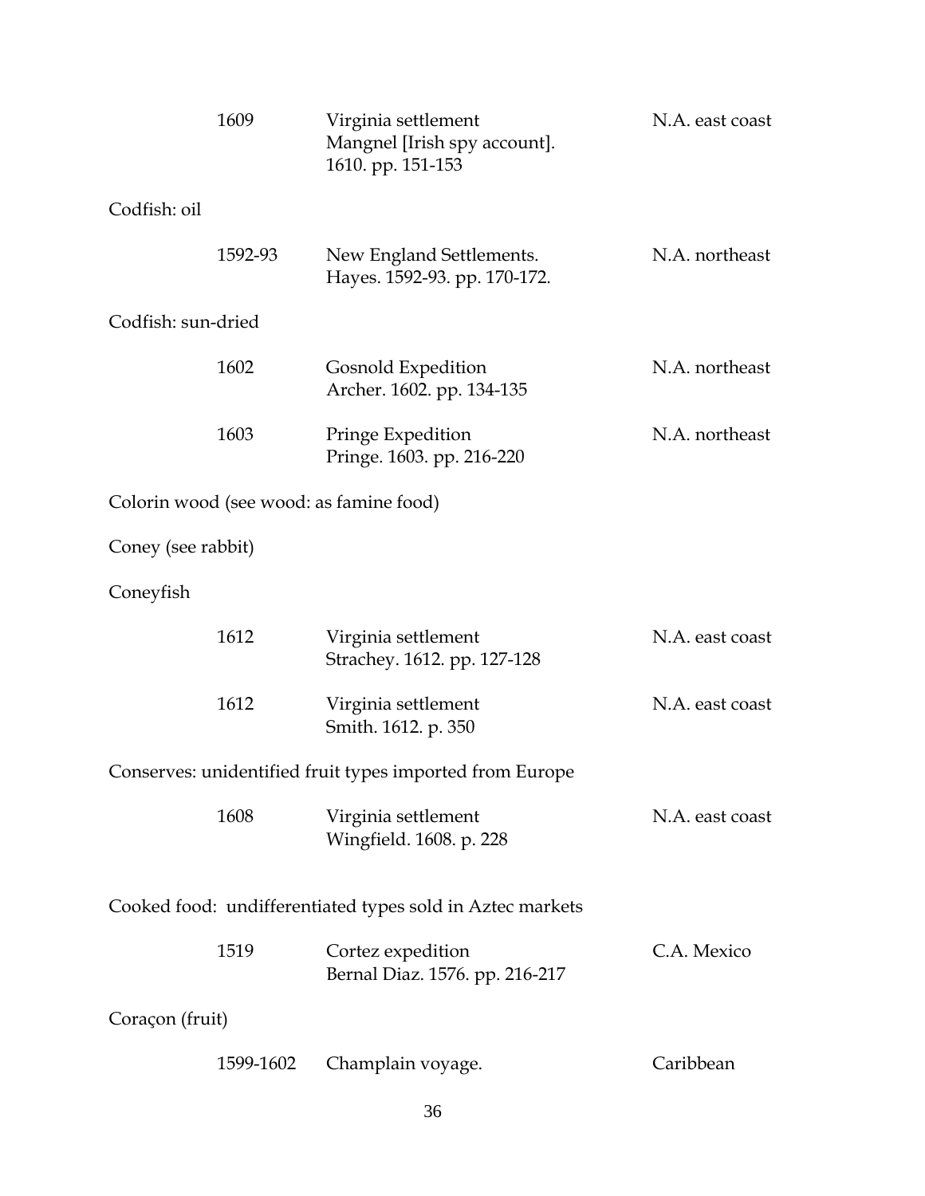| | | |
|---|---|---|
| 1609 | Virginia settlement<br>Mangnel [Irish spy account].<br>1610. pp. 151-153 | N.A. east coast |

Codfish: oil

| | | |
|---|---|---|
| 1592-93 | New England Settlements.<br>Hayes. 1592-93. pp. 170-172. | N.A. northeast |

Codfish: sun-dried

| | | |
|---|---|---|
| 1602 | Gosnold Expedition<br>Archer. 1602. pp. 134-135 | N.A. northeast |
| 1603 | Pringe Expedition<br>Pringe. 1603. pp. 216-220 | N.A. northeast |

Colorin wood (see wood: as famine food)

Coney (see rabbit)

Coneyfish

| | | |
|---|---|---|
| 1612 | Virginia settlement<br>Strachey. 1612. pp. 127-128 | N.A. east coast |
| 1612 | Virginia settlement<br>Smith. 1612. p. 350 | N.A. east coast |

Conserves: unidentified fruit types imported from Europe

| | | |
|---|---|---|
| 1608 | Virginia settlement<br>Wingfield. 1608. p. 228 | N.A. east coast |

Cooked food: undifferentiated types sold in Aztec markets

| | | |
|---|---|---|
| 1519 | Cortez expedition<br>Bernal Diaz. 1576. pp. 216-217 | C.A. Mexico |

Coraçon (fruit)

| | | |
|---|---|---|
| 1599-1602 | Champlain voyage. | Caribbean |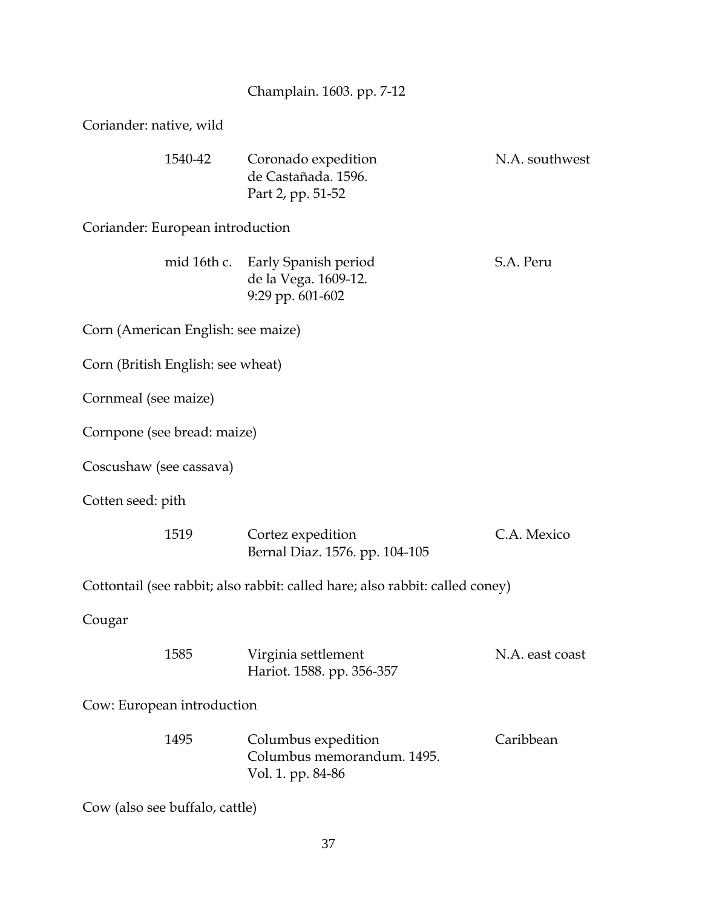Champlain. 1603. pp. 7-12

Coriander: native, wild

| | | |
|---|---|---|
| 1540-42 | Coronado expedition<br>de Castañada. 1596.<br>Part 2, pp. 51-52 | N.A. southwest |

Coriander: European introduction

| | | |
|---|---|---|
| mid 16th c. | Early Spanish period<br>de la Vega. 1609-12.<br>9:29 pp. 601-602 | S.A. Peru |

Corn (American English: see maize)

Corn (British English: see wheat)

Cornmeal (see maize)

Cornpone (see bread: maize)

Coscushaw (see cassava)

Cotten seed: pith

| | | |
|---|---|---|
| 1519 | Cortez expedition<br>Bernal Diaz. 1576. pp. 104-105 | C.A. Mexico |

Cottontail (see rabbit; also rabbit: called hare; also rabbit: called coney)

Cougar

| | | |
|---|---|---|
| 1585 | Virginia settlement<br>Hariot. 1588. pp. 356-357 | N.A. east coast |

Cow: European introduction

| | | |
|---|---|---|
| 1495 | Columbus expedition<br>Columbus memorandum. 1495.<br>Vol. 1. pp. 84-86 | Caribbean |

Cow (also see buffalo, cattle)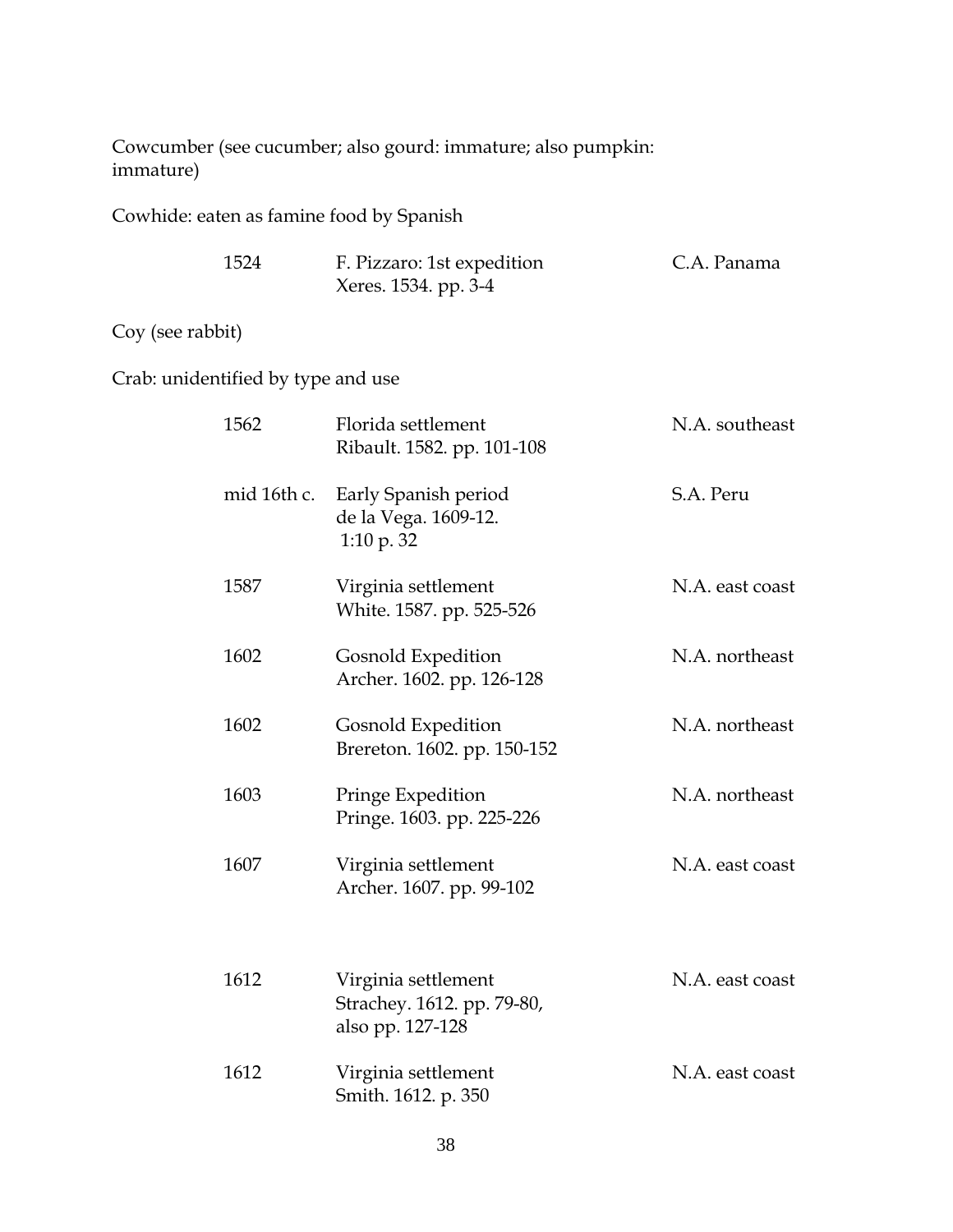Cowcumber (see cucumber; also gourd: immature; also pumpkin: immature)

Cowhide: eaten as famine food by Spanish

| | | |
|---|---|---|
| 1524 | F. Pizzaro: 1st expedition<br>Xeres. 1534. pp. 3-4 | C.A. Panama |

Coy (see rabbit)

Crab: unidentified by type and use

| | | |
|---|---|---|
| 1562 | Florida settlement<br>Ribault. 1582. pp. 101-108 | N.A. southeast |
| mid 16th c. | Early Spanish period<br>de la Vega. 1609-12.<br>1:10 p. 32 | S.A. Peru |
| 1587 | Virginia settlement<br>White. 1587. pp. 525-526 | N.A. east coast |
| 1602 | Gosnold Expedition<br>Archer. 1602. pp. 126-128 | N.A. northeast |
| 1602 | Gosnold Expedition<br>Brereton. 1602. pp. 150-152 | N.A. northeast |
| 1603 | Pringe Expedition<br>Pringe. 1603. pp. 225-226 | N.A. northeast |
| 1607 | Virginia settlement<br>Archer. 1607. pp. 99-102 | N.A. east coast |
| 1612 | Virginia settlement<br>Strachey. 1612. pp. 79-80,<br>also pp. 127-128 | N.A. east coast |
| 1612 | Virginia settlement<br>Smith. 1612. p. 350 | N.A. east coast |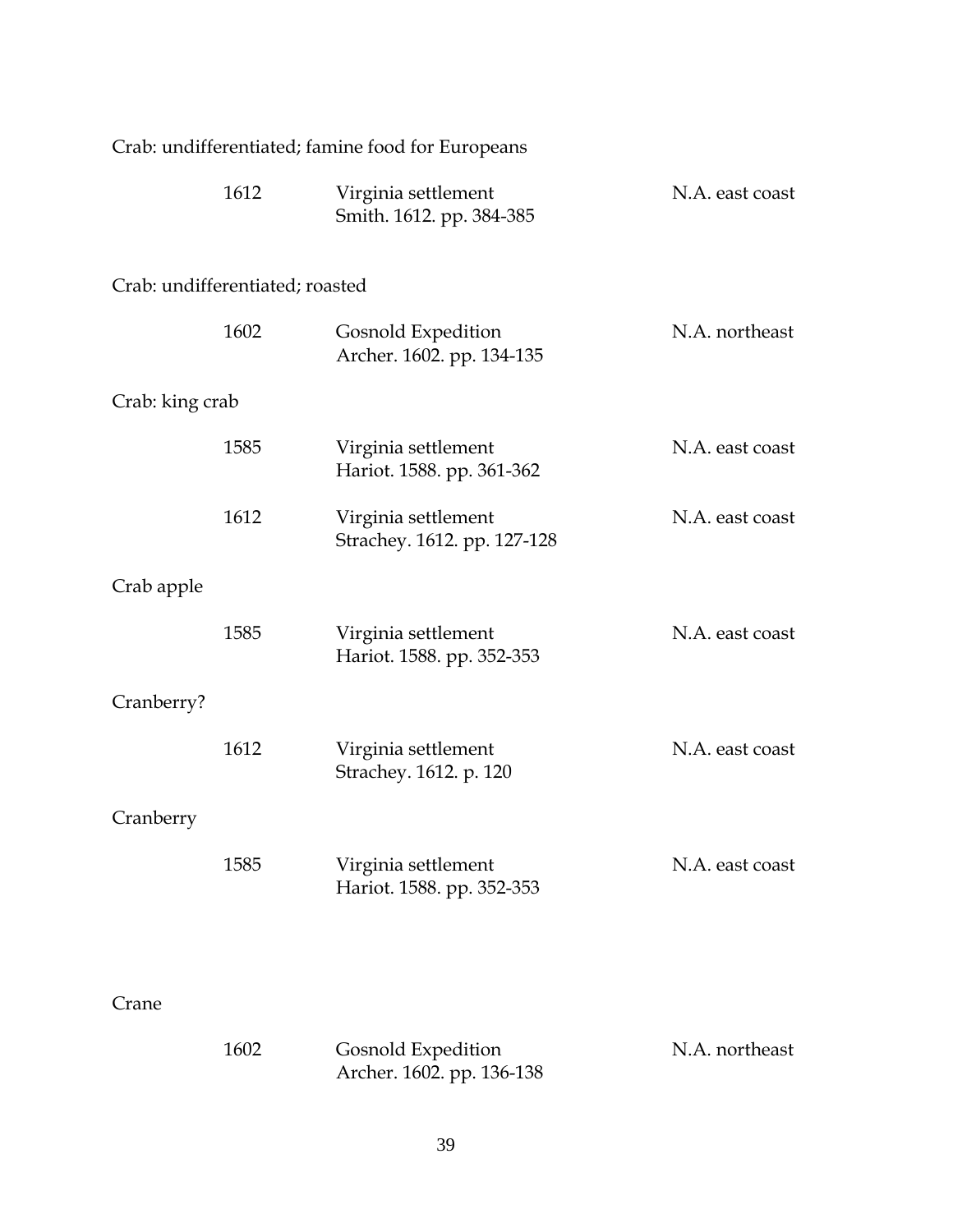Crab: undifferentiated; famine food for Europeans

| | | |
|---|---|---|
| 1612 | Virginia settlement<br>Smith. 1612. pp. 384-385 | N.A. east coast |

Crab: undifferentiated; roasted

| | | |
|---|---|---|
| 1602 | Gosnold Expedition<br>Archer. 1602. pp. 134-135 | N.A. northeast |

Crab: king crab

| | | |
|---|---|---|
| 1585 | Virginia settlement<br>Hariot. 1588. pp. 361-362 | N.A. east coast |
| 1612 | Virginia settlement<br>Strachey. 1612. pp. 127-128 | N.A. east coast |

Crab apple

| | | |
|---|---|---|
| 1585 | Virginia settlement<br>Hariot. 1588. pp. 352-353 | N.A. east coast |

Cranberry?

| | | |
|---|---|---|
| 1612 | Virginia settlement<br>Strachey. 1612. p. 120 | N.A. east coast |

Cranberry

| | | |
|---|---|---|
| 1585 | Virginia settlement<br>Hariot. 1588. pp. 352-353 | N.A. east coast |

Crane

| | | |
|---|---|---|
| 1602 | Gosnold Expedition<br>Archer. 1602. pp. 136-138 | N.A. northeast |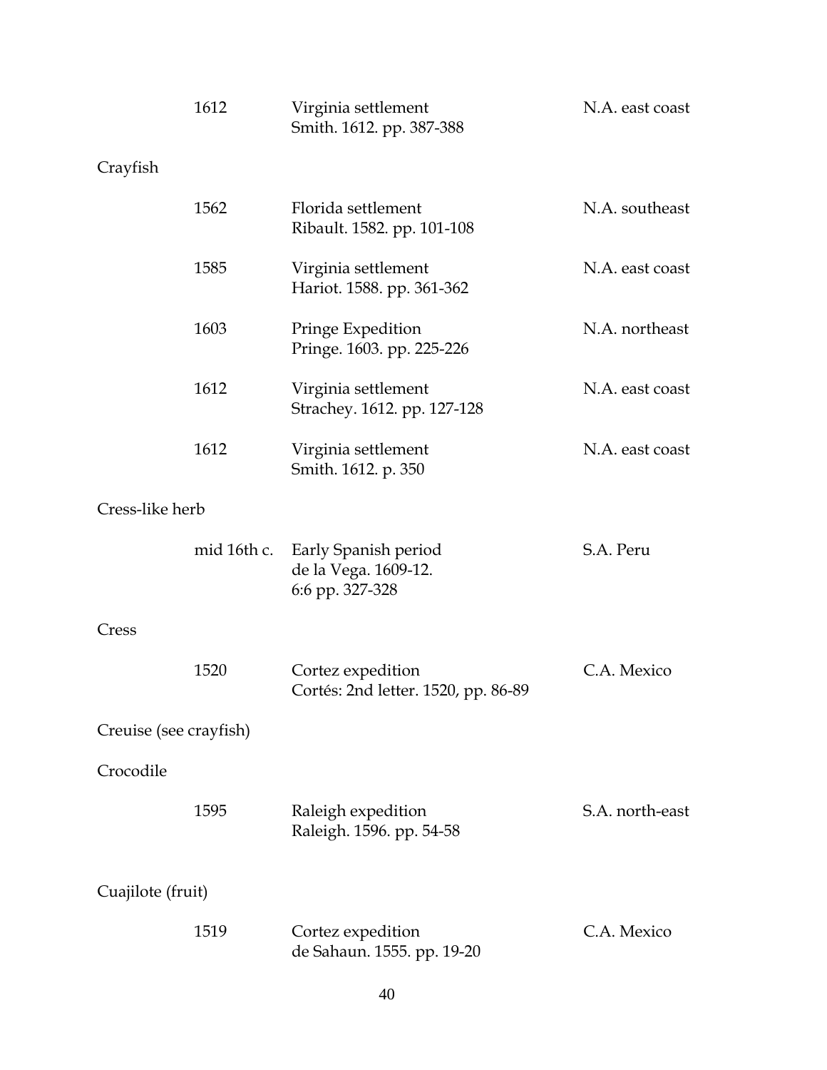| | | |
|---|---|---|
| 1612 | Virginia settlement<br>Smith. 1612. pp. 387-388 | N.A. east coast |

Crayfish

| | | |
|---|---|---|
| 1562 | Florida settlement<br>Ribault. 1582. pp. 101-108 | N.A. southeast |
| 1585 | Virginia settlement<br>Hariot. 1588. pp. 361-362 | N.A. east coast |
| 1603 | Pringe Expedition<br>Pringe. 1603. pp. 225-226 | N.A. northeast |
| 1612 | Virginia settlement<br>Strachey. 1612. pp. 127-128 | N.A. east coast |
| 1612 | Virginia settlement<br>Smith. 1612. p. 350 | N.A. east coast |

Cress-like herb

| | | |
|---|---|---|
| mid 16th c. | Early Spanish period<br>de la Vega. 1609-12.<br>6:6 pp. 327-328 | S.A. Peru |

Cress

| | | |
|---|---|---|
| 1520 | Cortez expedition<br>Cortés: 2nd letter. 1520, pp. 86-89 | C.A. Mexico |

Creuise (see crayfish)

Crocodile

| | | |
|---|---|---|
| 1595 | Raleigh expedition<br>Raleigh. 1596. pp. 54-58 | S.A. north-east |

Cuajilote (fruit)

| | | |
|---|---|---|
| 1519 | Cortez expedition<br>de Sahaun. 1555. pp. 19-20 | C.A. Mexico |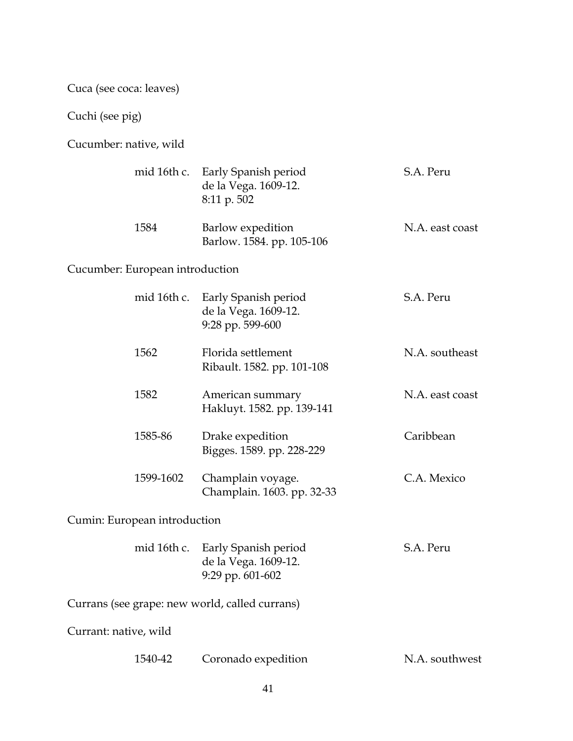Cuca (see coca: leaves)

Cuchi (see pig)

Cucumber: native, wild

| | | |
|---|---|---|
| mid 16th c. | Early Spanish period<br>de la Vega. 1609-12.<br>8:11 p. 502 | S.A. Peru |
| 1584 | Barlow expedition<br>Barlow. 1584. pp. 105-106 | N.A. east coast |

Cucumber: European introduction

| | | |
|---|---|---|
| mid 16th c. | Early Spanish period<br>de la Vega. 1609-12.<br>9:28 pp. 599-600 | S.A. Peru |
| 1562 | Florida settlement<br>Ribault. 1582. pp. 101-108 | N.A. southeast |
| 1582 | American summary<br>Hakluyt. 1582. pp. 139-141 | N.A. east coast |
| 1585-86 | Drake expedition<br>Bigges. 1589. pp. 228-229 | Caribbean |
| 1599-1602 | Champlain voyage.<br>Champlain. 1603. pp. 32-33 | C.A. Mexico |

Cumin: European introduction

| | | |
|---|---|---|
| mid 16th c. | Early Spanish period<br>de la Vega. 1609-12.<br>9:29 pp. 601-602 | S.A. Peru |

Currans (see grape: new world, called currans)

Currant: native, wild

| | | |
|---|---|---|
| 1540-42 | Coronado expedition | N.A. southwest |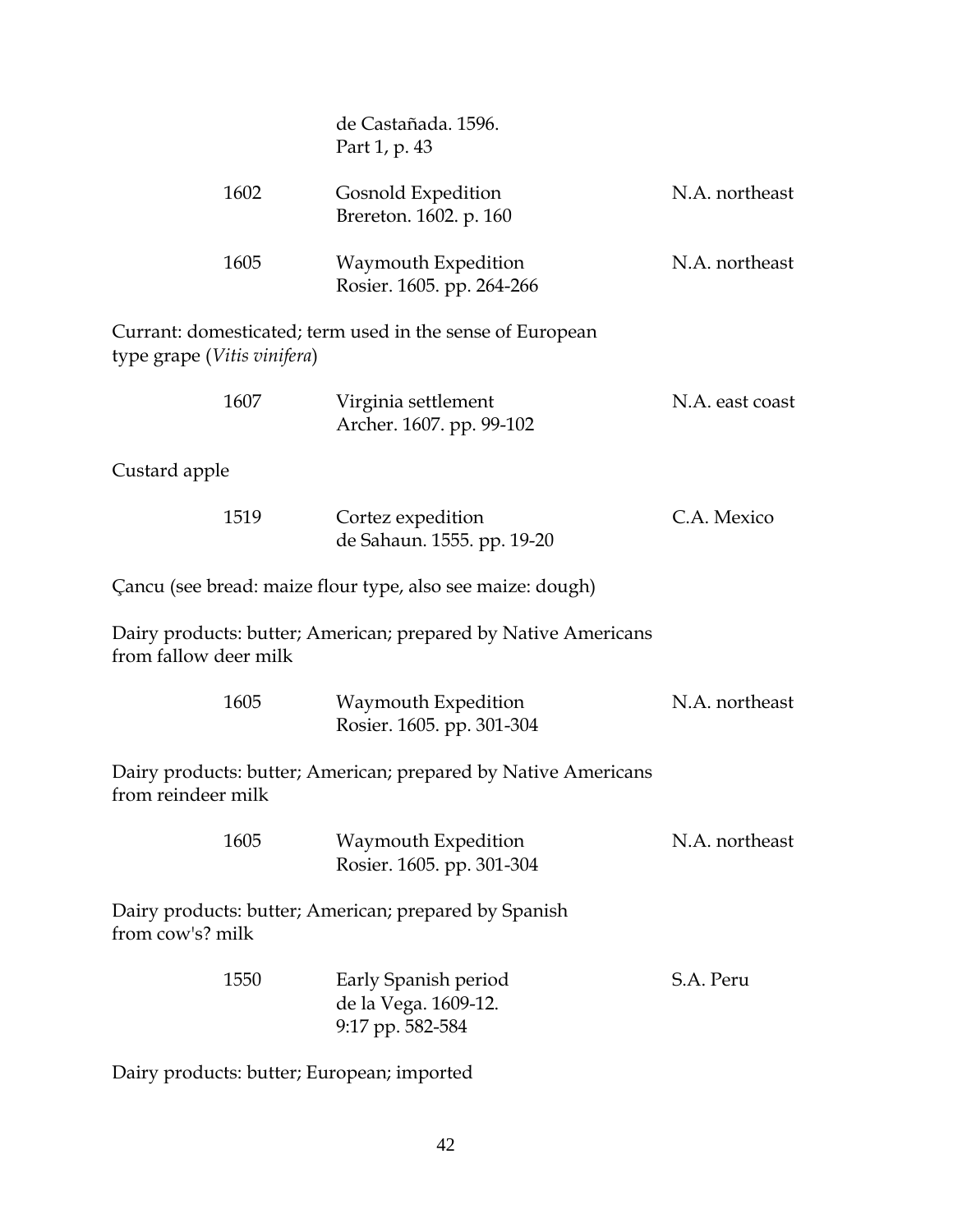de Castañada. 1596.
Part 1, p. 43

| | | |
|---|---|---|
| 1602 | Gosnold Expedition<br>Brereton. 1602. p. 160 | N.A. northeast |
| 1605 | Waymouth Expedition<br>Rosier. 1605. pp. 264-266 | N.A. northeast |

Currant: domesticated; term used in the sense of European type grape (*Vitis vinifera*)

| | | |
|---|---|---|
| 1607 | Virginia settlement<br>Archer. 1607. pp. 99-102 | N.A. east coast |

Custard apple

| | | |
|---|---|---|
| 1519 | Cortez expedition<br>de Sahaun. 1555. pp. 19-20 | C.A. Mexico |

Çancu (see bread: maize flour type, also see maize: dough)

Dairy products: butter; American; prepared by Native Americans from fallow deer milk

| | | |
|---|---|---|
| 1605 | Waymouth Expedition<br>Rosier. 1605. pp. 301-304 | N.A. northeast |

Dairy products: butter; American; prepared by Native Americans from reindeer milk

| | | |
|---|---|---|
| 1605 | Waymouth Expedition<br>Rosier. 1605. pp. 301-304 | N.A. northeast |

Dairy products: butter; American; prepared by Spanish from cow's? milk

| | | |
|---|---|---|
| 1550 | Early Spanish period<br>de la Vega. 1609-12.<br>9:17 pp. 582-584 | S.A. Peru |

Dairy products: butter; European; imported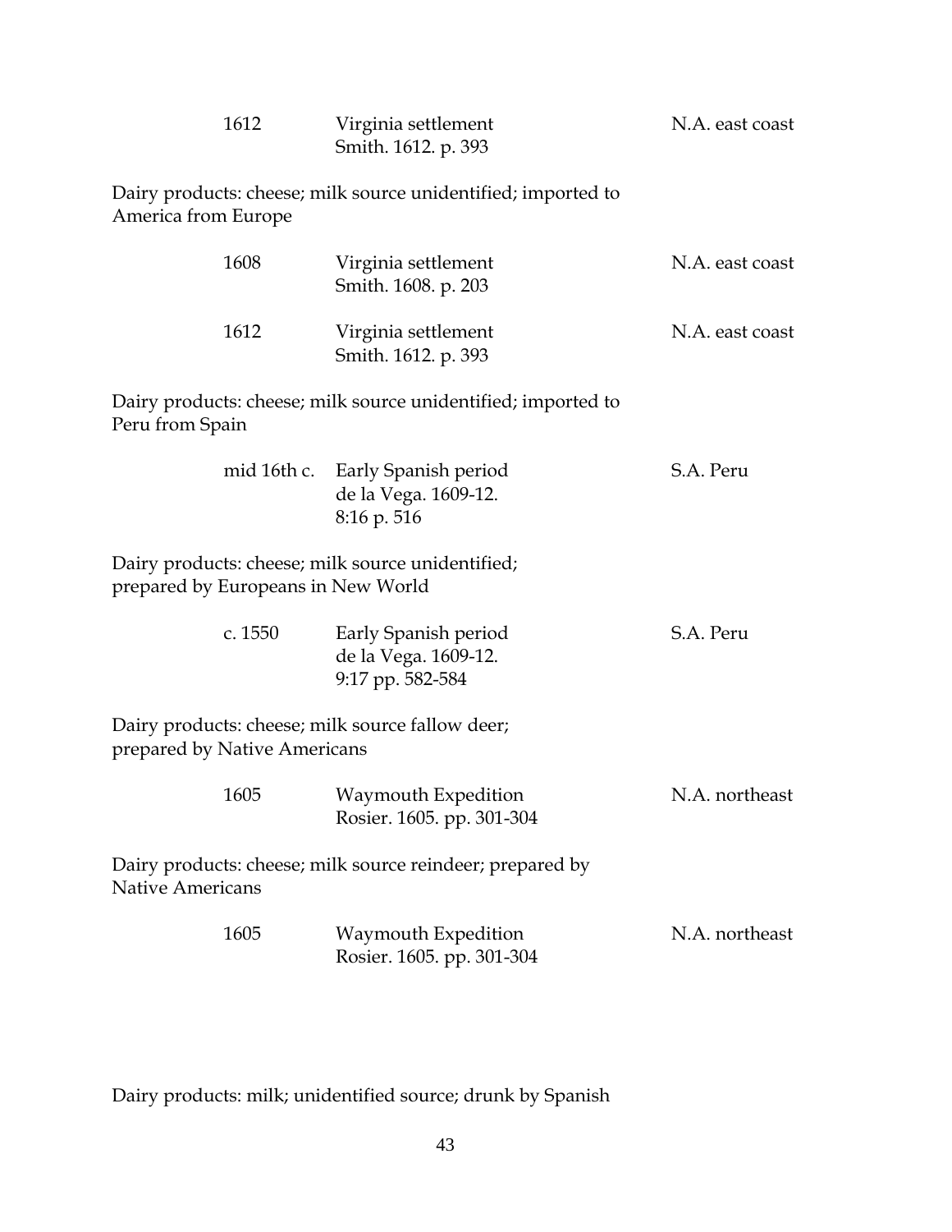| | | |
|---|---|---|
| 1612 | Virginia settlement<br>Smith. 1612. p. 393 | N.A. east coast |

Dairy products: cheese; milk source unidentified; imported to America from Europe

| | | |
|---|---|---|
| 1608 | Virginia settlement<br>Smith. 1608. p. 203 | N.A. east coast |
| 1612 | Virginia settlement<br>Smith. 1612. p. 393 | N.A. east coast |

Dairy products: cheese; milk source unidentified; imported to Peru from Spain

| | | |
|---|---|---|
| mid 16th c. | Early Spanish period<br>de la Vega. 1609-12.<br>8:16 p. 516 | S.A. Peru |

Dairy products: cheese; milk source unidentified; prepared by Europeans in New World

| | | |
|---|---|---|
| c. 1550 | Early Spanish period<br>de la Vega. 1609-12.<br>9:17 pp. 582-584 | S.A. Peru |

Dairy products: cheese; milk source fallow deer; prepared by Native Americans

| | | |
|---|---|---|
| 1605 | Waymouth Expedition<br>Rosier. 1605. pp. 301-304 | N.A. northeast |

Dairy products: cheese; milk source reindeer; prepared by Native Americans

| | | |
|---|---|---|
| 1605 | Waymouth Expedition<br>Rosier. 1605. pp. 301-304 | N.A. northeast |

Dairy products: milk; unidentified source; drunk by Spanish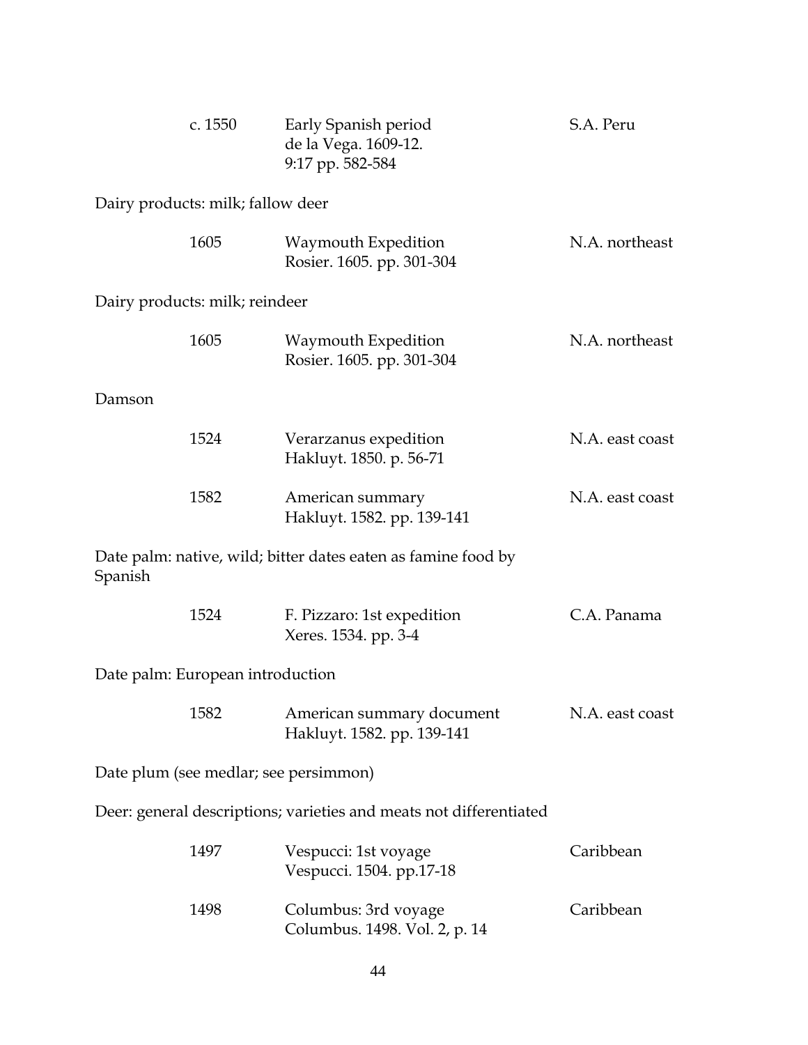| | | |
|---|---|---|
| c. 1550 | Early Spanish period<br>de la Vega. 1609-12.<br>9:17 pp. 582-584 | S.A. Peru |

Dairy products: milk; fallow deer

| | | |
|---|---|---|
| 1605 | Waymouth Expedition<br>Rosier. 1605. pp. 301-304 | N.A. northeast |

Dairy products: milk; reindeer

| | | |
|---|---|---|
| 1605 | Waymouth Expedition<br>Rosier. 1605. pp. 301-304 | N.A. northeast |

Damson

| | | |
|---|---|---|
| 1524 | Verarzanus expedition<br>Hakluyt. 1850. p. 56-71 | N.A. east coast |
| 1582 | American summary<br>Hakluyt. 1582. pp. 139-141 | N.A. east coast |

Date palm: native, wild; bitter dates eaten as famine food by Spanish

| | | |
|---|---|---|
| 1524 | F. Pizzaro: 1st expedition<br>Xeres. 1534. pp. 3-4 | C.A. Panama |

Date palm: European introduction

| | | |
|---|---|---|
| 1582 | American summary document<br>Hakluyt. 1582. pp. 139-141 | N.A. east coast |

Date plum (see medlar; see persimmon)

Deer: general descriptions; varieties and meats not differentiated

| | | |
|---|---|---|
| 1497 | Vespucci: 1st voyage<br>Vespucci. 1504. pp.17-18 | Caribbean |
| 1498 | Columbus: 3rd voyage<br>Columbus. 1498. Vol. 2, p. 14 | Caribbean |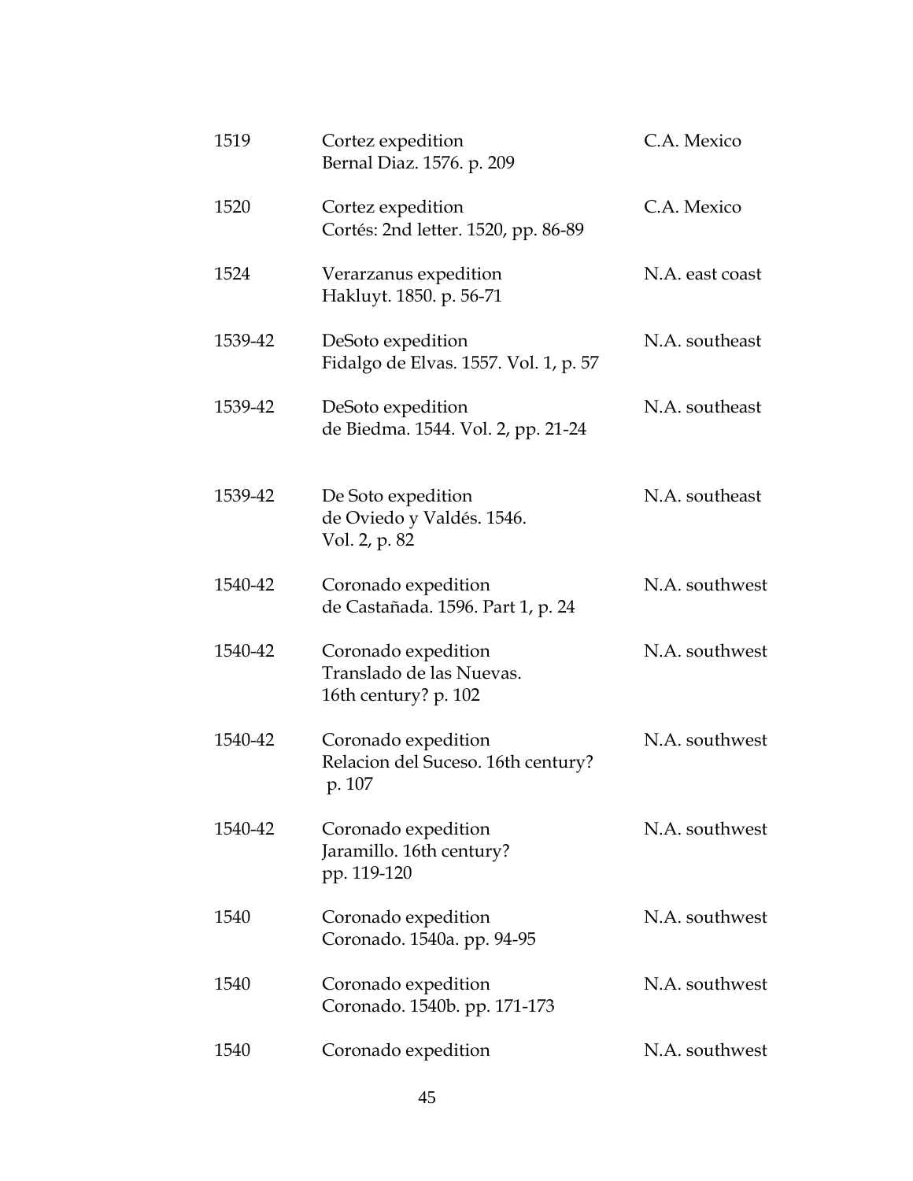| | | |
|---|---|---|
| 1519 | Cortez expedition<br>Bernal Diaz. 1576. p. 209 | C.A. Mexico |
| 1520 | Cortez expedition<br>Cortés: 2nd letter. 1520, pp. 86-89 | C.A. Mexico |
| 1524 | Verarzanus expedition<br>Hakluyt. 1850. p. 56-71 | N.A. east coast |
| 1539-42 | DeSoto expedition<br>Fidalgo de Elvas. 1557. Vol. 1, p. 57 | N.A. southeast |
| 1539-42 | DeSoto expedition<br>de Biedma. 1544. Vol. 2, pp. 21-24 | N.A. southeast |
| 1539-42 | De Soto expedition<br>de Oviedo y Valdés. 1546.<br>Vol. 2, p. 82 | N.A. southeast |
| 1540-42 | Coronado expedition<br>de Castañada. 1596. Part 1, p. 24 | N.A. southwest |
| 1540-42 | Coronado expedition<br>Translado de las Nuevas.<br>16th century? p. 102 | N.A. southwest |
| 1540-42 | Coronado expedition<br>Relacion del Suceso. 16th century?<br>p. 107 | N.A. southwest |
| 1540-42 | Coronado expedition<br>Jaramillo. 16th century?<br>pp. 119-120 | N.A. southwest |
| 1540 | Coronado expedition<br>Coronado. 1540a. pp. 94-95 | N.A. southwest |
| 1540 | Coronado expedition<br>Coronado. 1540b. pp. 171-173 | N.A. southwest |
| 1540 | Coronado expedition | N.A. southwest |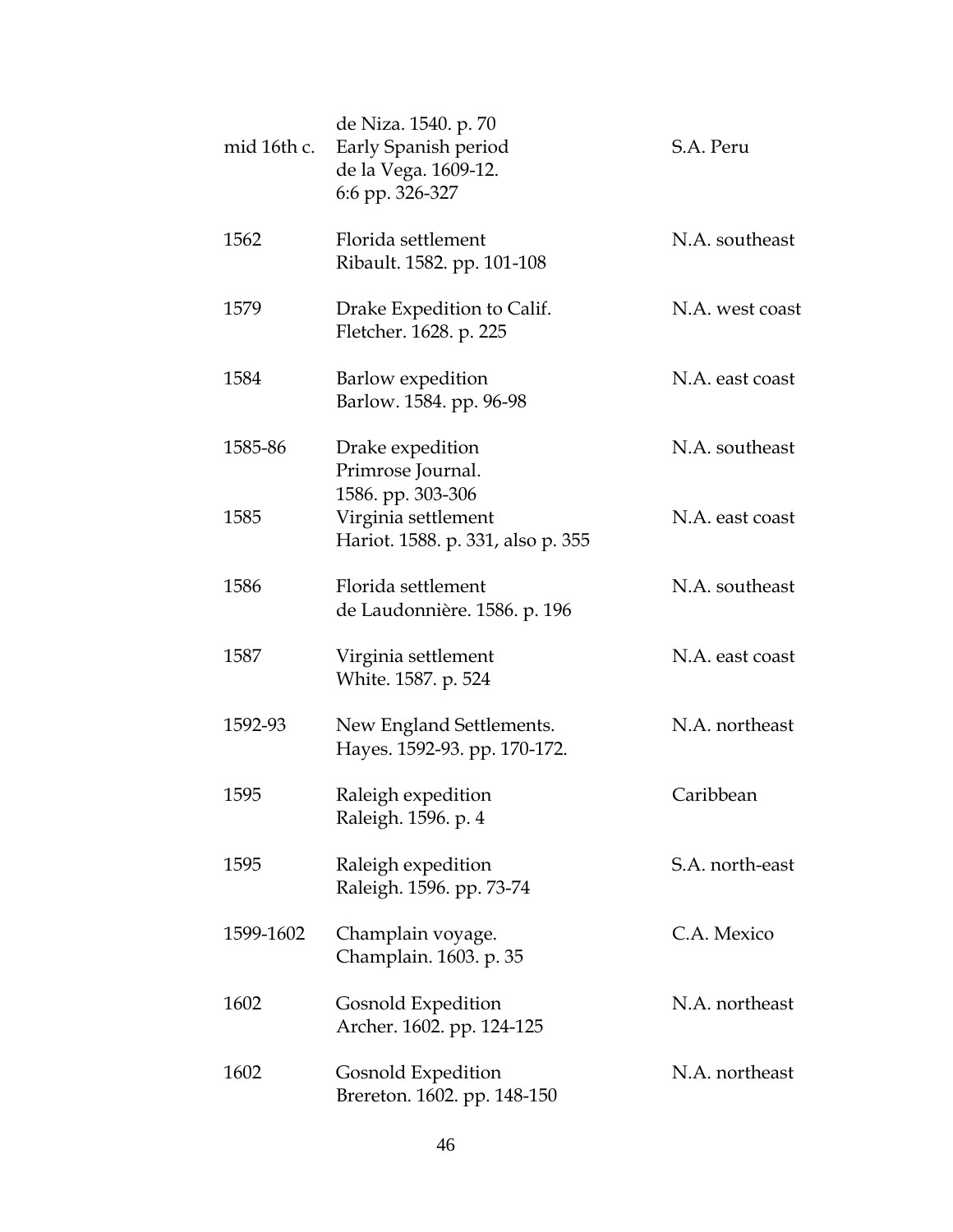| | | |
|---|---|---|
| | de Niza. 1540. p. 70 | |
| mid 16th c. | Early Spanish period<br>de la Vega. 1609-12.<br>6:6 pp. 326-327 | S.A. Peru |
| 1562 | Florida settlement<br>Ribault. 1582. pp. 101-108 | N.A. southeast |
| 1579 | Drake Expedition to Calif.<br>Fletcher. 1628. p. 225 | N.A. west coast |
| 1584 | Barlow expedition<br>Barlow. 1584. pp. 96-98 | N.A. east coast |
| 1585-86 | Drake expedition<br>Primrose Journal.<br>1586. pp. 303-306 | N.A. southeast |
| 1585 | Virginia settlement<br>Hariot. 1588. p. 331, also p. 355 | N.A. east coast |
| 1586 | Florida settlement<br>de Laudonnière. 1586. p. 196 | N.A. southeast |
| 1587 | Virginia settlement<br>White. 1587. p. 524 | N.A. east coast |
| 1592-93 | New England Settlements.<br>Hayes. 1592-93. pp. 170-172. | N.A. northeast |
| 1595 | Raleigh expedition<br>Raleigh. 1596. p. 4 | Caribbean |
| 1595 | Raleigh expedition<br>Raleigh. 1596. pp. 73-74 | S.A. north-east |
| 1599-1602 | Champlain voyage.<br>Champlain. 1603. p. 35 | C.A. Mexico |
| 1602 | Gosnold Expedition<br>Archer. 1602. pp. 124-125 | N.A. northeast |
| 1602 | Gosnold Expedition<br>Brereton. 1602. pp. 148-150 | N.A. northeast |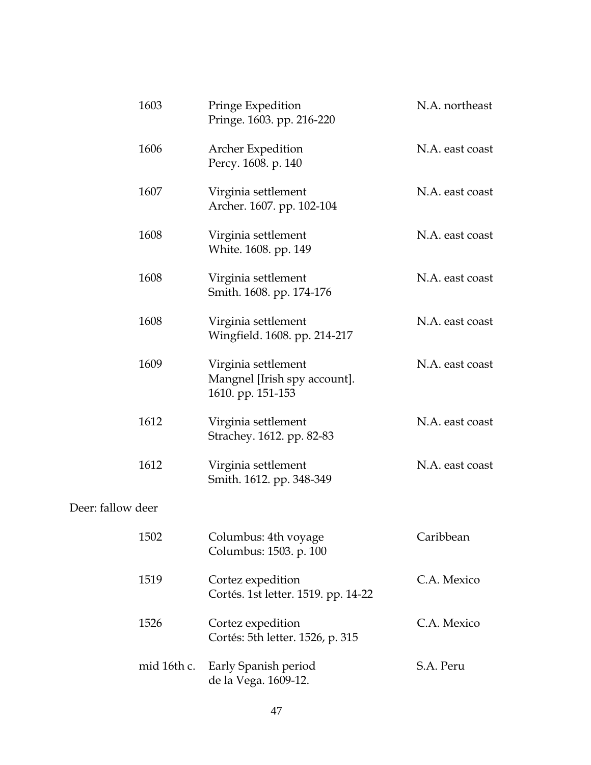| | | |
|---|---|---|
| 1603 | Pringe Expedition<br>Pringe. 1603. pp. 216-220 | N.A. northeast |
| 1606 | Archer Expedition<br>Percy. 1608. p. 140 | N.A. east coast |
| 1607 | Virginia settlement<br>Archer. 1607. pp. 102-104 | N.A. east coast |
| 1608 | Virginia settlement<br>White. 1608. pp. 149 | N.A. east coast |
| 1608 | Virginia settlement<br>Smith. 1608. pp. 174-176 | N.A. east coast |
| 1608 | Virginia settlement<br>Wingfield. 1608. pp. 214-217 | N.A. east coast |
| 1609 | Virginia settlement<br>Mangnel [Irish spy account].<br>1610. pp. 151-153 | N.A. east coast |
| 1612 | Virginia settlement<br>Strachey. 1612. pp. 82-83 | N.A. east coast |
| 1612 | Virginia settlement<br>Smith. 1612. pp. 348-349 | N.A. east coast |

Deer: fallow deer

| | | |
|---|---|---|
| 1502 | Columbus: 4th voyage<br>Columbus: 1503. p. 100 | Caribbean |
| 1519 | Cortez expedition<br>Cortés. 1st letter. 1519. pp. 14-22 | C.A. Mexico |
| 1526 | Cortez expedition<br>Cortés: 5th letter. 1526, p. 315 | C.A. Mexico |
| mid 16th c. | Early Spanish period<br>de la Vega. 1609-12. | S.A. Peru |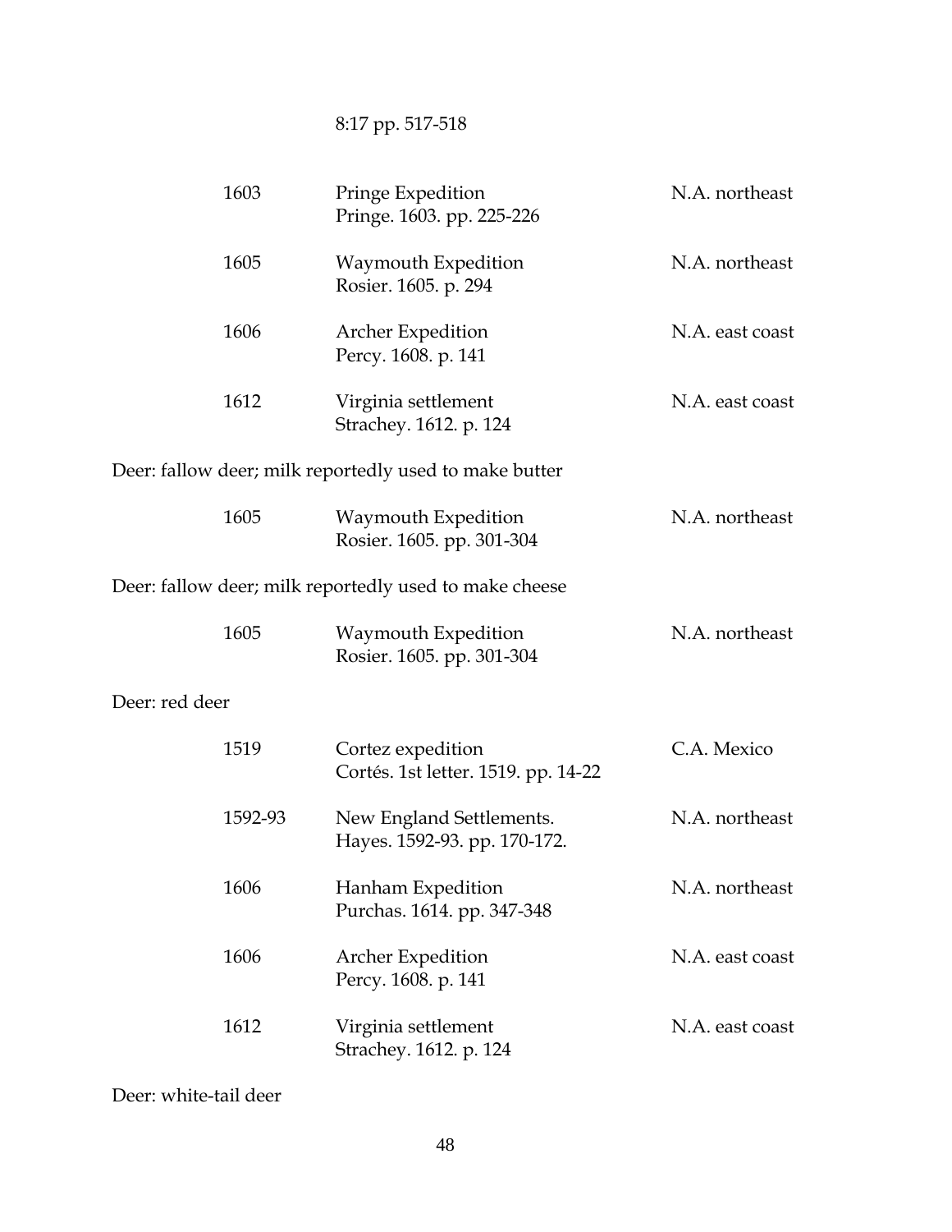8:17 pp. 517-518

| | | |
|---|---|---|
| 1603 | Pringe Expedition<br>Pringe. 1603. pp. 225-226 | N.A. northeast |
| 1605 | Waymouth Expedition<br>Rosier. 1605. p. 294 | N.A. northeast |
| 1606 | Archer Expedition<br>Percy. 1608. p. 141 | N.A. east coast |
| 1612 | Virginia settlement<br>Strachey. 1612. p. 124 | N.A. east coast |

Deer: fallow deer; milk reportedly used to make butter

| | | |
|---|---|---|
| 1605 | Waymouth Expedition<br>Rosier. 1605. pp. 301-304 | N.A. northeast |

Deer: fallow deer; milk reportedly used to make cheese

| | | |
|---|---|---|
| 1605 | Waymouth Expedition<br>Rosier. 1605. pp. 301-304 | N.A. northeast |

Deer: red deer

| | | |
|---|---|---|
| 1519 | Cortez expedition<br>Cortés. 1st letter. 1519. pp. 14-22 | C.A. Mexico |
| 1592-93 | New England Settlements.<br>Hayes. 1592-93. pp. 170-172. | N.A. northeast |
| 1606 | Hanham Expedition<br>Purchas. 1614. pp. 347-348 | N.A. northeast |
| 1606 | Archer Expedition<br>Percy. 1608. p. 141 | N.A. east coast |
| 1612 | Virginia settlement<br>Strachey. 1612. p. 124 | N.A. east coast |

Deer: white-tail deer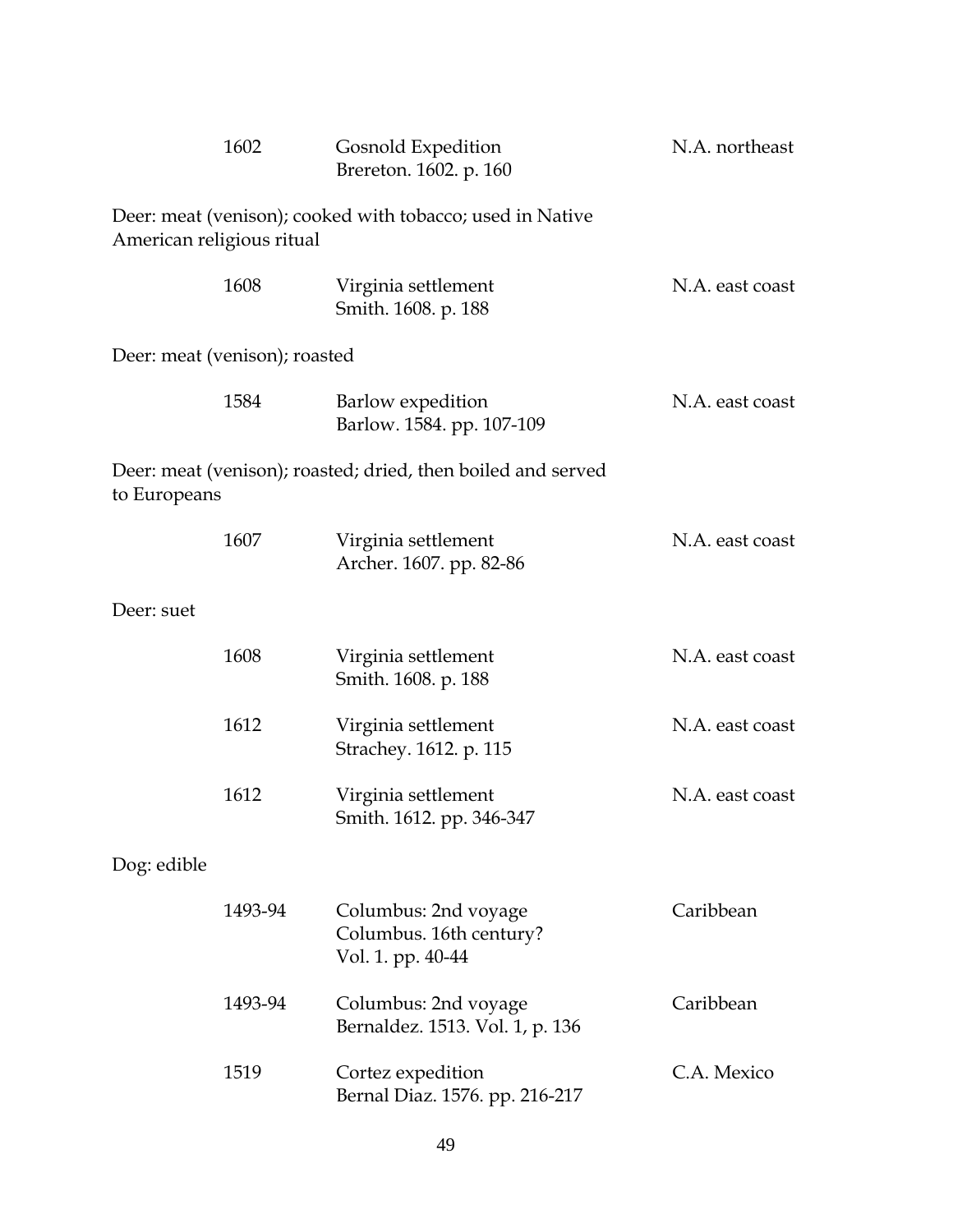| | | |
|---|---|---|
| 1602 | Gosnold Expedition<br>Brereton. 1602. p. 160 | N.A. northeast |

Deer: meat (venison); cooked with tobacco; used in Native American religious ritual

| | | |
|---|---|---|
| 1608 | Virginia settlement<br>Smith. 1608. p. 188 | N.A. east coast |

Deer: meat (venison); roasted

| | | |
|---|---|---|
| 1584 | Barlow expedition<br>Barlow. 1584. pp. 107-109 | N.A. east coast |

Deer: meat (venison); roasted; dried, then boiled and served to Europeans

| | | |
|---|---|---|
| 1607 | Virginia settlement<br>Archer. 1607. pp. 82-86 | N.A. east coast |

Deer: suet

| | | |
|---|---|---|
| 1608 | Virginia settlement<br>Smith. 1608. p. 188 | N.A. east coast |
| 1612 | Virginia settlement<br>Strachey. 1612. p. 115 | N.A. east coast |
| 1612 | Virginia settlement<br>Smith. 1612. pp. 346-347 | N.A. east coast |

Dog: edible

| | | |
|---|---|---|
| 1493-94 | Columbus: 2nd voyage<br>Columbus. 16th century?<br>Vol. 1. pp. 40-44 | Caribbean |
| 1493-94 | Columbus: 2nd voyage<br>Bernaldez. 1513. Vol. 1, p. 136 | Caribbean |
| 1519 | Cortez expedition<br>Bernal Diaz. 1576. pp. 216-217 | C.A. Mexico |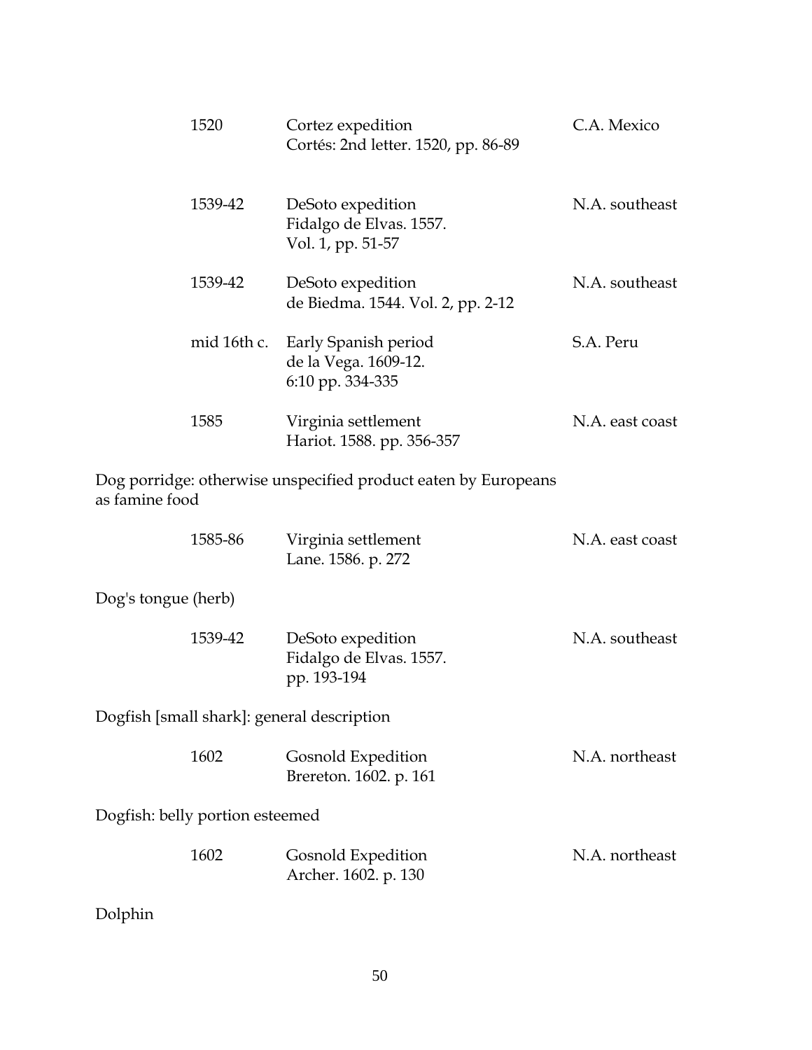| | | |
|---|---|---|
| 1520 | Cortez expedition<br>Cortés: 2nd letter. 1520, pp. 86-89 | C.A. Mexico |
| 1539-42 | DeSoto expedition<br>Fidalgo de Elvas. 1557.<br>Vol. 1, pp. 51-57 | N.A. southeast |
| 1539-42 | DeSoto expedition<br>de Biedma. 1544. Vol. 2, pp. 2-12 | N.A. southeast |
| mid 16th c. | Early Spanish period<br>de la Vega. 1609-12.<br>6:10 pp. 334-335 | S.A. Peru |
| 1585 | Virginia settlement<br>Hariot. 1588. pp. 356-357 | N.A. east coast |

Dog porridge: otherwise unspecified product eaten by Europeans as famine food

| | | |
|---|---|---|
| 1585-86 | Virginia settlement<br>Lane. 1586. p. 272 | N.A. east coast |

Dog's tongue (herb)

| | | |
|---|---|---|
| 1539-42 | DeSoto expedition<br>Fidalgo de Elvas. 1557.<br>pp. 193-194 | N.A. southeast |

Dogfish [small shark]: general description

| | | |
|---|---|---|
| 1602 | Gosnold Expedition<br>Brereton. 1602. p. 161 | N.A. northeast |

Dogfish: belly portion esteemed

| | | |
|---|---|---|
| 1602 | Gosnold Expedition<br>Archer. 1602. p. 130 | N.A. northeast |

Dolphin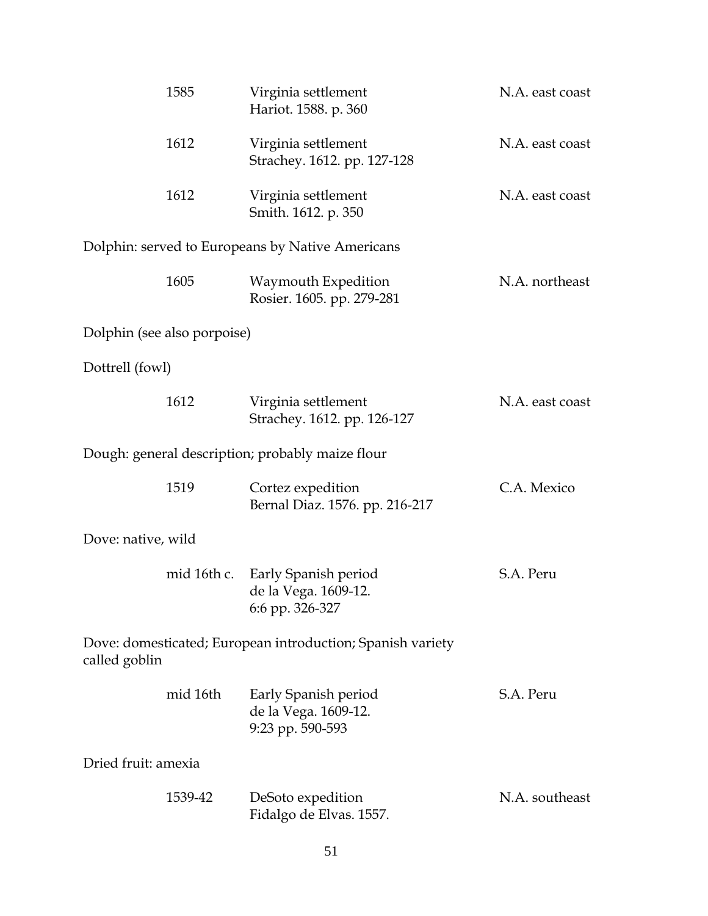| | | |
|---|---|---|
| 1585 | Virginia settlement<br>Hariot. 1588. p. 360 | N.A. east coast |
| 1612 | Virginia settlement<br>Strachey. 1612. pp. 127-128 | N.A. east coast |
| 1612 | Virginia settlement<br>Smith. 1612. p. 350 | N.A. east coast |

Dolphin: served to Europeans by Native Americans

| | | |
|---|---|---|
| 1605 | Waymouth Expedition<br>Rosier. 1605. pp. 279-281 | N.A. northeast |

Dolphin (see also porpoise)

Dottrell (fowl)

| | | |
|---|---|---|
| 1612 | Virginia settlement<br>Strachey. 1612. pp. 126-127 | N.A. east coast |

Dough: general description; probably maize flour

| | | |
|---|---|---|
| 1519 | Cortez expedition<br>Bernal Diaz. 1576. pp. 216-217 | C.A. Mexico |

Dove: native, wild

| | | |
|---|---|---|
| mid 16th c. | Early Spanish period<br>de la Vega. 1609-12.<br>6:6 pp. 326-327 | S.A. Peru |

Dove: domesticated; European introduction; Spanish variety called goblin

| | | |
|---|---|---|
| mid 16th | Early Spanish period<br>de la Vega. 1609-12.<br>9:23 pp. 590-593 | S.A. Peru |

Dried fruit: amexia

| | | |
|---|---|---|
| 1539-42 | DeSoto expedition<br>Fidalgo de Elvas. 1557. | N.A. southeast |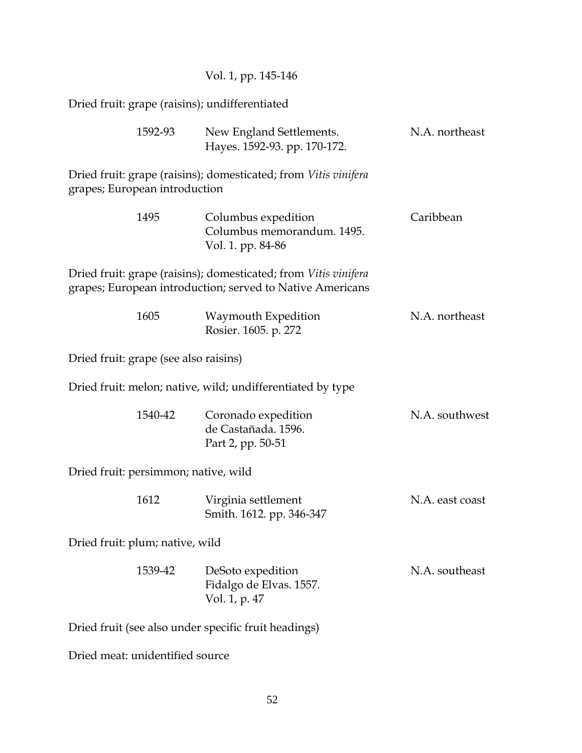Vol. 1, pp. 145-146

Dried fruit: grape (raisins); undifferentiated

| | | |
|---|---|---|
| 1592-93 | New England Settlements.<br>Hayes. 1592-93. pp. 170-172. | N.A. northeast |

Dried fruit: grape (raisins); domesticated; from *Vitis vinifera* grapes; European introduction

| | | |
|---|---|---|
| 1495 | Columbus expedition<br>Columbus memorandum. 1495.<br>Vol. 1. pp. 84-86 | Caribbean |

Dried fruit: grape (raisins); domesticated; from *Vitis vinifera* grapes; European introduction; served to Native Americans

| | | |
|---|---|---|
| 1605 | Waymouth Expedition<br>Rosier. 1605. p. 272 | N.A. northeast |

Dried fruit: grape (see also raisins)

Dried fruit: melon; native, wild; undifferentiated by type

| | | |
|---|---|---|
| 1540-42 | Coronado expedition<br>de Castañada. 1596.<br>Part 2, pp. 50-51 | N.A. southwest |

Dried fruit: persimmon; native, wild

| | | |
|---|---|---|
| 1612 | Virginia settlement<br>Smith. 1612. pp. 346-347 | N.A. east coast |

Dried fruit: plum; native, wild

| | | |
|---|---|---|
| 1539-42 | DeSoto expedition<br>Fidalgo de Elvas. 1557.<br>Vol. 1, p. 47 | N.A. southeast |

Dried fruit (see also under specific fruit headings)

Dried meat: unidentified source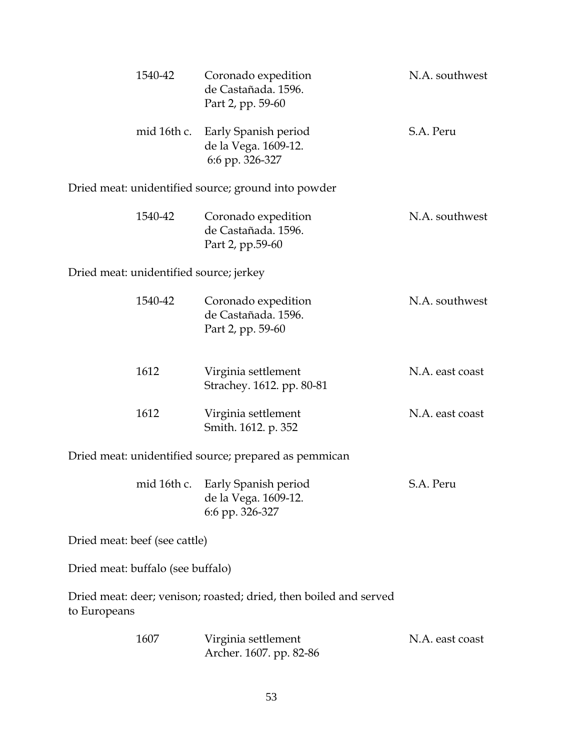| | | |
|---|---|---|
| 1540-42 | Coronado expedition<br>de Castañada. 1596.<br>Part 2, pp. 59-60 | N.A. southwest |
| mid 16th c. | Early Spanish period<br>de la Vega. 1609-12.<br>6:6 pp. 326-327 | S.A. Peru |

Dried meat: unidentified source; ground into powder

| | | |
|---|---|---|
| 1540-42 | Coronado expedition<br>de Castañada. 1596.<br>Part 2, pp.59-60 | N.A. southwest |

Dried meat: unidentified source; jerkey

| | | |
|---|---|---|
| 1540-42 | Coronado expedition<br>de Castañada. 1596.<br>Part 2, pp. 59-60 | N.A. southwest |
| 1612 | Virginia settlement<br>Strachey. 1612. pp. 80-81 | N.A. east coast |
| 1612 | Virginia settlement<br>Smith. 1612. p. 352 | N.A. east coast |

Dried meat: unidentified source; prepared as pemmican

| | | |
|---|---|---|
| mid 16th c. | Early Spanish period<br>de la Vega. 1609-12.<br>6:6 pp. 326-327 | S.A. Peru |

Dried meat: beef (see cattle)

Dried meat: buffalo (see buffalo)

Dried meat: deer; venison; roasted; dried, then boiled and served to Europeans

| | | |
|---|---|---|
| 1607 | Virginia settlement<br>Archer. 1607. pp. 82-86 | N.A. east coast |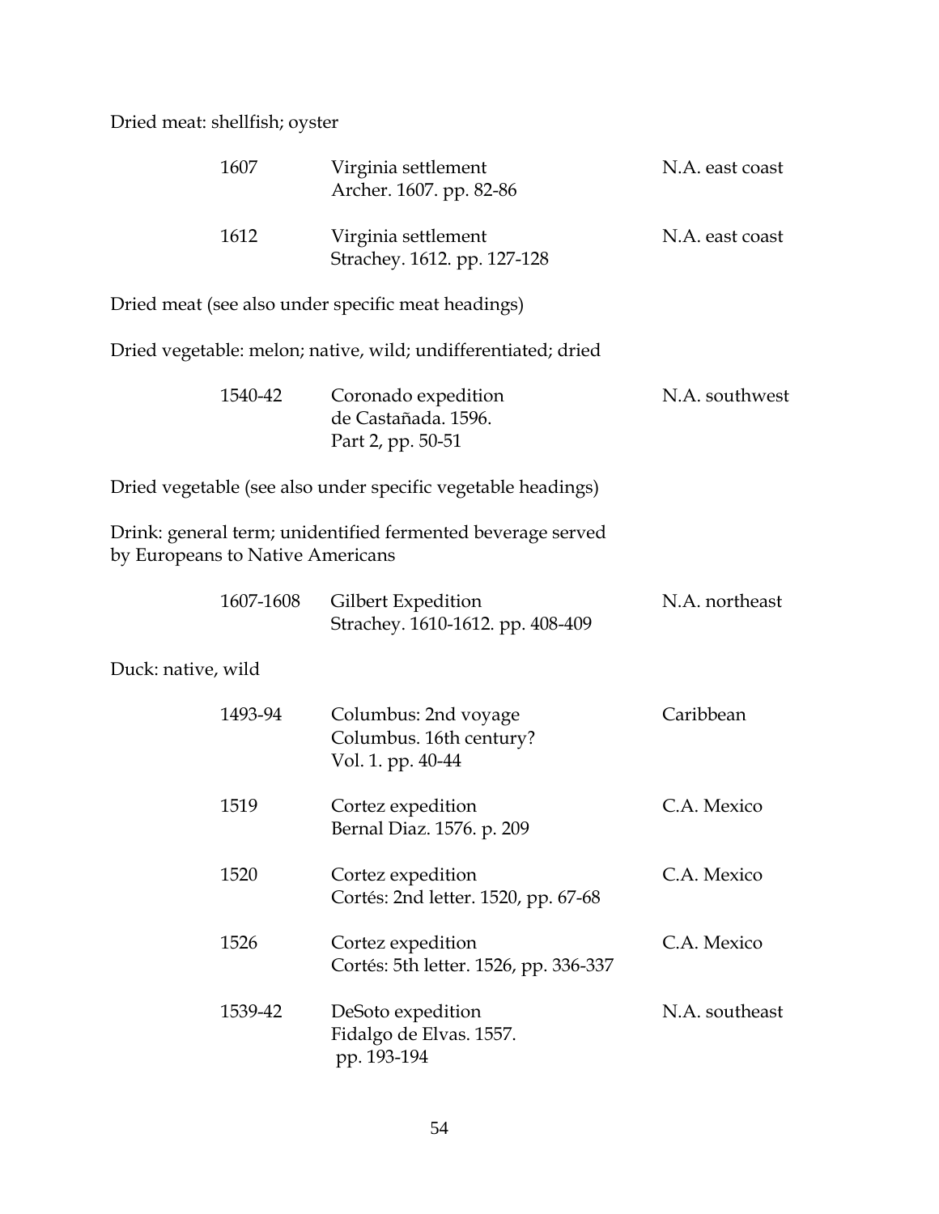Dried meat: shellfish; oyster

| | | |
|---|---|---|
| 1607 | Virginia settlement<br>Archer. 1607. pp. 82-86 | N.A. east coast |
| 1612 | Virginia settlement<br>Strachey. 1612. pp. 127-128 | N.A. east coast |

Dried meat (see also under specific meat headings)

Dried vegetable: melon; native, wild; undifferentiated; dried

| | | |
|---|---|---|
| 1540-42 | Coronado expedition<br>de Castañada. 1596.<br>Part 2, pp. 50-51 | N.A. southwest |

Dried vegetable (see also under specific vegetable headings)

Drink: general term; unidentified fermented beverage served by Europeans to Native Americans

| | | |
|---|---|---|
| 1607-1608 | Gilbert Expedition<br>Strachey. 1610-1612. pp. 408-409 | N.A. northeast |

Duck: native, wild

| | | |
|---|---|---|
| 1493-94 | Columbus: 2nd voyage<br>Columbus. 16th century?<br>Vol. 1. pp. 40-44 | Caribbean |
| 1519 | Cortez expedition<br>Bernal Diaz. 1576. p. 209 | C.A. Mexico |
| 1520 | Cortez expedition<br>Cortés: 2nd letter. 1520, pp. 67-68 | C.A. Mexico |
| 1526 | Cortez expedition<br>Cortés: 5th letter. 1526, pp. 336-337 | C.A. Mexico |
| 1539-42 | DeSoto expedition<br>Fidalgo de Elvas. 1557.<br>pp. 193-194 | N.A. southeast |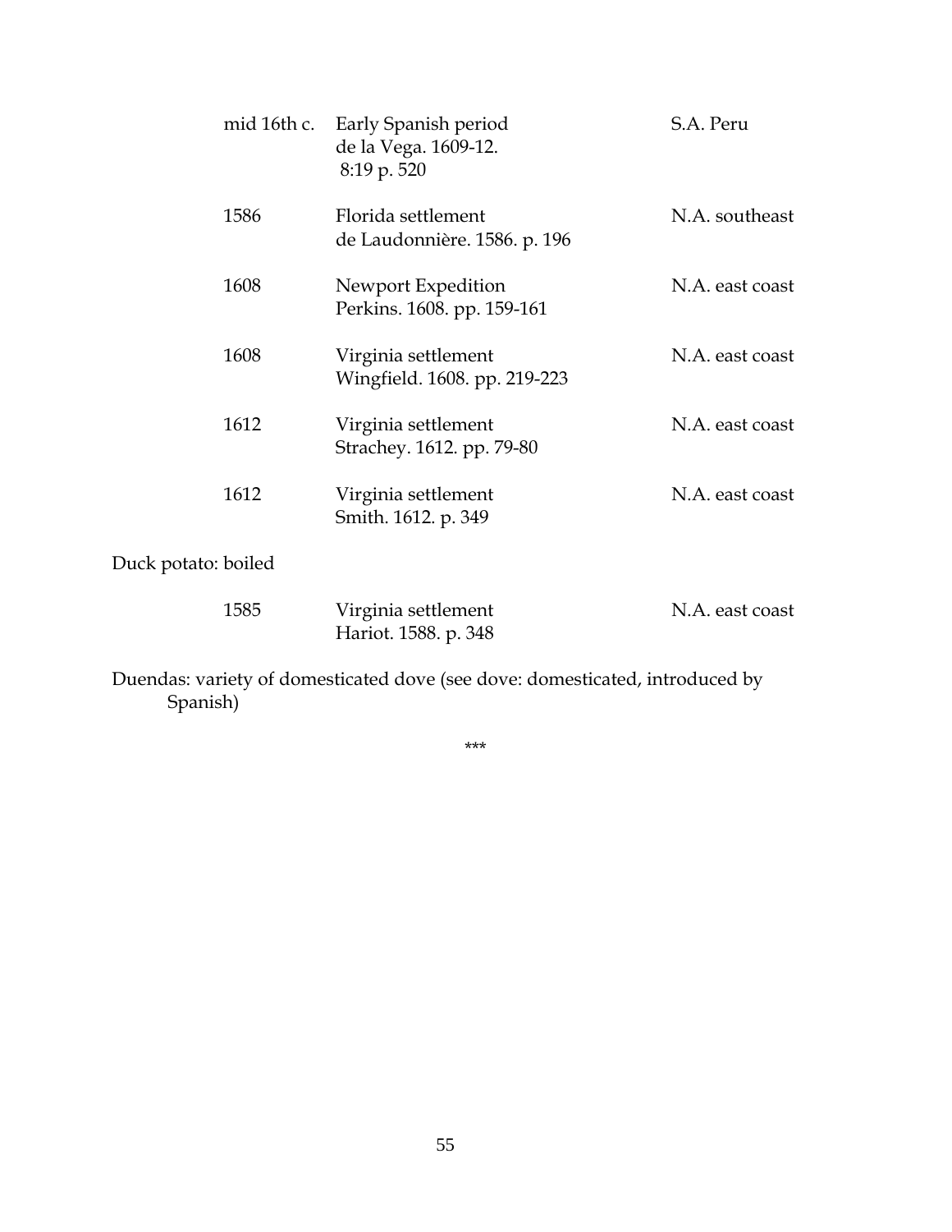| | | |
|---|---|---|
| mid 16th c. | Early Spanish period<br>de la Vega. 1609-12.<br>8:19 p. 520 | S.A. Peru |
| 1586 | Florida settlement<br>de Laudonnière. 1586. p. 196 | N.A. southeast |
| 1608 | Newport Expedition<br>Perkins. 1608. pp. 159-161 | N.A. east coast |
| 1608 | Virginia settlement<br>Wingfield. 1608. pp. 219-223 | N.A. east coast |
| 1612 | Virginia settlement<br>Strachey. 1612. pp. 79-80 | N.A. east coast |
| 1612 | Virginia settlement<br>Smith. 1612. p. 349 | N.A. east coast |

Duck potato: boiled

| | | |
|---|---|---|
| 1585 | Virginia settlement<br>Hariot. 1588. p. 348 | N.A. east coast |

Duendas: variety of domesticated dove (see dove: domesticated, introduced by Spanish)

\*\*\*